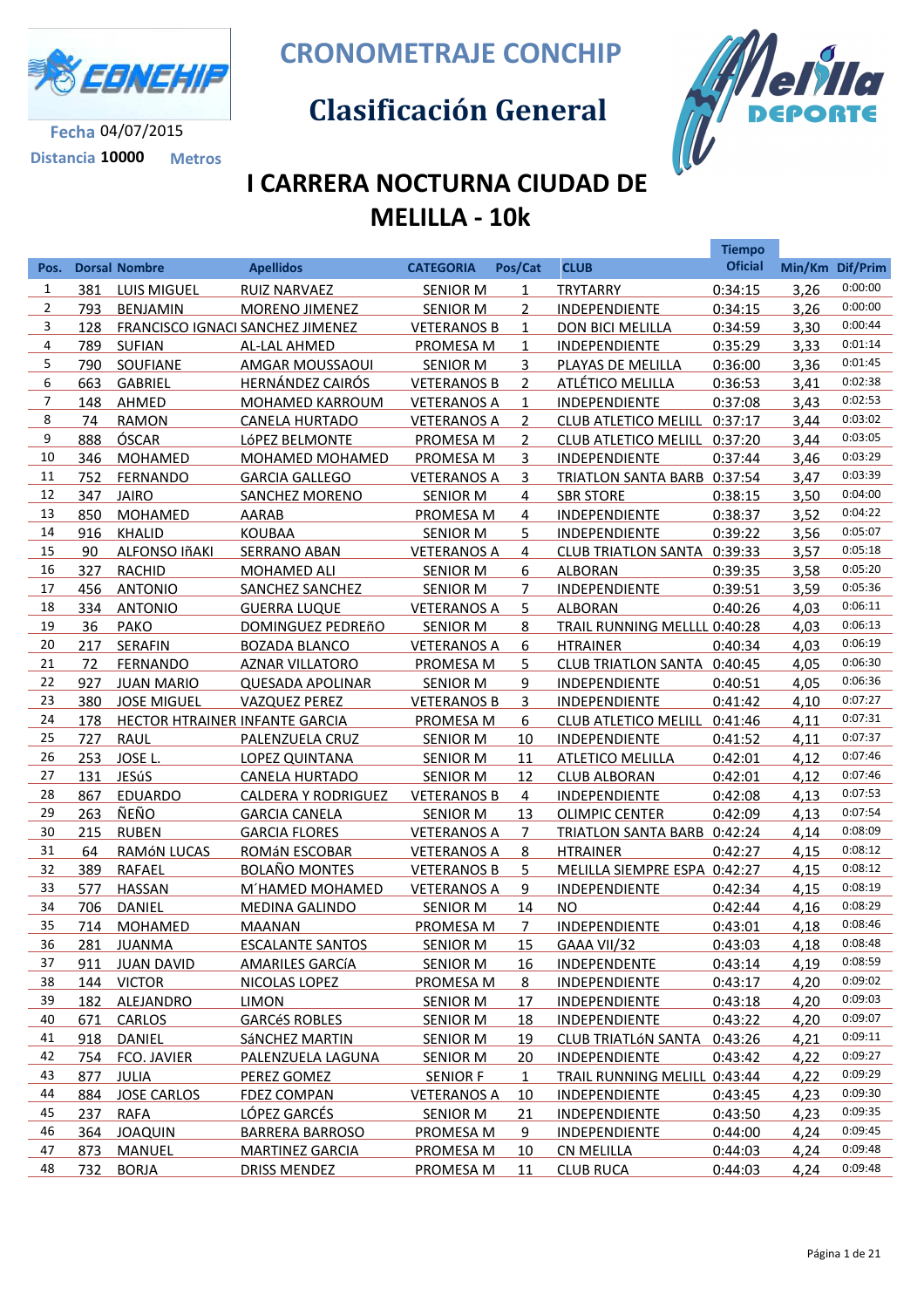# CRONOMETRAJE CONCHIP

## Clasificación General

Fecha 04/07/2015

Distancia 10000 Metros

## I CARRERA NOCTURNA CIUDAD DE MELILLA - 10k

| Pos. | Dorsal | Nombre | Apellidos | CATEGORIA | Pos/Cat | CLUB | Tiempo Oficial | Min/Km | Dif/Prim |
|---|---|---|---|---|---|---|---|---|---|
| 1 | 381 | LUIS MIGUEL | RUIZ NARVAEZ | SENIOR M | 1 | TRYTARRY | 0:34:15 | 3,26 | 0:00:00 |
| 2 | 793 | BENJAMIN | MORENO JIMENEZ | SENIOR M | 2 | INDEPENDIENTE | 0:34:15 | 3,26 | 0:00:00 |
| 3 | 128 | FRANCISCO IGNACI | SANCHEZ JIMENEZ | VETERANOS B | 1 | DON BICI MELILLA | 0:34:59 | 3,30 | 0:00:44 |
| 4 | 789 | SUFIAN | AL-LAL AHMED | PROMESA M | 1 | INDEPENDIENTE | 0:35:29 | 3,33 | 0:01:14 |
| 5 | 790 | SOUFIANE | AMGAR MOUSSAOUI | SENIOR M | 3 | PLAYAS DE MELILLA | 0:36:00 | 3,36 | 0:01:45 |
| 6 | 663 | GABRIEL | HERNÁNDEZ CAIRÓS | VETERANOS B | 2 | ATLÉTICO MELILLA | 0:36:53 | 3,41 | 0:02:38 |
| 7 | 148 | AHMED | MOHAMED KARROUM | VETERANOS A | 1 | INDEPENDIENTE | 0:37:08 | 3,43 | 0:02:53 |
| 8 | 74 | RAMON | CANELA HURTADO | VETERANOS A | 2 | CLUB ATLETICO MELILL | 0:37:17 | 3,44 | 0:03:02 |
| 9 | 888 | ÓSCAR | LóPEZ BELMONTE | PROMESA M | 2 | CLUB ATLETICO MELILL | 0:37:20 | 3,44 | 0:03:05 |
| 10 | 346 | MOHAMED | MOHAMED MOHAMED | PROMESA M | 3 | INDEPENDIENTE | 0:37:44 | 3,46 | 0:03:29 |
| 11 | 752 | FERNANDO | GARCIA GALLEGO | VETERANOS A | 3 | TRIATLON SANTA BARB | 0:37:54 | 3,47 | 0:03:39 |
| 12 | 347 | JAIRO | SANCHEZ MORENO | SENIOR M | 4 | SBR STORE | 0:38:15 | 3,50 | 0:04:00 |
| 13 | 850 | MOHAMED | AARAB | PROMESA M | 4 | INDEPENDIENTE | 0:38:37 | 3,52 | 0:04:22 |
| 14 | 916 | KHALID | KOUBAA | SENIOR M | 5 | INDEPENDIENTE | 0:39:22 | 3,56 | 0:05:07 |
| 15 | 90 | ALFONSO IñAKI | SERRANO ABAN | VETERANOS A | 4 | CLUB TRIATLON SANTA | 0:39:33 | 3,57 | 0:05:18 |
| 16 | 327 | RACHID | MOHAMED ALI | SENIOR M | 6 | ALBORAN | 0:39:35 | 3,58 | 0:05:20 |
| 17 | 456 | ANTONIO | SANCHEZ SANCHEZ | SENIOR M | 7 | INDEPENDIENTE | 0:39:51 | 3,59 | 0:05:36 |
| 18 | 334 | ANTONIO | GUERRA LUQUE | VETERANOS A | 5 | ALBORAN | 0:40:26 | 4,03 | 0:06:11 |
| 19 | 36 | PAKO | DOMINGUEZ PEDREñO | SENIOR M | 8 | TRAIL RUNNING MELLLL | 0:40:28 | 4,03 | 0:06:13 |
| 20 | 217 | SERAFIN | BOZADA BLANCO | VETERANOS A | 6 | HTRAINER | 0:40:34 | 4,03 | 0:06:19 |
| 21 | 72 | FERNANDO | AZNAR VILLATORO | PROMESA M | 5 | CLUB TRIATLON SANTA | 0:40:45 | 4,05 | 0:06:30 |
| 22 | 927 | JUAN MARIO | QUESADA APOLINAR | SENIOR M | 9 | INDEPENDIENTE | 0:40:51 | 4,05 | 0:06:36 |
| 23 | 380 | JOSE MIGUEL | VAZQUEZ PEREZ | VETERANOS B | 3 | INDEPENDIENTE | 0:41:42 | 4,10 | 0:07:27 |
| 24 | 178 | HECTOR HTRAINER | INFANTE GARCIA | PROMESA M | 6 | CLUB ATLETICO MELILL | 0:41:46 | 4,11 | 0:07:31 |
| 25 | 727 | RAUL | PALENZUELA CRUZ | SENIOR M | 10 | INDEPENDIENTE | 0:41:52 | 4,11 | 0:07:37 |
| 26 | 253 | JOSE L. | LOPEZ QUINTANA | SENIOR M | 11 | ATLETICO MELILLA | 0:42:01 | 4,12 | 0:07:46 |
| 27 | 131 | JESúS | CANELA HURTADO | SENIOR M | 12 | CLUB ALBORAN | 0:42:01 | 4,12 | 0:07:46 |
| 28 | 867 | EDUARDO | CALDERA Y RODRIGUEZ | VETERANOS B | 4 | INDEPENDIENTE | 0:42:08 | 4,13 | 0:07:53 |
| 29 | 263 | ÑEÑO | GARCIA CANELA | SENIOR M | 13 | OLIMPIC CENTER | 0:42:09 | 4,13 | 0:07:54 |
| 30 | 215 | RUBEN | GARCIA FLORES | VETERANOS A | 7 | TRIATLON SANTA BARB | 0:42:24 | 4,14 | 0:08:09 |
| 31 | 64 | RAMóN LUCAS | ROMáN ESCOBAR | VETERANOS A | 8 | HTRAINER | 0:42:27 | 4,15 | 0:08:12 |
| 32 | 389 | RAFAEL | BOLAÑO MONTES | VETERANOS B | 5 | MELILLA SIEMPRE ESPA | 0:42:27 | 4,15 | 0:08:12 |
| 33 | 577 | HASSAN | M´HAMED MOHAMED | VETERANOS A | 9 | INDEPENDIENTE | 0:42:34 | 4,15 | 0:08:19 |
| 34 | 706 | DANIEL | MEDINA GALINDO | SENIOR M | 14 | NO | 0:42:44 | 4,16 | 0:08:29 |
| 35 | 714 | MOHAMED | MAANAN | PROMESA M | 7 | INDEPENDIENTE | 0:43:01 | 4,18 | 0:08:46 |
| 36 | 281 | JUANMA | ESCALANTE SANTOS | SENIOR M | 15 | GAAA VII/32 | 0:43:03 | 4,18 | 0:08:48 |
| 37 | 911 | JUAN DAVID | AMARILES GARCíA | SENIOR M | 16 | INDEPENDENTE | 0:43:14 | 4,19 | 0:08:59 |
| 38 | 144 | VICTOR | NICOLAS LOPEZ | PROMESA M | 8 | INDEPENDIENTE | 0:43:17 | 4,20 | 0:09:02 |
| 39 | 182 | ALEJANDRO | LIMON | SENIOR M | 17 | INDEPENDIENTE | 0:43:18 | 4,20 | 0:09:03 |
| 40 | 671 | CARLOS | GARCéS ROBLES | SENIOR M | 18 | INDEPENDIENTE | 0:43:22 | 4,20 | 0:09:07 |
| 41 | 918 | DANIEL | SáNCHEZ MARTIN | SENIOR M | 19 | CLUB TRIATLóN SANTA | 0:43:26 | 4,21 | 0:09:11 |
| 42 | 754 | FCO. JAVIER | PALENZUELA LAGUNA | SENIOR M | 20 | INDEPENDIENTE | 0:43:42 | 4,22 | 0:09:27 |
| 43 | 877 | JULIA | PEREZ GOMEZ | SENIOR F | 1 | TRAIL RUNNING MELILL | 0:43:44 | 4,22 | 0:09:29 |
| 44 | 884 | JOSE CARLOS | FDEZ COMPAN | VETERANOS A | 10 | INDEPENDIENTE | 0:43:45 | 4,23 | 0:09:30 |
| 45 | 237 | RAFA | LÓPEZ GARCÉS | SENIOR M | 21 | INDEPENDIENTE | 0:43:50 | 4,23 | 0:09:35 |
| 46 | 364 | JOAQUIN | BARRERA BARROSO | PROMESA M | 9 | INDEPENDIENTE | 0:44:00 | 4,24 | 0:09:45 |
| 47 | 873 | MANUEL | MARTINEZ GARCIA | PROMESA M | 10 | CN MELILLA | 0:44:03 | 4,24 | 0:09:48 |
| 48 | 732 | BORJA | DRISS MENDEZ | PROMESA M | 11 | CLUB RUCA | 0:44:03 | 4,24 | 0:09:48 |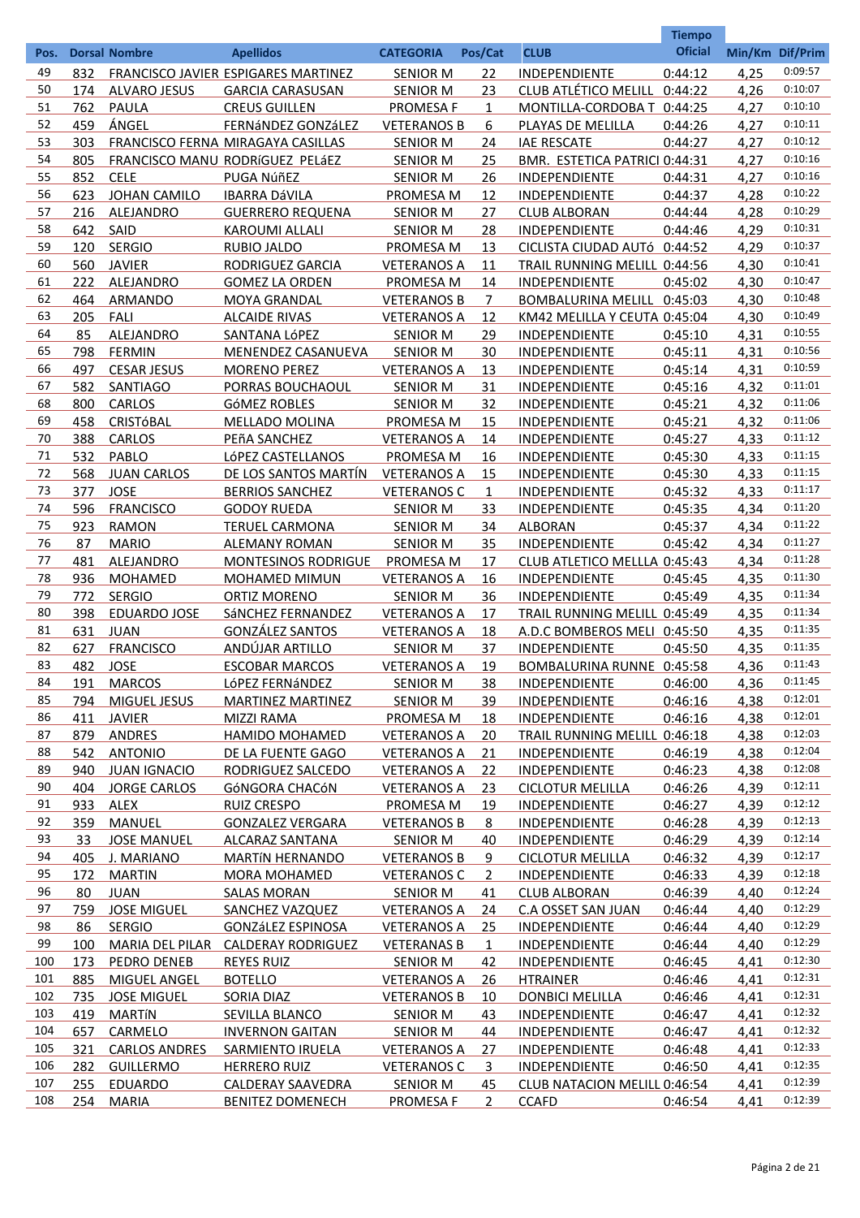| Pos. | Dorsal | Nombre | Apellidos | CATEGORIA | Pos/Cat | CLUB | Tiempo Oficial | Min/Km | Dif/Prim |
|---|---|---|---|---|---|---|---|---|---|
| 49 | 832 | FRANCISCO JAVIER | ESPIGARES MARTINEZ | SENIOR M | 22 | INDEPENDIENTE | 0:44:12 | 4,25 | 0:09:57 |
| 50 | 174 | ALVARO JESUS | GARCIA CARASUSAN | SENIOR M | 23 | CLUB ATLÉTICO MELILL | 0:44:22 | 4,26 | 0:10:07 |
| 51 | 762 | PAULA | CREUS GUILLEN | PROMESA F | 1 | MONTILLA-CORDOBA T | 0:44:25 | 4,27 | 0:10:10 |
| 52 | 459 | ÁNGEL | FERNáNDEZ GONZáLEZ | VETERANOS B | 6 | PLAYAS DE MELILLA | 0:44:26 | 4,27 | 0:10:11 |
| 53 | 303 | FRANCISCO FERNA | MIRAGAYA CASILLAS | SENIOR M | 24 | IAE RESCATE | 0:44:27 | 4,27 | 0:10:12 |
| 54 | 805 | FRANCISCO MANU | RODRíGUEZ PELáEZ | SENIOR M | 25 | BMR. ESTETICA PATRICI | 0:44:31 | 4,27 | 0:10:16 |
| 55 | 852 | CELE | PUGA NúñEZ | SENIOR M | 26 | INDEPENDIENTE | 0:44:31 | 4,27 | 0:10:16 |
| 56 | 623 | JOHAN CAMILO | IBARRA DáVILA | PROMESA M | 12 | INDEPENDIENTE | 0:44:37 | 4,28 | 0:10:22 |
| 57 | 216 | ALEJANDRO | GUERRERO REQUENA | SENIOR M | 27 | CLUB ALBORAN | 0:44:44 | 4,28 | 0:10:29 |
| 58 | 642 | SAID | KAROUMI ALLALI | SENIOR M | 28 | INDEPENDIENTE | 0:44:46 | 4,29 | 0:10:31 |
| 59 | 120 | SERGIO | RUBIO JALDO | PROMESA M | 13 | CICLISTA CIUDAD AUTó | 0:44:52 | 4,29 | 0:10:37 |
| 60 | 560 | JAVIER | RODRIGUEZ GARCIA | VETERANOS A | 11 | TRAIL RUNNING MELILL | 0:44:56 | 4,30 | 0:10:41 |
| 61 | 222 | ALEJANDRO | GOMEZ LA ORDEN | PROMESA M | 14 | INDEPENDIENTE | 0:45:02 | 4,30 | 0:10:47 |
| 62 | 464 | ARMANDO | MOYA GRANDAL | VETERANOS B | 7 | BOMBALURINA MELILL | 0:45:03 | 4,30 | 0:10:48 |
| 63 | 205 | FALI | ALCAIDE RIVAS | VETERANOS A | 12 | KM42 MELILLA Y CEUTA | 0:45:04 | 4,30 | 0:10:49 |
| 64 | 85 | ALEJANDRO | SANTANA LóPEZ | SENIOR M | 29 | INDEPENDIENTE | 0:45:10 | 4,31 | 0:10:55 |
| 65 | 798 | FERMIN | MENENDEZ CASANUEVA | SENIOR M | 30 | INDEPENDIENTE | 0:45:11 | 4,31 | 0:10:56 |
| 66 | 497 | CESAR JESUS | MORENO PEREZ | VETERANOS A | 13 | INDEPENDIENTE | 0:45:14 | 4,31 | 0:10:59 |
| 67 | 582 | SANTIAGO | PORRAS BOUCHAOUL | SENIOR M | 31 | INDEPENDIENTE | 0:45:16 | 4,32 | 0:11:01 |
| 68 | 800 | CARLOS | GóMEZ ROBLES | SENIOR M | 32 | INDEPENDIENTE | 0:45:21 | 4,32 | 0:11:06 |
| 69 | 458 | CRISTóBAL | MELLADO MOLINA | PROMESA M | 15 | INDEPENDIENTE | 0:45:21 | 4,32 | 0:11:06 |
| 70 | 388 | CARLOS | PEñA SANCHEZ | VETERANOS A | 14 | INDEPENDIENTE | 0:45:27 | 4,33 | 0:11:12 |
| 71 | 532 | PABLO | LóPEZ CASTELLANOS | PROMESA M | 16 | INDEPENDIENTE | 0:45:30 | 4,33 | 0:11:15 |
| 72 | 568 | JUAN CARLOS | DE LOS SANTOS MARTÍN | VETERANOS A | 15 | INDEPENDIENTE | 0:45:30 | 4,33 | 0:11:15 |
| 73 | 377 | JOSE | BERRIOS SANCHEZ | VETERANOS C | 1 | INDEPENDIENTE | 0:45:32 | 4,33 | 0:11:17 |
| 74 | 596 | FRANCISCO | GODOY RUEDA | SENIOR M | 33 | INDEPENDIENTE | 0:45:35 | 4,34 | 0:11:20 |
| 75 | 923 | RAMON | TERUEL CARMONA | SENIOR M | 34 | ALBORAN | 0:45:37 | 4,34 | 0:11:22 |
| 76 | 87 | MARIO | ALEMANY ROMAN | SENIOR M | 35 | INDEPENDIENTE | 0:45:42 | 4,34 | 0:11:27 |
| 77 | 481 | ALEJANDRO | MONTESINOS RODRIGUE | PROMESA M | 17 | CLUB ATLETICO MELLA | 0:45:43 | 4,34 | 0:11:28 |
| 78 | 936 | MOHAMED | MOHAMED MIMUN | VETERANOS A | 16 | INDEPENDIENTE | 0:45:45 | 4,35 | 0:11:30 |
| 79 | 772 | SERGIO | ORTIZ MORENO | SENIOR M | 36 | INDEPENDIENTE | 0:45:49 | 4,35 | 0:11:34 |
| 80 | 398 | EDUARDO JOSE | SáNCHEZ FERNANDEZ | VETERANOS A | 17 | TRAIL RUNNING MELILL | 0:45:49 | 4,35 | 0:11:34 |
| 81 | 631 | JUAN | GONZÁLEZ SANTOS | VETERANOS A | 18 | A.D.C BOMBEROS MELI | 0:45:50 | 4,35 | 0:11:35 |
| 82 | 627 | FRANCISCO | ANDÚJAR ARTILLO | SENIOR M | 37 | INDEPENDIENTE | 0:45:50 | 4,35 | 0:11:35 |
| 83 | 482 | JOSE | ESCOBAR MARCOS | VETERANOS A | 19 | BOMBALURINA RUNNE | 0:45:58 | 4,36 | 0:11:43 |
| 84 | 191 | MARCOS | LóPEZ FERNáNDEZ | SENIOR M | 38 | INDEPENDIENTE | 0:46:00 | 4,36 | 0:11:45 |
| 85 | 794 | MIGUEL JESUS | MARTINEZ MARTINEZ | SENIOR M | 39 | INDEPENDIENTE | 0:46:16 | 4,38 | 0:12:01 |
| 86 | 411 | JAVIER | MIZZI RAMA | PROMESA M | 18 | INDEPENDIENTE | 0:46:16 | 4,38 | 0:12:01 |
| 87 | 879 | ANDRES | HAMIDO MOHAMED | VETERANOS A | 20 | TRAIL RUNNING MELILL | 0:46:18 | 4,38 | 0:12:03 |
| 88 | 542 | ANTONIO | DE LA FUENTE GAGO | VETERANOS A | 21 | INDEPENDIENTE | 0:46:19 | 4,38 | 0:12:04 |
| 89 | 940 | JUAN IGNACIO | RODRIGUEZ SALCEDO | VETERANOS A | 22 | INDEPENDIENTE | 0:46:23 | 4,38 | 0:12:08 |
| 90 | 404 | JORGE CARLOS | GóNGORA CHACóN | VETERANOS A | 23 | CICLOTUR MELILLA | 0:46:26 | 4,39 | 0:12:11 |
| 91 | 933 | ALEX | RUIZ CRESPO | PROMESA M | 19 | INDEPENDIENTE | 0:46:27 | 4,39 | 0:12:12 |
| 92 | 359 | MANUEL | GONZALEZ VERGARA | VETERANOS B | 8 | INDEPENDIENTE | 0:46:28 | 4,39 | 0:12:13 |
| 93 | 33 | JOSE MANUEL | ALCARAZ SANTANA | SENIOR M | 40 | INDEPENDIENTE | 0:46:29 | 4,39 | 0:12:14 |
| 94 | 405 | J. MARIANO | MARTÍN HERNANDO | VETERANOS B | 9 | CICLOTUR MELILLA | 0:46:32 | 4,39 | 0:12:17 |
| 95 | 172 | MARTIN | MORA MOHAMED | VETERANOS C | 2 | INDEPENDIENTE | 0:46:33 | 4,39 | 0:12:18 |
| 96 | 80 | JUAN | SALAS MORAN | SENIOR M | 41 | CLUB ALBORAN | 0:46:39 | 4,40 | 0:12:24 |
| 97 | 759 | JOSE MIGUEL | SANCHEZ VAZQUEZ | VETERANOS A | 24 | C.A OSSET SAN JUAN | 0:46:44 | 4,40 | 0:12:29 |
| 98 | 86 | SERGIO | GONZáLEZ ESPINOSA | VETERANOS A | 25 | INDEPENDIENTE | 0:46:44 | 4,40 | 0:12:29 |
| 99 | 100 | MARIA DEL PILAR | CALDERAY RODRIGUEZ | VETERANAS B | 1 | INDEPENDIENTE | 0:46:44 | 4,40 | 0:12:29 |
| 100 | 173 | PEDRO DENEB | REYES RUIZ | SENIOR M | 42 | INDEPENDIENTE | 0:46:45 | 4,41 | 0:12:30 |
| 101 | 885 | MIGUEL ANGEL | BOTELLO | VETERANOS A | 26 | HTRAINER | 0:46:46 | 4,41 | 0:12:31 |
| 102 | 735 | JOSE MIGUEL | SORIA DIAZ | VETERANOS B | 10 | DONBICI MELILLA | 0:46:46 | 4,41 | 0:12:31 |
| 103 | 419 | MARTÍN | SEVILLA BLANCO | SENIOR M | 43 | INDEPENDIENTE | 0:46:47 | 4,41 | 0:12:32 |
| 104 | 657 | CARMELO | INVERNON GAITAN | SENIOR M | 44 | INDEPENDIENTE | 0:46:47 | 4,41 | 0:12:32 |
| 105 | 321 | CARLOS ANDRES | SARMIENTO IRUELA | VETERANOS A | 27 | INDEPENDIENTE | 0:46:48 | 4,41 | 0:12:33 |
| 106 | 282 | GUILLERMO | HERRERO RUIZ | VETERANOS C | 3 | INDEPENDIENTE | 0:46:50 | 4,41 | 0:12:35 |
| 107 | 255 | EDUARDO | CALDERAY SAAVEDRA | SENIOR M | 45 | CLUB NATACION MELILL | 0:46:54 | 4,41 | 0:12:39 |
| 108 | 254 | MARIA | BENITEZ DOMENECH | PROMESA F | 2 | CCAFD | 0:46:54 | 4,41 | 0:12:39 |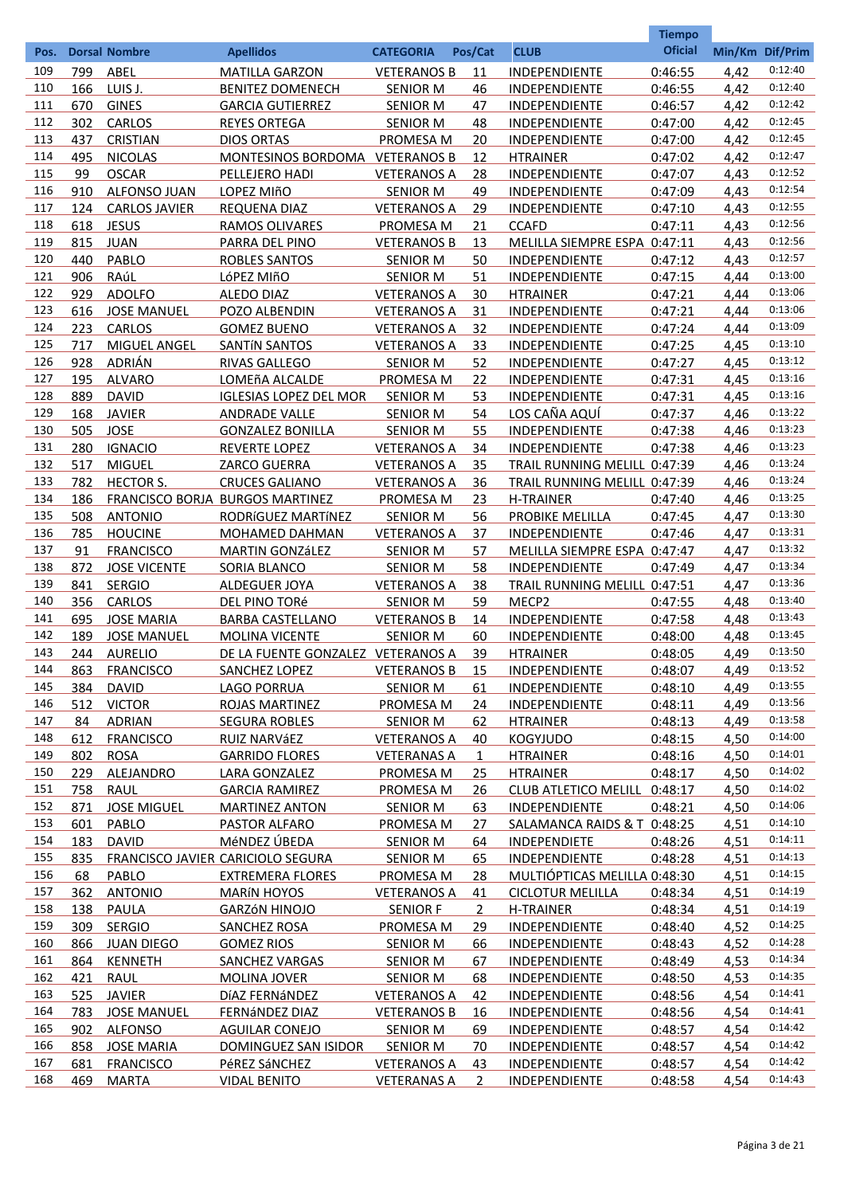| Pos. | Dorsal | Nombre | Apellidos | CATEGORIA | Pos/Cat | CLUB | Tiempo Oficial | Min/Km | Dif/Prim |
|---|---|---|---|---|---|---|---|---|---|
| 109 | 799 | ABEL | MATILLA GARZON | VETERANOS B | 11 | INDEPENDIENTE | 0:46:55 | 4,42 | 0:12:40 |
| 110 | 166 | LUIS J. | BENITEZ DOMENECH | SENIOR M | 46 | INDEPENDIENTE | 0:46:55 | 4,42 | 0:12:40 |
| 111 | 670 | GINES | GARCIA GUTIERREZ | SENIOR M | 47 | INDEPENDIENTE | 0:46:57 | 4,42 | 0:12:42 |
| 112 | 302 | CARLOS | REYES ORTEGA | SENIOR M | 48 | INDEPENDIENTE | 0:47:00 | 4,42 | 0:12:45 |
| 113 | 437 | CRISTIAN | DIOS ORTAS | PROMESA M | 20 | INDEPENDIENTE | 0:47:00 | 4,42 | 0:12:45 |
| 114 | 495 | NICOLAS | MONTESINOS BORDOMA | VETERANOS B | 12 | HTRAINER | 0:47:02 | 4,42 | 0:12:47 |
| 115 | 99 | OSCAR | PELLEJERO HADI | VETERANOS A | 28 | INDEPENDIENTE | 0:47:07 | 4,43 | 0:12:52 |
| 116 | 910 | ALFONSO JUAN | LOPEZ MIñO | SENIOR M | 49 | INDEPENDIENTE | 0:47:09 | 4,43 | 0:12:54 |
| 117 | 124 | CARLOS JAVIER | REQUENA DIAZ | VETERANOS A | 29 | INDEPENDIENTE | 0:47:10 | 4,43 | 0:12:55 |
| 118 | 618 | JESUS | RAMOS OLIVARES | PROMESA M | 21 | CCAFD | 0:47:11 | 4,43 | 0:12:56 |
| 119 | 815 | JUAN | PARRA DEL PINO | VETERANOS B | 13 | MELILLA SIEMPRE ESPA | 0:47:11 | 4,43 | 0:12:56 |
| 120 | 440 | PABLO | ROBLES SANTOS | SENIOR M | 50 | INDEPENDIENTE | 0:47:12 | 4,43 | 0:12:57 |
| 121 | 906 | RAúL | LóPEZ MIñO | SENIOR M | 51 | INDEPENDIENTE | 0:47:15 | 4,44 | 0:13:00 |
| 122 | 929 | ADOLFO | ALEDO DIAZ | VETERANOS A | 30 | HTRAINER | 0:47:21 | 4,44 | 0:13:06 |
| 123 | 616 | JOSE MANUEL | POZO ALBENDIN | VETERANOS A | 31 | INDEPENDIENTE | 0:47:21 | 4,44 | 0:13:06 |
| 124 | 223 | CARLOS | GOMEZ BUENO | VETERANOS A | 32 | INDEPENDIENTE | 0:47:24 | 4,44 | 0:13:09 |
| 125 | 717 | MIGUEL ANGEL | SANTíN SANTOS | VETERANOS A | 33 | INDEPENDIENTE | 0:47:25 | 4,45 | 0:13:10 |
| 126 | 928 | ADRIÁN | RIVAS GALLEGO | SENIOR M | 52 | INDEPENDIENTE | 0:47:27 | 4,45 | 0:13:12 |
| 127 | 195 | ALVARO | LOMEñA ALCALDE | PROMESA M | 22 | INDEPENDIENTE | 0:47:31 | 4,45 | 0:13:16 |
| 128 | 889 | DAVID | IGLESIAS LOPEZ DEL MOR | SENIOR M | 53 | INDEPENDIENTE | 0:47:31 | 4,45 | 0:13:16 |
| 129 | 168 | JAVIER | ANDRADE VALLE | SENIOR M | 54 | LOS CAÑA AQUÍ | 0:47:37 | 4,46 | 0:13:22 |
| 130 | 505 | JOSE | GONZALEZ BONILLA | SENIOR M | 55 | INDEPENDIENTE | 0:47:38 | 4,46 | 0:13:23 |
| 131 | 280 | IGNACIO | REVERTE LOPEZ | VETERANOS A | 34 | INDEPENDIENTE | 0:47:38 | 4,46 | 0:13:23 |
| 132 | 517 | MIGUEL | ZARCO GUERRA | VETERANOS A | 35 | TRAIL RUNNING MELILL | 0:47:39 | 4,46 | 0:13:24 |
| 133 | 782 | HECTOR S. | CRUCES GALIANO | VETERANOS A | 36 | TRAIL RUNNING MELILL | 0:47:39 | 4,46 | 0:13:24 |
| 134 | 186 | FRANCISCO BORJA | BURGOS MARTINEZ | PROMESA M | 23 | H-TRAINER | 0:47:40 | 4,46 | 0:13:25 |
| 135 | 508 | ANTONIO | RODRíGUEZ MARTíNEZ | SENIOR M | 56 | PROBIKE MELILLA | 0:47:45 | 4,47 | 0:13:30 |
| 136 | 785 | HOUCINE | MOHAMED DAHMAN | VETERANOS A | 37 | INDEPENDIENTE | 0:47:46 | 4,47 | 0:13:31 |
| 137 | 91 | FRANCISCO | MARTIN GONZáLEZ | SENIOR M | 57 | MELILLA SIEMPRE ESPA | 0:47:47 | 4,47 | 0:13:32 |
| 138 | 872 | JOSE VICENTE | SORIA BLANCO | SENIOR M | 58 | INDEPENDIENTE | 0:47:49 | 4,47 | 0:13:34 |
| 139 | 841 | SERGIO | ALDEGUER JOYA | VETERANOS A | 38 | TRAIL RUNNING MELILL | 0:47:51 | 4,47 | 0:13:36 |
| 140 | 356 | CARLOS | DEL PINO TORé | SENIOR M | 59 | MECP2 | 0:47:55 | 4,48 | 0:13:40 |
| 141 | 695 | JOSE MARIA | BARBA CASTELLANO | VETERANOS B | 14 | INDEPENDIENTE | 0:47:58 | 4,48 | 0:13:43 |
| 142 | 189 | JOSE MANUEL | MOLINA VICENTE | SENIOR M | 60 | INDEPENDIENTE | 0:48:00 | 4,48 | 0:13:45 |
| 143 | 244 | AURELIO | DE LA FUENTE GONZALEZ | VETERANOS A | 39 | HTRAINER | 0:48:05 | 4,49 | 0:13:50 |
| 144 | 863 | FRANCISCO | SANCHEZ LOPEZ | VETERANOS B | 15 | INDEPENDIENTE | 0:48:07 | 4,49 | 0:13:52 |
| 145 | 384 | DAVID | LAGO PORRUA | SENIOR M | 61 | INDEPENDIENTE | 0:48:10 | 4,49 | 0:13:55 |
| 146 | 512 | VICTOR | ROJAS MARTINEZ | PROMESA M | 24 | INDEPENDIENTE | 0:48:11 | 4,49 | 0:13:56 |
| 147 | 84 | ADRIAN | SEGURA ROBLES | SENIOR M | 62 | HTRAINER | 0:48:13 | 4,49 | 0:13:58 |
| 148 | 612 | FRANCISCO | RUIZ NARVáEZ | VETERANOS A | 40 | KOGYJUDO | 0:48:15 | 4,50 | 0:14:00 |
| 149 | 802 | ROSA | GARRIDO FLORES | VETERANAS A | 1 | HTRAINER | 0:48:16 | 4,50 | 0:14:01 |
| 150 | 229 | ALEJANDRO | LARA GONZALEZ | PROMESA M | 25 | HTRAINER | 0:48:17 | 4,50 | 0:14:02 |
| 151 | 758 | RAUL | GARCIA RAMIREZ | PROMESA M | 26 | CLUB ATLETICO MELILL | 0:48:17 | 4,50 | 0:14:02 |
| 152 | 871 | JOSE MIGUEL | MARTINEZ ANTON | SENIOR M | 63 | INDEPENDIENTE | 0:48:21 | 4,50 | 0:14:06 |
| 153 | 601 | PABLO | PASTOR ALFARO | PROMESA M | 27 | SALAMANCA RAIDS & T | 0:48:25 | 4,51 | 0:14:10 |
| 154 | 183 | DAVID | MéNDEZ ÚBEDA | SENIOR M | 64 | INDEPENDIETE | 0:48:26 | 4,51 | 0:14:11 |
| 155 | 835 | FRANCISCO JAVIER | CARICIOLO SEGURA | SENIOR M | 65 | INDEPENDIENTE | 0:48:28 | 4,51 | 0:14:13 |
| 156 | 68 | PABLO | EXTREMERA FLORES | PROMESA M | 28 | MULTIÓPTICAS MELILLA | 0:48:30 | 4,51 | 0:14:15 |
| 157 | 362 | ANTONIO | MARíN HOYOS | VETERANOS A | 41 | CICLOTUR MELILLA | 0:48:34 | 4,51 | 0:14:19 |
| 158 | 138 | PAULA | GARZóN HINOJO | SENIOR F | 2 | H-TRAINER | 0:48:34 | 4,51 | 0:14:19 |
| 159 | 309 | SERGIO | SANCHEZ ROSA | PROMESA M | 29 | INDEPENDIENTE | 0:48:40 | 4,52 | 0:14:25 |
| 160 | 866 | JUAN DIEGO | GOMEZ RIOS | SENIOR M | 66 | INDEPENDIENTE | 0:48:43 | 4,52 | 0:14:28 |
| 161 | 864 | KENNETH | SANCHEZ VARGAS | SENIOR M | 67 | INDEPENDIENTE | 0:48:49 | 4,53 | 0:14:34 |
| 162 | 421 | RAUL | MOLINA JOVER | SENIOR M | 68 | INDEPENDIENTE | 0:48:50 | 4,53 | 0:14:35 |
| 163 | 525 | JAVIER | DíAZ FERNáNDEZ | VETERANOS A | 42 | INDEPENDIENTE | 0:48:56 | 4,54 | 0:14:41 |
| 164 | 783 | JOSE MANUEL | FERNáNDEZ DIAZ | VETERANOS B | 16 | INDEPENDIENTE | 0:48:56 | 4,54 | 0:14:41 |
| 165 | 902 | ALFONSO | AGUILAR CONEJO | SENIOR M | 69 | INDEPENDIENTE | 0:48:57 | 4,54 | 0:14:42 |
| 166 | 858 | JOSE MARIA | DOMINGUEZ SAN ISIDOR | SENIOR M | 70 | INDEPENDIENTE | 0:48:57 | 4,54 | 0:14:42 |
| 167 | 681 | FRANCISCO | PéREZ SáNCHEZ | VETERANOS A | 43 | INDEPENDIENTE | 0:48:57 | 4,54 | 0:14:42 |
| 168 | 469 | MARTA | VIDAL BENITO | VETERANAS A | 2 | INDEPENDIENTE | 0:48:58 | 4,54 | 0:14:43 |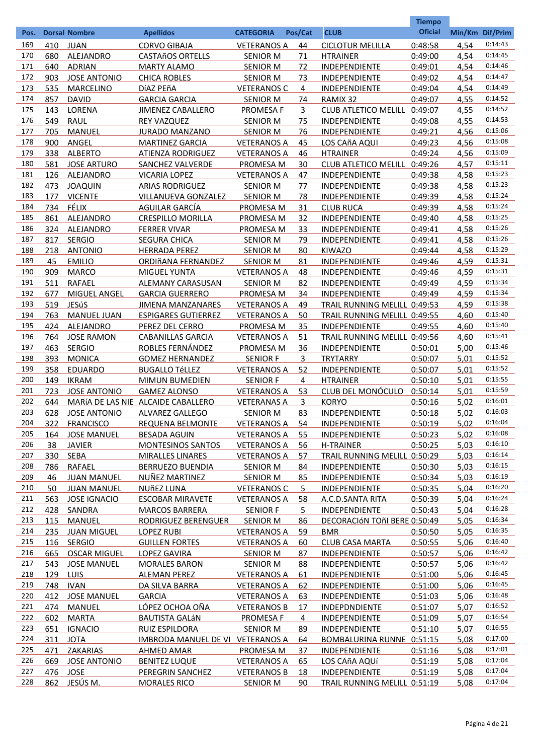| Pos. | Dorsal | Nombre | Apellidos | CATEGORIA | Pos/Cat | CLUB | Tiempo Oficial | Min/Km | Dif/Prim |
|---|---|---|---|---|---|---|---|---|---|
| 169 | 410 | JUAN | CORVO GIBAJA | VETERANOS A | 44 | CICLOTUR MELILLA | 0:48:58 | 4,54 | 0:14:43 |
| 170 | 680 | ALEJANDRO | CASTAñOS ORTELLS | SENIOR M | 71 | HTRAINER | 0:49:00 | 4,54 | 0:14:45 |
| 171 | 640 | ADRIAN | MARTY ALAMO | SENIOR M | 72 | INDEPENDIENTE | 0:49:01 | 4,54 | 0:14:46 |
| 172 | 903 | JOSE ANTONIO | CHICA ROBLES | SENIOR M | 73 | INDEPENDIENTE | 0:49:02 | 4,54 | 0:14:47 |
| 173 | 535 | MARCELINO | DíAZ PEñA | VETERANOS C | 4 | INDEPENDIENTE | 0:49:04 | 4,54 | 0:14:49 |
| 174 | 857 | DAVID | GARCIA GARCIA | SENIOR M | 74 | RAMIX 32 | 0:49:07 | 4,55 | 0:14:52 |
| 175 | 143 | LORENA | JIMENEZ CABALLERO | PROMESA F | 3 | CLUB ATLETICO MELILL | 0:49:07 | 4,55 | 0:14:52 |
| 176 | 549 | RAUL | REY VAZQUEZ | SENIOR M | 75 | INDEPENDIENTE | 0:49:08 | 4,55 | 0:14:53 |
| 177 | 705 | MANUEL | JURADO MANZANO | SENIOR M | 76 | INDEPENDIENTE | 0:49:21 | 4,56 | 0:15:06 |
| 178 | 900 | ANGEL | MARTINEZ GARCIA | VETERANOS A | 45 | LOS CAñA AQUI | 0:49:23 | 4,56 | 0:15:08 |
| 179 | 338 | ALBERTO | ATIENZA RODRIGUEZ | VETERANOS A | 46 | HTRAINER | 0:49:24 | 4,56 | 0:15:09 |
| 180 | 581 | JOSE ARTURO | SANCHEZ VALVERDE | PROMESA M | 30 | CLUB ATLETICO MELILL | 0:49:26 | 4,57 | 0:15:11 |
| 181 | 126 | ALEJANDRO | VICARIA LOPEZ | VETERANOS A | 47 | INDEPENDIENTE | 0:49:38 | 4,58 | 0:15:23 |
| 182 | 473 | JOAQUIN | ARIAS RODRIGUEZ | SENIOR M | 77 | INDEPENDIENTE | 0:49:38 | 4,58 | 0:15:23 |
| 183 | 177 | VICENTE | VILLANUEVA GONZALEZ | SENIOR M | 78 | INDEPENDIENTE | 0:49:39 | 4,58 | 0:15:24 |
| 184 | 734 | FÉLIX | AGUILAR GARCÍA | PROMESA M | 31 | CLUB RUCA | 0:49:39 | 4,58 | 0:15:24 |
| 185 | 861 | ALEJANDRO | CRESPILLO MORILLA | PROMESA M | 32 | INDEPENDIENTE | 0:49:40 | 4,58 | 0:15:25 |
| 186 | 324 | ALEJANDRO | FERRER VIVAR | PROMESA M | 33 | INDEPENDIENTE | 0:49:41 | 4,58 | 0:15:26 |
| 187 | 817 | SERGIO | SEGURA CHICA | SENIOR M | 79 | INDEPENDIENTE | 0:49:41 | 4,58 | 0:15:26 |
| 188 | 218 | ANTONIO | HERRADA PEREZ | SENIOR M | 80 | KIWAZO | 0:49:44 | 4,58 | 0:15:29 |
| 189 | 45 | EMILIO | ORDIñANA FERNANDEZ | SENIOR M | 81 | INDEPENDIENTE | 0:49:46 | 4,59 | 0:15:31 |
| 190 | 909 | MARCO | MIGUEL YUNTA | VETERANOS A | 48 | INDEPENDIENTE | 0:49:46 | 4,59 | 0:15:31 |
| 191 | 511 | RAFAEL | ALEMANY CARASUSAN | SENIOR M | 82 | INDEPENDIENTE | 0:49:49 | 4,59 | 0:15:34 |
| 192 | 677 | MIGUEL ANGEL | GARCIA GUERRERO | PROMESA M | 34 | INDEPENDIENTE | 0:49:49 | 4,59 | 0:15:34 |
| 193 | 519 | JESúS | JIMENA MANZANARES | VETERANOS A | 49 | TRAIL RUNNING MELILL | 0:49:53 | 4,59 | 0:15:38 |
| 194 | 763 | MANUEL JUAN | ESPIGARES GUTIERREZ | VETERANOS A | 50 | TRAIL RUNNING MELILL | 0:49:55 | 4,60 | 0:15:40 |
| 195 | 424 | ALEJANDRO | PEREZ DEL CERRO | PROMESA M | 35 | INDEPENDIENTE | 0:49:55 | 4,60 | 0:15:40 |
| 196 | 764 | JOSE RAMON | CABANILLAS GARCIA | VETERANOS A | 51 | TRAIL RUNNING MELILL | 0:49:56 | 4,60 | 0:15:41 |
| 197 | 463 | SERGIO | ROBLES FERNÁNDEZ | PROMESA M | 36 | INDEPENDIENTE | 0:50:01 | 5,00 | 0:15:46 |
| 198 | 393 | MONICA | GOMEZ HERNANDEZ | SENIOR F | 3 | TRYTARRY | 0:50:07 | 5,01 | 0:15:52 |
| 199 | 358 | EDUARDO | BUGALLO TéLLEZ | VETERANOS A | 52 | INDEPENDIENTE | 0:50:07 | 5,01 | 0:15:52 |
| 200 | 149 | IKRAM | MIMUN BUMEDIEN | SENIOR F | 4 | HTRAINER | 0:50:10 | 5,01 | 0:15:55 |
| 201 | 723 | JOSE ANTONIO | GAMEZ ALONSO | VETERANOS A | 53 | CLUB DEL MONÓCULO | 0:50:14 | 5,01 | 0:15:59 |
| 202 | 644 | MARíA DE LAS NIE | ALCAIDE CABALLERO | VETERANAS A | 3 | KORYO | 0:50:16 | 5,02 | 0:16:01 |
| 203 | 628 | JOSE ANTONIO | ALVAREZ GALLEGO | SENIOR M | 83 | INDEPENDIENTE | 0:50:18 | 5,02 | 0:16:03 |
| 204 | 322 | FRANCISCO | REQUENA BELMONTE | VETERANOS A | 54 | INDEPENDIENTE | 0:50:19 | 5,02 | 0:16:04 |
| 205 | 164 | JOSE MANUEL | BESADA AGUIN | VETERANOS A | 55 | INDEPENDIENTE | 0:50:23 | 5,02 | 0:16:08 |
| 206 | 38 | JAVIER | MONTESINOS SANTOS | VETERANOS A | 56 | H-TRAINER | 0:50:25 | 5,03 | 0:16:10 |
| 207 | 330 | SEBA | MIRALLES LINARES | VETERANOS A | 57 | TRAIL RUNNING MELILL | 0:50:29 | 5,03 | 0:16:14 |
| 208 | 786 | RAFAEL | BERRUEZO BUENDIA | SENIOR M | 84 | INDEPENDIENTE | 0:50:30 | 5,03 | 0:16:15 |
| 209 | 46 | JUAN MANUEL | NUÑEZ MARTINEZ | SENIOR M | 85 | INDEPENDIENTE | 0:50:34 | 5,03 | 0:16:19 |
| 210 | 50 | JUAN MANUEL | NUñEZ LUNA | VETERANOS C | 5 | INDEPENDIENTE | 0:50:35 | 5,04 | 0:16:20 |
| 211 | 563 | JOSE IGNACIO | ESCOBAR MIRAVETE | VETERANOS A | 58 | A.C.D.SANTA RITA | 0:50:39 | 5,04 | 0:16:24 |
| 212 | 428 | SANDRA | MARCOS BARRERA | SENIOR F | 5 | INDEPENDIENTE | 0:50:43 | 5,04 | 0:16:28 |
| 213 | 115 | MANUEL | RODRIGUEZ BERENGUER | SENIOR M | 86 | DECORACIóN TOñI BERE | 0:50:49 | 5,05 | 0:16:34 |
| 214 | 235 | JUAN MIGUEL | LOPEZ RUBI | VETERANOS A | 59 | BMR | 0:50:50 | 5,05 | 0:16:35 |
| 215 | 116 | SERGIO | GUILLEN FORTES | VETERANOS A | 60 | CLUB CASA MARTA | 0:50:55 | 5,06 | 0:16:40 |
| 216 | 665 | OSCAR MIGUEL | LOPEZ GAVIRA | SENIOR M | 87 | INDEPENDIENTE | 0:50:57 | 5,06 | 0:16:42 |
| 217 | 543 | JOSE MANUEL | MORALES BARON | SENIOR M | 88 | INDEPENDIENTE | 0:50:57 | 5,06 | 0:16:42 |
| 218 | 129 | LUIS | ALEMAN PEREZ | VETERANOS A | 61 | INDEPENDIENTE | 0:51:00 | 5,06 | 0:16:45 |
| 219 | 748 | IVAN | DA SILVA BARRA | VETERANOS A | 62 | INDEPENDIENTE | 0:51:00 | 5,06 | 0:16:45 |
| 220 | 412 | JOSE MANUEL | GARCIA | VETERANOS A | 63 | INDEPENDIENTE | 0:51:03 | 5,06 | 0:16:48 |
| 221 | 474 | MANUEL | LÓPEZ OCHOA OÑA | VETERANOS B | 17 | INDEPDNDIENTE | 0:51:07 | 5,07 | 0:16:52 |
| 222 | 602 | MARTA | BAUTISTA GALáN | PROMESA F | 4 | INDEPENDIENTE | 0:51:09 | 5,07 | 0:16:54 |
| 223 | 651 | IGNACIO | RUIZ ESPILDORA | SENIOR M | 89 | INDEPENDIENTE | 0:51:10 | 5,07 | 0:16:55 |
| 224 | 311 | JOTA | IMBRODA MANUEL DE VI | VETERANOS A | 64 | BOMBALURINA RUNNE | 0:51:15 | 5,08 | 0:17:00 |
| 225 | 471 | ZAKARIAS | AHMED AMAR | PROMESA M | 37 | INDEPENDIENTE | 0:51:16 | 5,08 | 0:17:01 |
| 226 | 669 | JOSE ANTONIO | BENITEZ LUQUE | VETERANOS A | 65 | LOS CAñA AQUí | 0:51:19 | 5,08 | 0:17:04 |
| 227 | 476 | JOSE | PEREGRIN SANCHEZ | VETERANOS B | 18 | INDEPENDIENTE | 0:51:19 | 5,08 | 0:17:04 |
| 228 | 862 | JESÚS M. | MORALES RICO | SENIOR M | 90 | TRAIL RUNNING MELILL | 0:51:19 | 5,08 | 0:17:04 |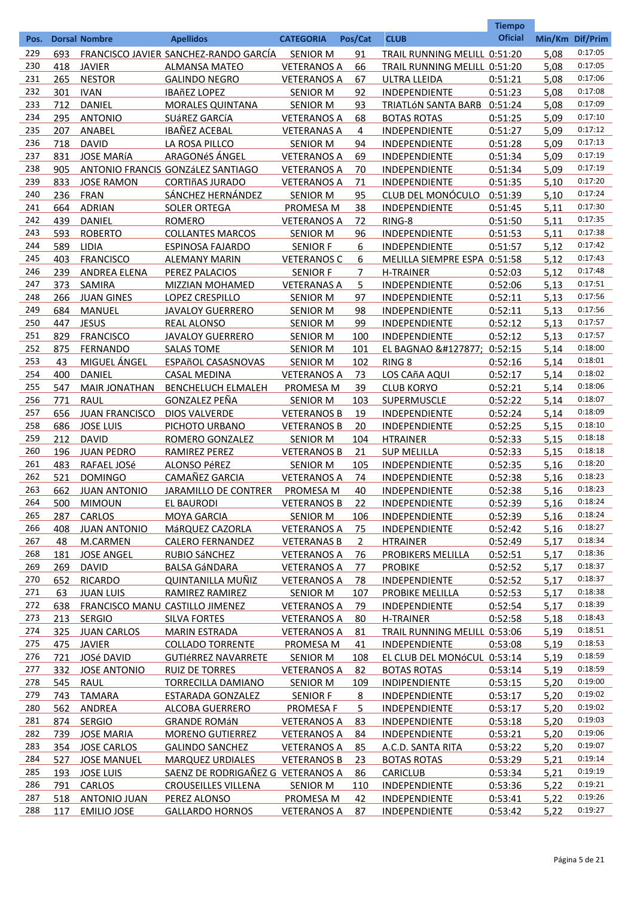| Pos. | Dorsal | Nombre | Apellidos | CATEGORIA | Pos/Cat | CLUB | Tiempo Oficial | Min/Km | Dif/Prim |
|---|---|---|---|---|---|---|---|---|---|
| 229 | 693 | FRANCISCO JAVIER | SANCHEZ-RANDO GARCÍA | SENIOR M | 91 | TRAIL RUNNING MELILL | 0:51:20 | 5,08 | 0:17:05 |
| 230 | 418 | JAVIER | ALMANSA MATEO | VETERANOS A | 66 | TRAIL RUNNING MELILL | 0:51:20 | 5,08 | 0:17:05 |
| 231 | 265 | NESTOR | GALINDO NEGRO | VETERANOS A | 67 | ULTRA LLEIDA | 0:51:21 | 5,08 | 0:17:06 |
| 232 | 301 | IVAN | IBAñEZ LOPEZ | SENIOR M | 92 | INDEPENDIENTE | 0:51:23 | 5,08 | 0:17:08 |
| 233 | 712 | DANIEL | MORALES QUINTANA | SENIOR M | 93 | TRIATLóN SANTA BARB | 0:51:24 | 5,08 | 0:17:09 |
| 234 | 295 | ANTONIO | SUáREZ GARCíA | VETERANOS A | 68 | BOTAS ROTAS | 0:51:25 | 5,09 | 0:17:10 |
| 235 | 207 | ANABEL | IBAÑEZ ACEBAL | VETERANAS A | 4 | INDEPENDIENTE | 0:51:27 | 5,09 | 0:17:12 |
| 236 | 718 | DAVID | LA ROSA PILLCO | SENIOR M | 94 | INDEPENDIENTE | 0:51:28 | 5,09 | 0:17:13 |
| 237 | 831 | JOSE MARíA | ARAGONéS ÁNGEL | VETERANOS A | 69 | INDEPENDIENTE | 0:51:34 | 5,09 | 0:17:19 |
| 238 | 905 | ANTONIO FRANCIS | GONZáLEZ SANTIAGO | VETERANOS A | 70 | INDEPENDIENTE | 0:51:34 | 5,09 | 0:17:19 |
| 239 | 833 | JOSE RAMON | CORTIñAS JURADO | VETERANOS A | 71 | INDEPENDIENTE | 0:51:35 | 5,10 | 0:17:20 |
| 240 | 236 | FRAN | SÁNCHEZ HERNÁNDEZ | SENIOR M | 95 | CLUB DEL MONÓCULO | 0:51:39 | 5,10 | 0:17:24 |
| 241 | 664 | ADRIAN | SOLER ORTEGA | PROMESA M | 38 | INDEPENDIENTE | 0:51:45 | 5,11 | 0:17:30 |
| 242 | 439 | DANIEL | ROMERO | VETERANOS A | 72 | RING-8 | 0:51:50 | 5,11 | 0:17:35 |
| 243 | 593 | ROBERTO | COLLANTES MARCOS | SENIOR M | 96 | INDEPENDIENTE | 0:51:53 | 5,11 | 0:17:38 |
| 244 | 589 | LIDIA | ESPINOSA FAJARDO | SENIOR F | 6 | INDEPENDIENTE | 0:51:57 | 5,12 | 0:17:42 |
| 245 | 403 | FRANCISCO | ALEMANY MARIN | VETERANOS C | 6 | MELILLA SIEMPRE ESPA | 0:51:58 | 5,12 | 0:17:43 |
| 246 | 239 | ANDREA ELENA | PEREZ PALACIOS | SENIOR F | 7 | H-TRAINER | 0:52:03 | 5,12 | 0:17:48 |
| 247 | 373 | SAMIRA | MIZZIAN MOHAMED | VETERANAS A | 5 | INDEPENDIENTE | 0:52:06 | 5,13 | 0:17:51 |
| 248 | 266 | JUAN GINES | LOPEZ CRESPILLO | SENIOR M | 97 | INDEPENDIENTE | 0:52:11 | 5,13 | 0:17:56 |
| 249 | 684 | MANUEL | JAVALOY GUERRERO | SENIOR M | 98 | INDEPENDIENTE | 0:52:11 | 5,13 | 0:17:56 |
| 250 | 447 | JESUS | REAL ALONSO | SENIOR M | 99 | INDEPENDIENTE | 0:52:12 | 5,13 | 0:17:57 |
| 251 | 829 | FRANCISCO | JAVALOY GUERRERO | SENIOR M | 100 | INDEPENDIENTE | 0:52:12 | 5,13 | 0:17:57 |
| 252 | 875 | FERNANDO | SALAS TOME | SENIOR M | 101 | EL BAGNAO &#127877; | 0:52:15 | 5,14 | 0:18:00 |
| 253 | 43 | MIGUEL ÁNGEL | ESPAñOL CASASNOVAS | SENIOR M | 102 | RING 8 | 0:52:16 | 5,14 | 0:18:01 |
| 254 | 400 | DANIEL | CASAL MEDINA | VETERANOS A | 73 | LOS CAñA AQUI | 0:52:17 | 5,14 | 0:18:02 |
| 255 | 547 | MAIR JONATHAN | BENCHELUCH ELMALEH | PROMESA M | 39 | CLUB KORYO | 0:52:21 | 5,14 | 0:18:06 |
| 256 | 771 | RAUL | GONZALEZ PEÑA | SENIOR M | 103 | SUPERMUSCLE | 0:52:22 | 5,14 | 0:18:07 |
| 257 | 656 | JUAN FRANCISCO | DIOS VALVERDE | VETERANOS B | 19 | INDEPENDIENTE | 0:52:24 | 5,14 | 0:18:09 |
| 258 | 686 | JOSE LUIS | PICHOTO URBANO | VETERANOS B | 20 | INDEPENDIENTE | 0:52:25 | 5,15 | 0:18:10 |
| 259 | 212 | DAVID | ROMERO GONZALEZ | SENIOR M | 104 | HTRAINER | 0:52:33 | 5,15 | 0:18:18 |
| 260 | 196 | JUAN PEDRO | RAMIREZ PEREZ | VETERANOS B | 21 | SUP MELILLA | 0:52:33 | 5,15 | 0:18:18 |
| 261 | 483 | RAFAEL JOSé | ALONSO PéREZ | SENIOR M | 105 | INDEPENDIENTE | 0:52:35 | 5,16 | 0:18:20 |
| 262 | 521 | DOMINGO | CAMAÑEZ GARCIA | VETERANOS A | 74 | INDEPENDIENTE | 0:52:38 | 5,16 | 0:18:23 |
| 263 | 662 | JUAN ANTONIO | JARAMILLO DE CONTRER | PROMESA M | 40 | INDEPENDIENTE | 0:52:38 | 5,16 | 0:18:23 |
| 264 | 500 | MIMOUN | EL BAURODI | VETERANOS B | 22 | INDEPENDIENTE | 0:52:39 | 5,16 | 0:18:24 |
| 265 | 287 | CARLOS | MOYA GARCIA | SENIOR M | 106 | INDEPENDIENTE | 0:52:39 | 5,16 | 0:18:24 |
| 266 | 408 | JUAN ANTONIO | MáRQUEZ CAZORLA | VETERANOS A | 75 | INDEPENDIENTE | 0:52:42 | 5,16 | 0:18:27 |
| 267 | 48 | M.CARMEN | CALERO FERNANDEZ | VETERANAS B | 2 | HTRAINER | 0:52:49 | 5,17 | 0:18:34 |
| 268 | 181 | JOSE ANGEL | RUBIO SáNCHEZ | VETERANOS A | 76 | PROBIKERS MELILLA | 0:52:51 | 5,17 | 0:18:36 |
| 269 | 269 | DAVID | BALSA GáNDARA | VETERANOS A | 77 | PROBIKE | 0:52:52 | 5,17 | 0:18:37 |
| 270 | 652 | RICARDO | QUINTANILLA MUÑIZ | VETERANOS A | 78 | INDEPENDIENTE | 0:52:52 | 5,17 | 0:18:37 |
| 271 | 63 | JUAN LUIS | RAMIREZ RAMIREZ | SENIOR M | 107 | PROBIKE MELILLA | 0:52:53 | 5,17 | 0:18:38 |
| 272 | 638 | FRANCISCO MANU | CASTILLO JIMENEZ | VETERANOS A | 79 | INDEPENDIENTE | 0:52:54 | 5,17 | 0:18:39 |
| 273 | 213 | SERGIO | SILVA FORTES | VETERANOS A | 80 | H-TRAINER | 0:52:58 | 5,18 | 0:18:43 |
| 274 | 325 | JUAN CARLOS | MARIN ESTRADA | VETERANOS A | 81 | TRAIL RUNNING MELILL | 0:53:06 | 5,19 | 0:18:51 |
| 275 | 475 | JAVIER | COLLADO TORRENTE | PROMESA M | 41 | INDEPENDIENTE | 0:53:08 | 5,19 | 0:18:53 |
| 276 | 721 | JOSé DAVID | GUTIéRREZ NAVARRETE | SENIOR M | 108 | EL CLUB DEL MONóCUL | 0:53:14 | 5,19 | 0:18:59 |
| 277 | 332 | JOSE ANTONIO | RUIZ DE TORRES | VETERANOS A | 82 | BOTAS ROTAS | 0:53:14 | 5,19 | 0:18:59 |
| 278 | 545 | RAUL | TORRECILLA DAMIANO | SENIOR M | 109 | INDIPENDIENTE | 0:53:15 | 5,20 | 0:19:00 |
| 279 | 743 | TAMARA | ESTARADA GONZALEZ | SENIOR F | 8 | INDEPENDIENTE | 0:53:17 | 5,20 | 0:19:02 |
| 280 | 562 | ANDREA | ALCOBA GUERRERO | PROMESA F | 5 | INDEPENDIENTE | 0:53:17 | 5,20 | 0:19:02 |
| 281 | 874 | SERGIO | GRANDE ROMáN | VETERANOS A | 83 | INDEPENDIENTE | 0:53:18 | 5,20 | 0:19:03 |
| 282 | 739 | JOSE MARIA | MORENO GUTIERREZ | VETERANOS A | 84 | INDEPENDIENTE | 0:53:21 | 5,20 | 0:19:06 |
| 283 | 354 | JOSE CARLOS | GALINDO SANCHEZ | VETERANOS A | 85 | A.C.D. SANTA RITA | 0:53:22 | 5,20 | 0:19:07 |
| 284 | 527 | JOSE MANUEL | MARQUEZ URDIALES | VETERANOS B | 23 | BOTAS ROTAS | 0:53:29 | 5,21 | 0:19:14 |
| 285 | 193 | JOSE LUIS | SAENZ DE RODRIGAÑEZ G | VETERANOS A | 86 | CARICLUB | 0:53:34 | 5,21 | 0:19:19 |
| 286 | 791 | CARLOS | CROUSEILLES VILLENA | SENIOR M | 110 | INDEPENDIENTE | 0:53:36 | 5,22 | 0:19:21 |
| 287 | 518 | ANTONIO JUAN | PEREZ ALONSO | PROMESA M | 42 | INDEPENDIENTE | 0:53:41 | 5,22 | 0:19:26 |
| 288 | 117 | EMILIO JOSE | GALLARDO HORNOS | VETERANOS A | 87 | INDEPENDIENTE | 0:53:42 | 5,22 | 0:19:27 |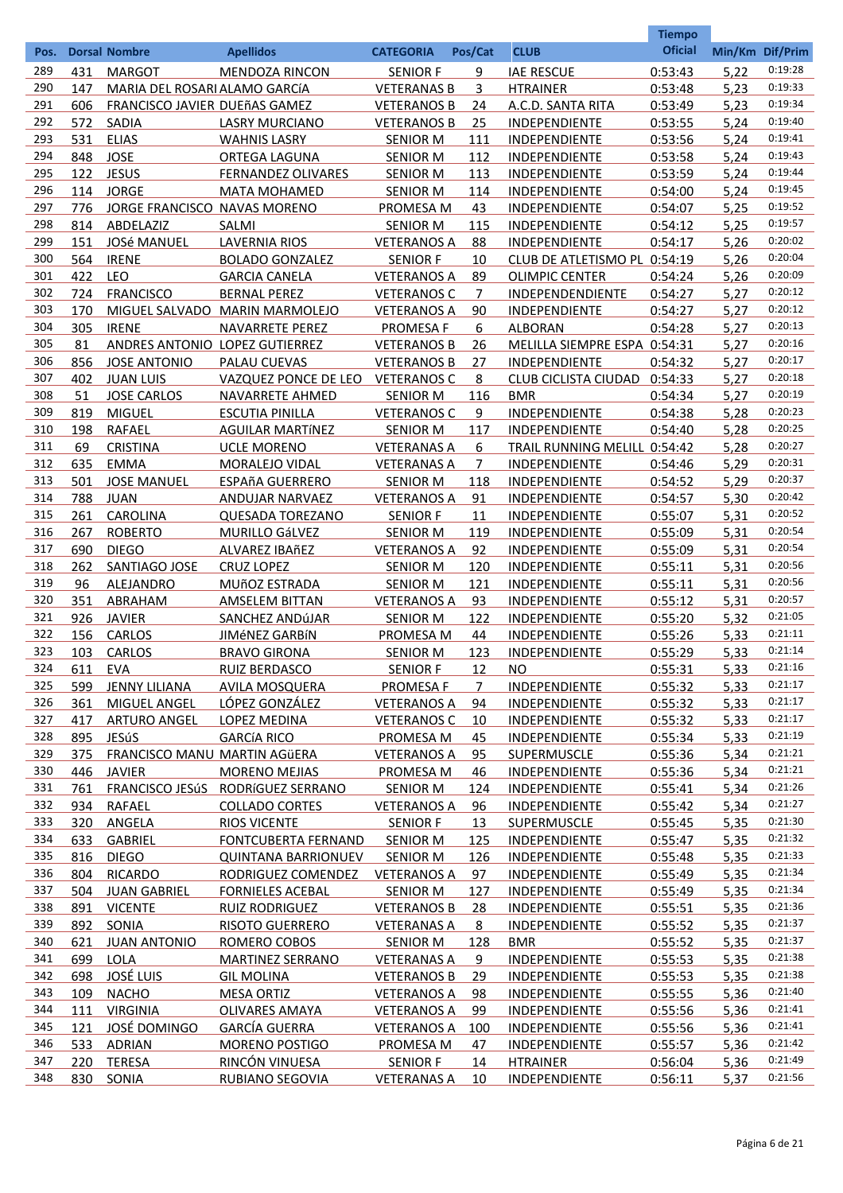| Pos. | Dorsal | Nombre | Apellidos | CATEGORIA | Pos/Cat | CLUB | Tiempo Oficial | Min/Km | Dif/Prim |
|---|---|---|---|---|---|---|---|---|---|
| 289 | 431 | MARGOT | MENDOZA RINCON | SENIOR F | 9 | IAE RESCUE | 0:53:43 | 5,22 | 0:19:28 |
| 290 | 147 | MARIA DEL ROSARI | ALAMO GARCíA | VETERANAS B | 3 | HTRAINER | 0:53:48 | 5,23 | 0:19:33 |
| 291 | 606 | FRANCISCO JAVIER | DUEñAS GAMEZ | VETERANOS B | 24 | A.C.D. SANTA RITA | 0:53:49 | 5,23 | 0:19:34 |
| 292 | 572 | SADIA | LASRY MURCIANO | VETERANOS B | 25 | INDEPENDIENTE | 0:53:55 | 5,24 | 0:19:40 |
| 293 | 531 | ELIAS | WAHNIS LASRY | SENIOR M | 111 | INDEPENDIENTE | 0:53:56 | 5,24 | 0:19:41 |
| 294 | 848 | JOSE | ORTEGA LAGUNA | SENIOR M | 112 | INDEPENDIENTE | 0:53:58 | 5,24 | 0:19:43 |
| 295 | 122 | JESUS | FERNANDEZ OLIVARES | SENIOR M | 113 | INDEPENDIENTE | 0:53:59 | 5,24 | 0:19:44 |
| 296 | 114 | JORGE | MATA MOHAMED | SENIOR M | 114 | INDEPENDIENTE | 0:54:00 | 5,24 | 0:19:45 |
| 297 | 776 | JORGE FRANCISCO | NAVAS MORENO | PROMESA M | 43 | INDEPENDIENTE | 0:54:07 | 5,25 | 0:19:52 |
| 298 | 814 | ABDELAZIZ | SALMI | SENIOR M | 115 | INDEPENDIENTE | 0:54:12 | 5,25 | 0:19:57 |
| 299 | 151 | JOSé MANUEL | LAVERNIA RIOS | VETERANOS A | 88 | INDEPENDIENTE | 0:54:17 | 5,26 | 0:20:02 |
| 300 | 564 | IRENE | BOLADO GONZALEZ | SENIOR F | 10 | CLUB DE ATLETISMO PL | 0:54:19 | 5,26 | 0:20:04 |
| 301 | 422 | LEO | GARCIA CANELA | VETERANOS A | 89 | OLIMPIC CENTER | 0:54:24 | 5,26 | 0:20:09 |
| 302 | 724 | FRANCISCO | BERNAL PEREZ | VETERANOS C | 7 | INDEPENDENDIENTE | 0:54:27 | 5,27 | 0:20:12 |
| 303 | 170 | MIGUEL SALVADO | MARIN MARMOLEJO | VETERANOS A | 90 | INDEPENDIENTE | 0:54:27 | 5,27 | 0:20:12 |
| 304 | 305 | IRENE | NAVARRETE PEREZ | PROMESA F | 6 | ALBORAN | 0:54:28 | 5,27 | 0:20:13 |
| 305 | 81 | ANDRES ANTONIO | LOPEZ GUTIERREZ | VETERANOS B | 26 | MELILLA SIEMPRE ESPA | 0:54:31 | 5,27 | 0:20:16 |
| 306 | 856 | JOSE ANTONIO | PALAU CUEVAS | VETERANOS B | 27 | INDEPENDIENTE | 0:54:32 | 5,27 | 0:20:17 |
| 307 | 402 | JUAN LUIS | VAZQUEZ PONCE DE LEO | VETERANOS C | 8 | CLUB CICLISTA CIUDAD | 0:54:33 | 5,27 | 0:20:18 |
| 308 | 51 | JOSE CARLOS | NAVARRETE AHMED | SENIOR M | 116 | BMR | 0:54:34 | 5,27 | 0:20:19 |
| 309 | 819 | MIGUEL | ESCUTIA PINILLA | VETERANOS C | 9 | INDEPENDIENTE | 0:54:38 | 5,28 | 0:20:23 |
| 310 | 198 | RAFAEL | AGUILAR MARTíNEZ | SENIOR M | 117 | INDEPENDIENTE | 0:54:40 | 5,28 | 0:20:25 |
| 311 | 69 | CRISTINA | UCLE MORENO | VETERANAS A | 6 | TRAIL RUNNING MELILL | 0:54:42 | 5,28 | 0:20:27 |
| 312 | 635 | EMMA | MORALEJO VIDAL | VETERANAS A | 7 | INDEPENDIENTE | 0:54:46 | 5,29 | 0:20:31 |
| 313 | 501 | JOSE MANUEL | ESPAñA GUERRERO | SENIOR M | 118 | INDEPENDIENTE | 0:54:52 | 5,29 | 0:20:37 |
| 314 | 788 | JUAN | ANDUJAR NARVAEZ | VETERANOS A | 91 | INDEPENDIENTE | 0:54:57 | 5,30 | 0:20:42 |
| 315 | 261 | CAROLINA | QUESADA TOREZANO | SENIOR F | 11 | INDEPENDIENTE | 0:55:07 | 5,31 | 0:20:52 |
| 316 | 267 | ROBERTO | MURILLO GáLVEZ | SENIOR M | 119 | INDEPENDIENTE | 0:55:09 | 5,31 | 0:20:54 |
| 317 | 690 | DIEGO | ALVAREZ IBAñEZ | VETERANOS A | 92 | INDEPENDIENTE | 0:55:09 | 5,31 | 0:20:54 |
| 318 | 262 | SANTIAGO JOSE | CRUZ LOPEZ | SENIOR M | 120 | INDEPENDIENTE | 0:55:11 | 5,31 | 0:20:56 |
| 319 | 96 | ALEJANDRO | MUñOZ ESTRADA | SENIOR M | 121 | INDEPENDIENTE | 0:55:11 | 5,31 | 0:20:56 |
| 320 | 351 | ABRAHAM | AMSELEM BITTAN | VETERANOS A | 93 | INDEPENDIENTE | 0:55:12 | 5,31 | 0:20:57 |
| 321 | 926 | JAVIER | SANCHEZ ANDúJAR | SENIOR M | 122 | INDEPENDIENTE | 0:55:20 | 5,32 | 0:21:05 |
| 322 | 156 | CARLOS | JIMéNEZ GARBíN | PROMESA M | 44 | INDEPENDIENTE | 0:55:26 | 5,33 | 0:21:11 |
| 323 | 103 | CARLOS | BRAVO GIRONA | SENIOR M | 123 | INDEPENDIENTE | 0:55:29 | 5,33 | 0:21:14 |
| 324 | 611 | EVA | RUIZ BERDASCO | SENIOR F | 12 | NO | 0:55:31 | 5,33 | 0:21:16 |
| 325 | 599 | JENNY LILIANA | AVILA MOSQUERA | PROMESA F | 7 | INDEPENDIENTE | 0:55:32 | 5,33 | 0:21:17 |
| 326 | 361 | MIGUEL ANGEL | LÓPEZ GONZÁLEZ | VETERANOS A | 94 | INDEPENDIENTE | 0:55:32 | 5,33 | 0:21:17 |
| 327 | 417 | ARTURO ANGEL | LOPEZ MEDINA | VETERANOS C | 10 | INDEPENDIENTE | 0:55:32 | 5,33 | 0:21:17 |
| 328 | 895 | JESúS | GARCíA RICO | PROMESA M | 45 | INDEPENDIENTE | 0:55:34 | 5,33 | 0:21:19 |
| 329 | 375 | FRANCISCO MANU | MARTIN AGüERA | VETERANOS A | 95 | SUPERMUSCLE | 0:55:36 | 5,34 | 0:21:21 |
| 330 | 446 | JAVIER | MORENO MEJIAS | PROMESA M | 46 | INDEPENDIENTE | 0:55:36 | 5,34 | 0:21:21 |
| 331 | 761 | FRANCISCO JESúS | RODRíGUEZ SERRANO | SENIOR M | 124 | INDEPENDIENTE | 0:55:41 | 5,34 | 0:21:26 |
| 332 | 934 | RAFAEL | COLLADO CORTES | VETERANOS A | 96 | INDEPENDIENTE | 0:55:42 | 5,34 | 0:21:27 |
| 333 | 320 | ANGELA | RIOS VICENTE | SENIOR F | 13 | SUPERMUSCLE | 0:55:45 | 5,35 | 0:21:30 |
| 334 | 633 | GABRIEL | FONTCUBERTA FERNAND | SENIOR M | 125 | INDEPENDIENTE | 0:55:47 | 5,35 | 0:21:32 |
| 335 | 816 | DIEGO | QUINTANA BARRIONUEV | SENIOR M | 126 | INDEPENDIENTE | 0:55:48 | 5,35 | 0:21:33 |
| 336 | 804 | RICARDO | RODRIGUEZ COMENDEZ | VETERANOS A | 97 | INDEPENDIENTE | 0:55:49 | 5,35 | 0:21:34 |
| 337 | 504 | JUAN GABRIEL | FORNIELES ACEBAL | SENIOR M | 127 | INDEPENDIENTE | 0:55:49 | 5,35 | 0:21:34 |
| 338 | 891 | VICENTE | RUIZ RODRIGUEZ | VETERANOS B | 28 | INDEPENDIENTE | 0:55:51 | 5,35 | 0:21:36 |
| 339 | 892 | SONIA | RISOTO GUERRERO | VETERANAS A | 8 | INDEPENDIENTE | 0:55:52 | 5,35 | 0:21:37 |
| 340 | 621 | JUAN ANTONIO | ROMERO COBOS | SENIOR M | 128 | BMR | 0:55:52 | 5,35 | 0:21:37 |
| 341 | 699 | LOLA | MARTINEZ SERRANO | VETERANAS A | 9 | INDEPENDIENTE | 0:55:53 | 5,35 | 0:21:38 |
| 342 | 698 | JOSÉ LUIS | GIL MOLINA | VETERANOS B | 29 | INDEPENDIENTE | 0:55:53 | 5,35 | 0:21:38 |
| 343 | 109 | NACHO | MESA ORTIZ | VETERANOS A | 98 | INDEPENDIENTE | 0:55:55 | 5,36 | 0:21:40 |
| 344 | 111 | VIRGINIA | OLIVARES AMAYA | VETERANAS A | 99 | INDEPENDIENTE | 0:55:56 | 5,36 | 0:21:41 |
| 345 | 121 | JOSÉ DOMINGO | GARCÍA GUERRA | VETERANOS A | 100 | INDEPENDIENTE | 0:55:56 | 5,36 | 0:21:41 |
| 346 | 533 | ADRIAN | MORENO POSTIGO | PROMESA M | 47 | INDEPENDIENTE | 0:55:57 | 5,36 | 0:21:42 |
| 347 | 220 | TERESA | RINCÓN VINUESA | SENIOR F | 14 | HTRAINER | 0:56:04 | 5,36 | 0:21:49 |
| 348 | 830 | SONIA | RUBIANO SEGOVIA | VETERANAS A | 10 | INDEPENDIENTE | 0:56:11 | 5,37 | 0:21:56 |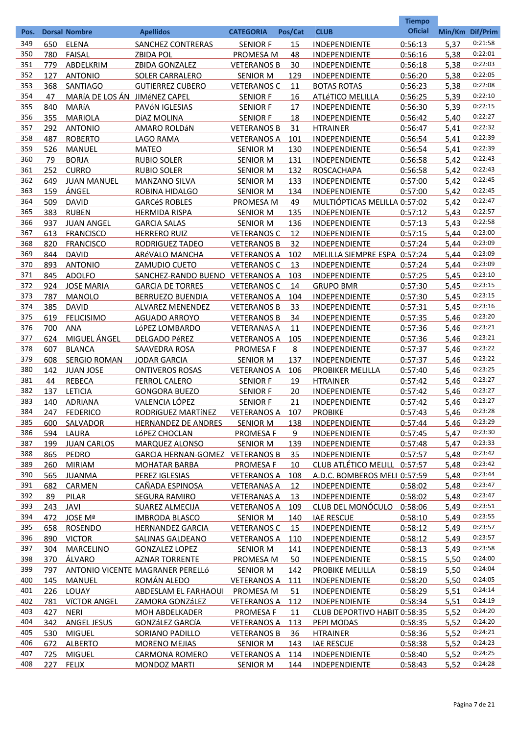| Pos. | Dorsal | Nombre | Apellidos | CATEGORIA | Pos/Cat | CLUB | Tiempo Oficial | Min/Km | Dif/Prim |
|---|---|---|---|---|---|---|---|---|---|
| 349 | 650 | ELENA | SANCHEZ CONTRERAS | SENIOR F | 15 | INDEPENDIENTE | 0:56:13 | 5,37 | 0:21:58 |
| 350 | 780 | FAISAL | ZBIDA POL | PROMESA M | 48 | INDEPENDIENTE | 0:56:16 | 5,38 | 0:22:01 |
| 351 | 779 | ABDELKRIM | ZBIDA GONZALEZ | VETERANOS B | 30 | INDEPENDIENTE | 0:56:18 | 5,38 | 0:22:03 |
| 352 | 127 | ANTONIO | SOLER CARRALERO | SENIOR M | 129 | INDEPENDIENTE | 0:56:20 | 5,38 | 0:22:05 |
| 353 | 368 | SANTIAGO | GUTIERREZ CUBERO | VETERANOS C | 11 | BOTAS ROTAS | 0:56:23 | 5,38 | 0:22:08 |
| 354 | 47 | MARíA DE LOS ÁN | JIMéNEZ CAPEL | SENIOR F | 16 | ATLéTICO MELILLA | 0:56:25 | 5,39 | 0:22:10 |
| 355 | 840 | MARÍA | PAVóN IGLESIAS | SENIOR F | 17 | INDEPENDIENTE | 0:56:30 | 5,39 | 0:22:15 |
| 356 | 355 | MARIOLA | DíAZ MOLINA | SENIOR F | 18 | INDEPENDIENTE | 0:56:42 | 5,40 | 0:22:27 |
| 357 | 292 | ANTONIO | AMARO ROLDáN | VETERANOS B | 31 | HTRAINER | 0:56:47 | 5,41 | 0:22:32 |
| 358 | 487 | ROBERTO | LAGO RAMA | VETERANOS A | 101 | INDEPENDIENTE | 0:56:54 | 5,41 | 0:22:39 |
| 359 | 526 | MANUEL | MATEO | SENIOR M | 130 | INDEPENDIENTE | 0:56:54 | 5,41 | 0:22:39 |
| 360 | 79 | BORJA | RUBIO SOLER | SENIOR M | 131 | INDEPENDIENTE | 0:56:58 | 5,42 | 0:22:43 |
| 361 | 252 | CURRO | RUBIO SOLER | SENIOR M | 132 | ROSCACHAPA | 0:56:58 | 5,42 | 0:22:43 |
| 362 | 649 | JUAN MANUEL | MANZANO SILVA | SENIOR M | 133 | INDEPENDIENTE | 0:57:00 | 5,42 | 0:22:45 |
| 363 | 159 | ÁNGEL | ROBINA HIDALGO | SENIOR M | 134 | INDEPENDIENTE | 0:57:00 | 5,42 | 0:22:45 |
| 364 | 509 | DAVID | GARCéS ROBLES | PROMESA M | 49 | MULTIÓPTICAS MELILLA | 0:57:02 | 5,42 | 0:22:47 |
| 365 | 383 | RUBEN | HERMIDA RISPA | SENIOR M | 135 | INDEPENDIENTE | 0:57:12 | 5,43 | 0:22:57 |
| 366 | 937 | JUAN ANGEL | GARCIA SALAS | SENIOR M | 136 | INDEPENDIENTE | 0:57:13 | 5,43 | 0:22:58 |
| 367 | 613 | FRANCISCO | HERRERO RUIZ | VETERANOS C | 12 | INDEPENDIENTE | 0:57:15 | 5,44 | 0:23:00 |
| 368 | 820 | FRANCISCO | RODRIGUEZ TADEO | VETERANOS B | 32 | INDEPENDIENTE | 0:57:24 | 5,44 | 0:23:09 |
| 369 | 844 | DAVID | ARéVALO MANCHA | VETERANOS A | 102 | MELILLA SIEMPRE ESPA | 0:57:24 | 5,44 | 0:23:09 |
| 370 | 893 | ANTONIO | ZAMUDIO CUETO | VETERANOS C | 13 | INDEPENDIENTE | 0:57:24 | 5,44 | 0:23:09 |
| 371 | 845 | ADOLFO | SANCHEZ-RANDO BUENO | VETERANOS A | 103 | INDEPENDIENTE | 0:57:25 | 5,45 | 0:23:10 |
| 372 | 924 | JOSE MARIA | GARCIA DE TORRES | VETERANOS C | 14 | GRUPO BMR | 0:57:30 | 5,45 | 0:23:15 |
| 373 | 787 | MANOLO | BERRUEZO BUENDIA | VETERANOS A | 104 | INDEPENDIENTE | 0:57:30 | 5,45 | 0:23:15 |
| 374 | 385 | DAVID | ALVAREZ MENENDEZ | VETERANOS B | 33 | INDEPENDIENTE | 0:57:31 | 5,45 | 0:23:16 |
| 375 | 619 | FELICISIMO | AGUADO ARROYO | VETERANOS B | 34 | INDEPENDIENTE | 0:57:35 | 5,46 | 0:23:20 |
| 376 | 700 | ANA | LóPEZ LOMBARDO | VETERANAS A | 11 | INDEPENDIENTE | 0:57:36 | 5,46 | 0:23:21 |
| 377 | 624 | MIGUEL ÁNGEL | DELGADO PéREZ | VETERANOS A | 105 | INDEPENDIENTE | 0:57:36 | 5,46 | 0:23:21 |
| 378 | 607 | BLANCA | SAAVEDRA ROSA | PROMESA F | 8 | INDEPENDIENTE | 0:57:37 | 5,46 | 0:23:22 |
| 379 | 608 | SERGIO ROMAN | JODAR GARCIA | SENIOR M | 137 | INDEPENDIENTE | 0:57:37 | 5,46 | 0:23:22 |
| 380 | 142 | JUAN JOSE | ONTIVEROS ROSAS | VETERANOS A | 106 | PROBIKER MELILLA | 0:57:40 | 5,46 | 0:23:25 |
| 381 | 44 | REBECA | FERROL CALERO | SENIOR F | 19 | HTRAINER | 0:57:42 | 5,46 | 0:23:27 |
| 382 | 137 | LETICIA | GONGORA BUEZO | SENIOR F | 20 | INDEPENDIENTE | 0:57:42 | 5,46 | 0:23:27 |
| 383 | 140 | ADRIANA | VALENCIA LÓPEZ | SENIOR F | 21 | INDEPENDIENTE | 0:57:42 | 5,46 | 0:23:27 |
| 384 | 247 | FEDERICO | RODRíGUEZ MARTíNEZ | VETERANOS A | 107 | PROBIKE | 0:57:43 | 5,46 | 0:23:28 |
| 385 | 600 | SALVADOR | HERNANDEZ DE ANDRES | SENIOR M | 138 | INDEPENDIENTE | 0:57:44 | 5,46 | 0:23:29 |
| 386 | 594 | LAURA | LóPEZ CHOCLAN | PROMESA F | 9 | INDEPENDIENTE | 0:57:45 | 5,47 | 0:23:30 |
| 387 | 199 | JUAN CARLOS | MARQUEZ ALONSO | SENIOR M | 139 | INDEPENDIENTE | 0:57:48 | 5,47 | 0:23:33 |
| 388 | 865 | PEDRO | GARCIA HERNAN-GOMEZ | VETERANOS B | 35 | INDEPENDIENTE | 0:57:57 | 5,48 | 0:23:42 |
| 389 | 260 | MIRIAM | MOHATAR BARBA | PROMESA F | 10 | CLUB ATLÉTICO MELILL | 0:57:57 | 5,48 | 0:23:42 |
| 390 | 565 | JUANMA | PEREZ IGLESIAS | VETERANOS A | 108 | A.D.C. BOMBEROS MELI | 0:57:59 | 5,48 | 0:23:44 |
| 391 | 682 | CARMEN | CAÑADA ESPINOSA | VETERANAS A | 12 | INDEPENDIENTE | 0:58:02 | 5,48 | 0:23:47 |
| 392 | 89 | PILAR | SEGURA RAMIRO | VETERANAS A | 13 | INDEPENDIENTE | 0:58:02 | 5,48 | 0:23:47 |
| 393 | 243 | JAVI | SUAREZ ALMECIJA | VETERANOS A | 109 | CLUB DEL MONÓCULO | 0:58:06 | 5,49 | 0:23:51 |
| 394 | 472 | JOSE Mª | IMBRODA BLASCO | SENIOR M | 140 | IAE RESCUE | 0:58:10 | 5,49 | 0:23:55 |
| 395 | 658 | ROSENDO | HERNANDEZ GARCIA | VETERANOS C | 15 | INDEPENDIENTE | 0:58:12 | 5,49 | 0:23:57 |
| 396 | 890 | VICTOR | SALINAS GALDEANO | VETERANOS A | 110 | INDEPENDIENTE | 0:58:12 | 5,49 | 0:23:57 |
| 397 | 304 | MARCELINO | GONZALEZ LOPEZ | SENIOR M | 141 | INDEPENDIENTE | 0:58:13 | 5,49 | 0:23:58 |
| 398 | 370 | ÁLVARO | AZNAR TORRENTE | PROMESA M | 50 | INDEPENDIENTE | 0:58:15 | 5,50 | 0:24:00 |
| 399 | 797 | ANTONIO VICENTE | MAGRANER PERELLó | SENIOR M | 142 | PROBIKE MELILLA | 0:58:19 | 5,50 | 0:24:04 |
| 400 | 145 | MANUEL | ROMÁN ALEDO | VETERANOS A | 111 | INDEPENDIENTE | 0:58:20 | 5,50 | 0:24:05 |
| 401 | 226 | LOUAY | ABDESLAM EL FARHAOUI | PROMESA M | 51 | INDEPENDIENTE | 0:58:29 | 5,51 | 0:24:14 |
| 402 | 781 | VíCTOR ANGEL | ZAMORA GONZáLEZ | VETERANOS A | 112 | INDEPENDIENTE | 0:58:34 | 5,51 | 0:24:19 |
| 403 | 427 | NERI | MOH ABDELKADER | PROMESA F | 11 | CLUB DEPORTIVO HABIT | 0:58:35 | 5,52 | 0:24:20 |
| 404 | 342 | ANGEL JESUS | GONZáLEZ GARCíA | VETERANOS A | 113 | PEPI MODAS | 0:58:35 | 5,52 | 0:24:20 |
| 405 | 530 | MIGUEL | SORIANO PADILLO | VETERANOS B | 36 | HTRAINER | 0:58:36 | 5,52 | 0:24:21 |
| 406 | 672 | ALBERTO | MORENO MEJIAS | SENIOR M | 143 | IAE RESCUE | 0:58:38 | 5,52 | 0:24:23 |
| 407 | 725 | MIGUEL | CARMONA ROMERO | VETERANOS A | 114 | INDEPENDIENTE | 0:58:40 | 5,52 | 0:24:25 |
| 408 | 227 | FELIX | MONDOZ MARTI | SENIOR M | 144 | INDEPENDIENTE | 0:58:43 | 5,52 | 0:24:28 |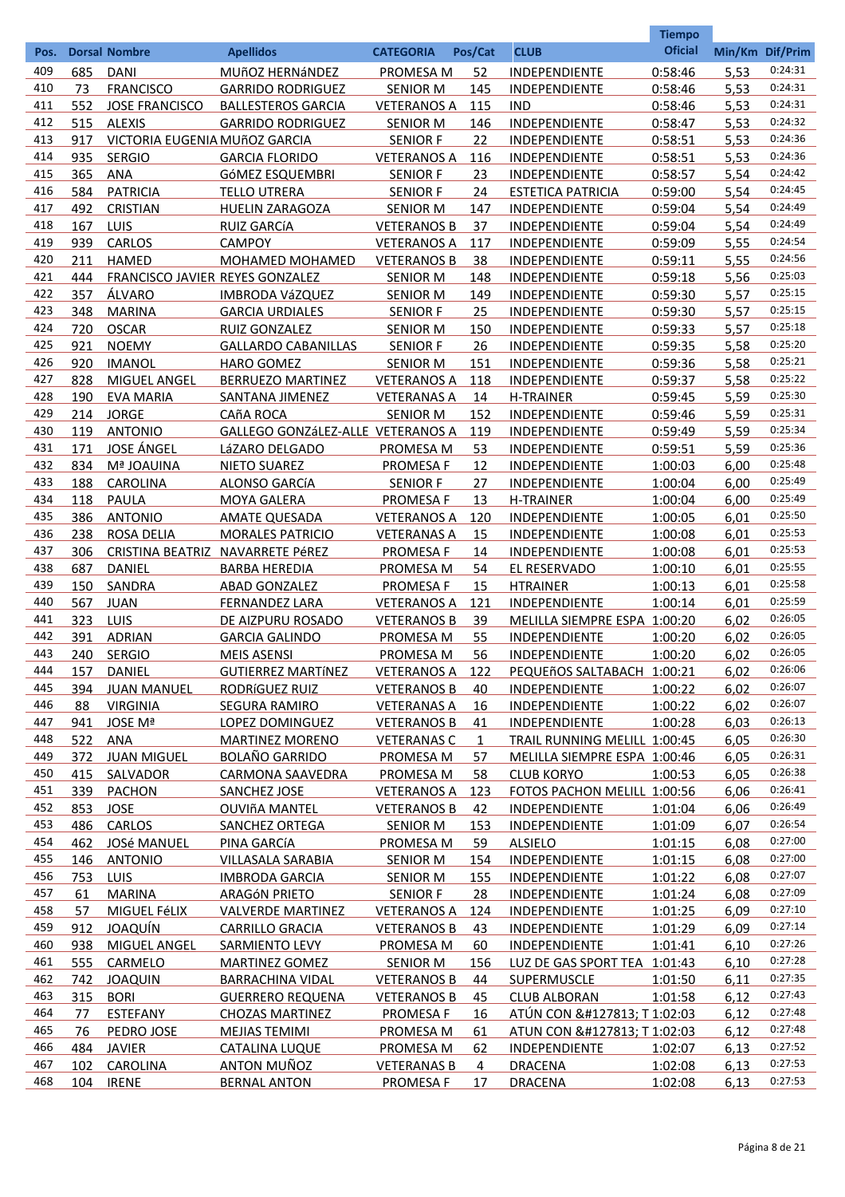| Pos. | Dorsal | Nombre | Apellidos | CATEGORIA | Pos/Cat | CLUB | Tiempo Oficial | Min/Km | Dif/Prim |
|---|---|---|---|---|---|---|---|---|---|
| 409 | 685 | DANI | MUñOZ HERNáNDEZ | PROMESA M | 52 | INDEPENDIENTE | 0:58:46 | 5,53 | 0:24:31 |
| 410 | 73 | FRANCISCO | GARRIDO RODRIGUEZ | SENIOR M | 145 | INDEPENDIENTE | 0:58:46 | 5,53 | 0:24:31 |
| 411 | 552 | JOSE FRANCISCO | BALLESTEROS GARCIA | VETERANOS A | 115 | IND | 0:58:46 | 5,53 | 0:24:31 |
| 412 | 515 | ALEXIS | GARRIDO RODRIGUEZ | SENIOR M | 146 | INDEPENDIENTE | 0:58:47 | 5,53 | 0:24:32 |
| 413 | 917 | VICTORIA EUGENIA | MUñOZ GARCIA | SENIOR F | 22 | INDEPENDIENTE | 0:58:51 | 5,53 | 0:24:36 |
| 414 | 935 | SERGIO | GARCIA FLORIDO | VETERANOS A | 116 | INDEPENDIENTE | 0:58:51 | 5,53 | 0:24:36 |
| 415 | 365 | ANA | GóMEZ ESQUEMBRI | SENIOR F | 23 | INDEPENDIENTE | 0:58:57 | 5,54 | 0:24:42 |
| 416 | 584 | PATRICIA | TELLO UTRERA | SENIOR F | 24 | ESTETICA PATRICIA | 0:59:00 | 5,54 | 0:24:45 |
| 417 | 492 | CRISTIAN | HUELIN ZARAGOZA | SENIOR M | 147 | INDEPENDIENTE | 0:59:04 | 5,54 | 0:24:49 |
| 418 | 167 | LUIS | RUIZ GARCíA | VETERANOS B | 37 | INDEPENDIENTE | 0:59:04 | 5,54 | 0:24:49 |
| 419 | 939 | CARLOS | CAMPOY | VETERANOS A | 117 | INDEPENDIENTE | 0:59:09 | 5,55 | 0:24:54 |
| 420 | 211 | HAMED | MOHAMED MOHAMED | VETERANOS B | 38 | INDEPENDIENTE | 0:59:11 | 5,55 | 0:24:56 |
| 421 | 444 | FRANCISCO JAVIER | REYES GONZALEZ | SENIOR M | 148 | INDEPENDIENTE | 0:59:18 | 5,56 | 0:25:03 |
| 422 | 357 | ÁLVARO | IMBRODA VáZQUEZ | SENIOR M | 149 | INDEPENDIENTE | 0:59:30 | 5,57 | 0:25:15 |
| 423 | 348 | MARINA | GARCIA URDIALES | SENIOR F | 25 | INDEPENDIENTE | 0:59:30 | 5,57 | 0:25:15 |
| 424 | 720 | OSCAR | RUIZ GONZALEZ | SENIOR M | 150 | INDEPENDIENTE | 0:59:33 | 5,57 | 0:25:18 |
| 425 | 921 | NOEMY | GALLARDO CABANILLAS | SENIOR F | 26 | INDEPENDIENTE | 0:59:35 | 5,58 | 0:25:20 |
| 426 | 920 | IMANOL | HARO GOMEZ | SENIOR M | 151 | INDEPENDIENTE | 0:59:36 | 5,58 | 0:25:21 |
| 427 | 828 | MIGUEL ANGEL | BERRUEZO MARTINEZ | VETERANOS A | 118 | INDEPENDIENTE | 0:59:37 | 5,58 | 0:25:22 |
| 428 | 190 | EVA MARIA | SANTANA JIMENEZ | VETERANAS A | 14 | H-TRAINER | 0:59:45 | 5,59 | 0:25:30 |
| 429 | 214 | JORGE | CAñA ROCA | SENIOR M | 152 | INDEPENDIENTE | 0:59:46 | 5,59 | 0:25:31 |
| 430 | 119 | ANTONIO | GALLEGO GONZáLEZ-ALLE | VETERANOS A | 119 | INDEPENDIENTE | 0:59:49 | 5,59 | 0:25:34 |
| 431 | 171 | JOSE ÁNGEL | LáZARO DELGADO | PROMESA M | 53 | INDEPENDIENTE | 0:59:51 | 5,59 | 0:25:36 |
| 432 | 834 | Mª JOAUINA | NIETO SUAREZ | PROMESA F | 12 | INDEPENDIENTE | 1:00:03 | 6,00 | 0:25:48 |
| 433 | 188 | CAROLINA | ALONSO GARCíA | SENIOR F | 27 | INDEPENDIENTE | 1:00:04 | 6,00 | 0:25:49 |
| 434 | 118 | PAULA | MOYA GALERA | PROMESA F | 13 | H-TRAINER | 1:00:04 | 6,00 | 0:25:49 |
| 435 | 386 | ANTONIO | AMATE QUESADA | VETERANOS A | 120 | INDEPENDIENTE | 1:00:05 | 6,01 | 0:25:50 |
| 436 | 238 | ROSA DELIA | MORALES PATRICIO | VETERANAS A | 15 | INDEPENDIENTE | 1:00:08 | 6,01 | 0:25:53 |
| 437 | 306 | CRISTINA BEATRIZ | NAVARRETE PéREZ | PROMESA F | 14 | INDEPENDIENTE | 1:00:08 | 6,01 | 0:25:53 |
| 438 | 687 | DANIEL | BARBA HEREDIA | PROMESA M | 54 | EL RESERVADO | 1:00:10 | 6,01 | 0:25:55 |
| 439 | 150 | SANDRA | ABAD GONZALEZ | PROMESA F | 15 | HTRAINER | 1:00:13 | 6,01 | 0:25:58 |
| 440 | 567 | JUAN | FERNANDEZ LARA | VETERANOS A | 121 | INDEPENDIENTE | 1:00:14 | 6,01 | 0:25:59 |
| 441 | 323 | LUIS | DE AIZPURU ROSADO | VETERANOS B | 39 | MELILLA SIEMPRE ESPA | 1:00:20 | 6,02 | 0:26:05 |
| 442 | 391 | ADRIAN | GARCIA GALINDO | PROMESA M | 55 | INDEPENDIENTE | 1:00:20 | 6,02 | 0:26:05 |
| 443 | 240 | SERGIO | MEIS ASENSI | PROMESA M | 56 | INDEPENDIENTE | 1:00:20 | 6,02 | 0:26:05 |
| 444 | 157 | DANIEL | GUTIERREZ MARTíNEZ | VETERANOS A | 122 | PEQUEñOS SALTABACH | 1:00:21 | 6,02 | 0:26:06 |
| 445 | 394 | JUAN MANUEL | RODRíGUEZ RUIZ | VETERANOS B | 40 | INDEPENDIENTE | 1:00:22 | 6,02 | 0:26:07 |
| 446 | 88 | VIRGINIA | SEGURA RAMIRO | VETERANAS A | 16 | INDEPENDIENTE | 1:00:22 | 6,02 | 0:26:07 |
| 447 | 941 | JOSE Mª | LOPEZ DOMINGUEZ | VETERANOS B | 41 | INDEPENDIENTE | 1:00:28 | 6,03 | 0:26:13 |
| 448 | 522 | ANA | MARTINEZ MORENO | VETERANAS C | 1 | TRAIL RUNNING MELILL | 1:00:45 | 6,05 | 0:26:30 |
| 449 | 372 | JUAN MIGUEL | BOLAÑO GARRIDO | PROMESA M | 57 | MELILLA SIEMPRE ESPA | 1:00:46 | 6,05 | 0:26:31 |
| 450 | 415 | SALVADOR | CARMONA SAAVEDRA | PROMESA M | 58 | CLUB KORYO | 1:00:53 | 6,05 | 0:26:38 |
| 451 | 339 | PACHON | SANCHEZ JOSE | VETERANOS A | 123 | FOTOS PACHON MELILL | 1:00:56 | 6,06 | 0:26:41 |
| 452 | 853 | JOSE | OUVIñA MANTEL | VETERANOS B | 42 | INDEPENDIENTE | 1:01:04 | 6,06 | 0:26:49 |
| 453 | 486 | CARLOS | SANCHEZ ORTEGA | SENIOR M | 153 | INDEPENDIENTE | 1:01:09 | 6,07 | 0:26:54 |
| 454 | 462 | JOSé MANUEL | PINA GARCíA | PROMESA M | 59 | ALSIELO | 1:01:15 | 6,08 | 0:27:00 |
| 455 | 146 | ANTONIO | VILLASALA SARABIA | SENIOR M | 154 | INDEPENDIENTE | 1:01:15 | 6,08 | 0:27:00 |
| 456 | 753 | LUIS | IMBRODA GARCIA | SENIOR M | 155 | INDEPENDIENTE | 1:01:22 | 6,08 | 0:27:07 |
| 457 | 61 | MARINA | ARAGóN PRIETO | SENIOR F | 28 | INDEPENDIENTE | 1:01:24 | 6,08 | 0:27:09 |
| 458 | 57 | MIGUEL FéLIX | VALVERDE MARTINEZ | VETERANOS A | 124 | INDEPENDIENTE | 1:01:25 | 6,09 | 0:27:10 |
| 459 | 912 | JOAQUÍN | CARRILLO GRACIA | VETERANOS B | 43 | INDEPENDIENTE | 1:01:29 | 6,09 | 0:27:14 |
| 460 | 938 | MIGUEL ANGEL | SARMIENTO LEVY | PROMESA M | 60 | INDEPENDIENTE | 1:01:41 | 6,10 | 0:27:26 |
| 461 | 555 | CARMELO | MARTINEZ GOMEZ | SENIOR M | 156 | LUZ DE GAS SPORT TEA | 1:01:43 | 6,10 | 0:27:28 |
| 462 | 742 | JOAQUIN | BARRACHINA VIDAL | VETERANOS B | 44 | SUPERMUSCLE | 1:01:50 | 6,11 | 0:27:35 |
| 463 | 315 | BORI | GUERRERO REQUENA | VETERANOS B | 45 | CLUB ALBORAN | 1:01:58 | 6,12 | 0:27:43 |
| 464 | 77 | ESTEFANY | CHOZAS MARTINEZ | PROMESA F | 16 | ATÚN CON &#127813; T | 1:02:03 | 6,12 | 0:27:48 |
| 465 | 76 | PEDRO JOSE | MEJIAS TEMIMI | PROMESA M | 61 | ATUN CON &#127813; T | 1:02:03 | 6,12 | 0:27:48 |
| 466 | 484 | JAVIER | CATALINA LUQUE | PROMESA M | 62 | INDEPENDIENTE | 1:02:07 | 6,13 | 0:27:52 |
| 467 | 102 | CAROLINA | ANTON MUÑOZ | VETERANAS B | 4 | DRACENA | 1:02:08 | 6,13 | 0:27:53 |
| 468 | 104 | IRENE | BERNAL ANTON | PROMESA F | 17 | DRACENA | 1:02:08 | 6,13 | 0:27:53 |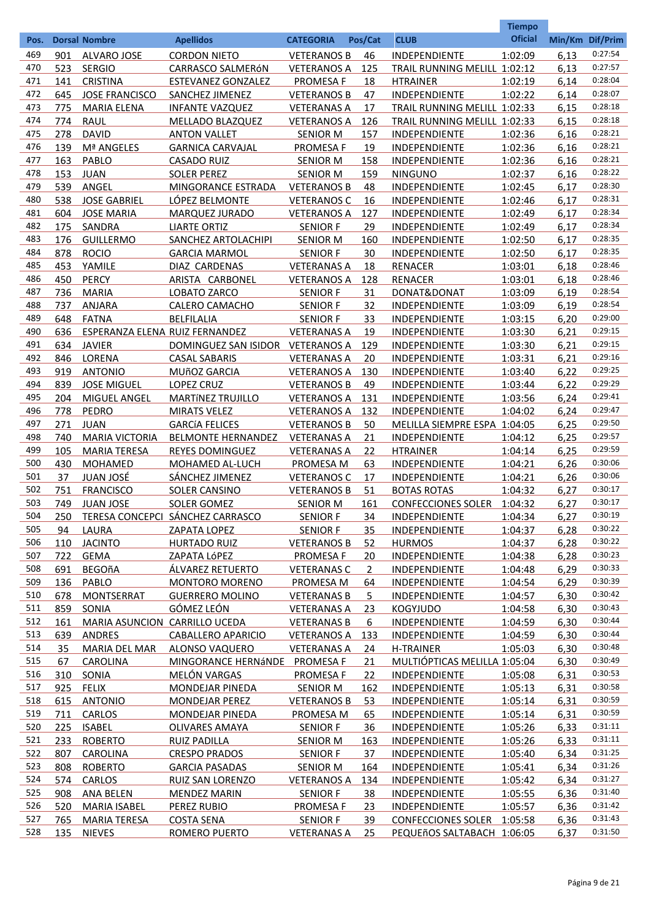| Pos. | Dorsal | Nombre | Apellidos | CATEGORIA | Pos/Cat | CLUB | Tiempo Oficial | Min/Km | Dif/Prim |
|---|---|---|---|---|---|---|---|---|---|
| 469 | 901 | ALVARO JOSE | CORDON NIETO | VETERANOS B | 46 | INDEPENDIENTE | 1:02:09 | 6,13 | 0:27:54 |
| 470 | 523 | SERGIO | CARRASCO SALMERóN | VETERANOS A | 125 | TRAIL RUNNING MELILL | 1:02:12 | 6,13 | 0:27:57 |
| 471 | 141 | CRISTINA | ESTEVANEZ GONZALEZ | PROMESA F | 18 | HTRAINER | 1:02:19 | 6,14 | 0:28:04 |
| 472 | 645 | JOSE FRANCISCO | SANCHEZ JIMENEZ | VETERANOS B | 47 | INDEPENDIENTE | 1:02:22 | 6,14 | 0:28:07 |
| 473 | 775 | MARIA ELENA | INFANTE VAZQUEZ | VETERANAS A | 17 | TRAIL RUNNING MELILL | 1:02:33 | 6,15 | 0:28:18 |
| 474 | 774 | RAUL | MELLADO BLAZQUEZ | VETERANOS A | 126 | TRAIL RUNNING MELILL | 1:02:33 | 6,15 | 0:28:18 |
| 475 | 278 | DAVID | ANTON VALLET | SENIOR M | 157 | INDEPENDIENTE | 1:02:36 | 6,16 | 0:28:21 |
| 476 | 139 | Mª ANGELES | GARNICA CARVAJAL | PROMESA F | 19 | INDEPENDIENTE | 1:02:36 | 6,16 | 0:28:21 |
| 477 | 163 | PABLO | CASADO RUIZ | SENIOR M | 158 | INDEPENDIENTE | 1:02:36 | 6,16 | 0:28:21 |
| 478 | 153 | JUAN | SOLER PEREZ | SENIOR M | 159 | NINGUNO | 1:02:37 | 6,16 | 0:28:22 |
| 479 | 539 | ANGEL | MINGORANCE ESTRADA | VETERANOS B | 48 | INDEPENDIENTE | 1:02:45 | 6,17 | 0:28:30 |
| 480 | 538 | JOSE GABRIEL | LÓPEZ BELMONTE | VETERANOS C | 16 | INDEPENDIENTE | 1:02:46 | 6,17 | 0:28:31 |
| 481 | 604 | JOSE MARIA | MARQUEZ JURADO | VETERANOS A | 127 | INDEPENDIENTE | 1:02:49 | 6,17 | 0:28:34 |
| 482 | 175 | SANDRA | LIARTE ORTIZ | SENIOR F | 29 | INDEPENDIENTE | 1:02:49 | 6,17 | 0:28:34 |
| 483 | 176 | GUILLERMO | SANCHEZ ARTOLACHIPI | SENIOR M | 160 | INDEPENDIENTE | 1:02:50 | 6,17 | 0:28:35 |
| 484 | 878 | ROCIO | GARCIA MARMOL | SENIOR F | 30 | INDEPENDIENTE | 1:02:50 | 6,17 | 0:28:35 |
| 485 | 453 | YAMILE | DIAZ CARDENAS | VETERANAS A | 18 | RENACER | 1:03:01 | 6,18 | 0:28:46 |
| 486 | 450 | PERCY | ARISTA CARBONEL | VETERANOS A | 128 | RENACER | 1:03:01 | 6,18 | 0:28:46 |
| 487 | 736 | MARIA | LOBATO ZARCO | SENIOR F | 31 | DONAT&DONAT | 1:03:09 | 6,19 | 0:28:54 |
| 488 | 737 | ANJARA | CALERO CAMACHO | SENIOR F | 32 | INDEPENDIENTE | 1:03:09 | 6,19 | 0:28:54 |
| 489 | 648 | FATNA | BELFILALIA | SENIOR F | 33 | INDEPENDIENTE | 1:03:15 | 6,20 | 0:29:00 |
| 490 | 636 | ESPERANZA ELENA | RUIZ FERNANDEZ | VETERANAS A | 19 | INDEPENDIENTE | 1:03:30 | 6,21 | 0:29:15 |
| 491 | 634 | JAVIER | DOMINGUEZ SAN ISIDOR | VETERANOS A | 129 | INDEPENDIENTE | 1:03:30 | 6,21 | 0:29:15 |
| 492 | 846 | LORENA | CASAL SABARIS | VETERANAS A | 20 | INDEPENDIENTE | 1:03:31 | 6,21 | 0:29:16 |
| 493 | 919 | ANTONIO | MUñOZ GARCIA | VETERANOS A | 130 | INDEPENDIENTE | 1:03:40 | 6,22 | 0:29:25 |
| 494 | 839 | JOSE MIGUEL | LOPEZ CRUZ | VETERANOS B | 49 | INDEPENDIENTE | 1:03:44 | 6,22 | 0:29:29 |
| 495 | 204 | MIGUEL ANGEL | MARTíNEZ TRUJILLO | VETERANOS A | 131 | INDEPENDIENTE | 1:03:56 | 6,24 | 0:29:41 |
| 496 | 778 | PEDRO | MIRATS VELEZ | VETERANOS A | 132 | INDEPENDIENTE | 1:04:02 | 6,24 | 0:29:47 |
| 497 | 271 | JUAN | GARCíA FELICES | VETERANOS B | 50 | MELILLA SIEMPRE ESPA | 1:04:05 | 6,25 | 0:29:50 |
| 498 | 740 | MARIA VICTORIA | BELMONTE HERNANDEZ | VETERANAS A | 21 | INDEPENDIENTE | 1:04:12 | 6,25 | 0:29:57 |
| 499 | 105 | MARIA TERESA | REYES DOMINGUEZ | VETERANAS A | 22 | HTRAINER | 1:04:14 | 6,25 | 0:29:59 |
| 500 | 430 | MOHAMED | MOHAMED AL-LUCH | PROMESA M | 63 | INDEPENDIENTE | 1:04:21 | 6,26 | 0:30:06 |
| 501 | 37 | JUAN JOSÉ | SÁNCHEZ JIMENEZ | VETERANOS C | 17 | INDEPENDIENTE | 1:04:21 | 6,26 | 0:30:06 |
| 502 | 751 | FRANCISCO | SOLER CANSINO | VETERANOS B | 51 | BOTAS ROTAS | 1:04:32 | 6,27 | 0:30:17 |
| 503 | 749 | JUAN JOSE | SOLER GOMEZ | SENIOR M | 161 | CONFECCIONES SOLER | 1:04:32 | 6,27 | 0:30:17 |
| 504 | 250 | TERESA CONCEPCI | SÁNCHEZ CARRASCO | SENIOR F | 34 | INDEPENDIENTE | 1:04:34 | 6,27 | 0:30:19 |
| 505 | 94 | LAURA | ZAPATA LOPEZ | SENIOR F | 35 | INDEPENDIENTE | 1:04:37 | 6,28 | 0:30:22 |
| 506 | 110 | JACINTO | HURTADO RUIZ | VETERANOS B | 52 | HURMOS | 1:04:37 | 6,28 | 0:30:22 |
| 507 | 722 | GEMA | ZAPATA LóPEZ | PROMESA F | 20 | INDEPENDIENTE | 1:04:38 | 6,28 | 0:30:23 |
| 508 | 691 | BEGOñA | ÁLVAREZ RETUERTO | VETERANAS C | 2 | INDEPENDIENTE | 1:04:48 | 6,29 | 0:30:33 |
| 509 | 136 | PABLO | MONTORO MORENO | PROMESA M | 64 | INDEPENDIENTE | 1:04:54 | 6,29 | 0:30:39 |
| 510 | 678 | MONTSERRAT | GUERRERO MOLINO | VETERANAS B | 5 | INDEPENDIENTE | 1:04:57 | 6,30 | 0:30:42 |
| 511 | 859 | SONIA | GÓMEZ LEÓN | VETERANAS A | 23 | KOGYJUDO | 1:04:58 | 6,30 | 0:30:43 |
| 512 | 161 | MARIA ASUNCION | CARRILLO UCEDA | VETERANAS B | 6 | INDEPENDIENTE | 1:04:59 | 6,30 | 0:30:44 |
| 513 | 639 | ANDRES | CABALLERO APARICIO | VETERANOS A | 133 | INDEPENDIENTE | 1:04:59 | 6,30 | 0:30:44 |
| 514 | 35 | MARIA DEL MAR | ALONSO VAQUERO | VETERANAS A | 24 | H-TRAINER | 1:05:03 | 6,30 | 0:30:48 |
| 515 | 67 | CAROLINA | MINGORANCE HERNáNDE | PROMESA F | 21 | MULTIÓPTICAS MELILLA | 1:05:04 | 6,30 | 0:30:49 |
| 516 | 310 | SONIA | MELÓN VARGAS | PROMESA F | 22 | INDEPENDIENTE | 1:05:08 | 6,31 | 0:30:53 |
| 517 | 925 | FELIX | MONDEJAR PINEDA | SENIOR M | 162 | INDEPENDIENTE | 1:05:13 | 6,31 | 0:30:58 |
| 518 | 615 | ANTONIO | MONDEJAR PEREZ | VETERANOS B | 53 | INDEPENDIENTE | 1:05:14 | 6,31 | 0:30:59 |
| 519 | 711 | CARLOS | MONDEJAR PINEDA | PROMESA M | 65 | INDEPENDIENTE | 1:05:14 | 6,31 | 0:30:59 |
| 520 | 225 | ISABEL | OLIVARES AMAYA | SENIOR F | 36 | INDEPENDIENTE | 1:05:26 | 6,33 | 0:31:11 |
| 521 | 233 | ROBERTO | RUIZ PADILLA | SENIOR M | 163 | INDEPENDIENTE | 1:05:26 | 6,33 | 0:31:11 |
| 522 | 807 | CAROLINA | CRESPO PRADOS | SENIOR F | 37 | INDEPENDIENTE | 1:05:40 | 6,34 | 0:31:25 |
| 523 | 808 | ROBERTO | GARCIA PASADAS | SENIOR M | 164 | INDEPENDIENTE | 1:05:41 | 6,34 | 0:31:26 |
| 524 | 574 | CARLOS | RUIZ SAN LORENZO | VETERANOS A | 134 | INDEPENDIENTE | 1:05:42 | 6,34 | 0:31:27 |
| 525 | 908 | ANA BELEN | MENDEZ MARIN | SENIOR F | 38 | INDEPENDIENTE | 1:05:55 | 6,36 | 0:31:40 |
| 526 | 520 | MARIA ISABEL | PEREZ RUBIO | PROMESA F | 23 | INDEPENDIENTE | 1:05:57 | 6,36 | 0:31:42 |
| 527 | 765 | MARIA TERESA | COSTA SENA | SENIOR F | 39 | CONFECCIONES SOLER | 1:05:58 | 6,36 | 0:31:43 |
| 528 | 135 | NIEVES | ROMERO PUERTO | VETERANAS A | 25 | PEQUEñOS SALTABACH | 1:06:05 | 6,37 | 0:31:50 |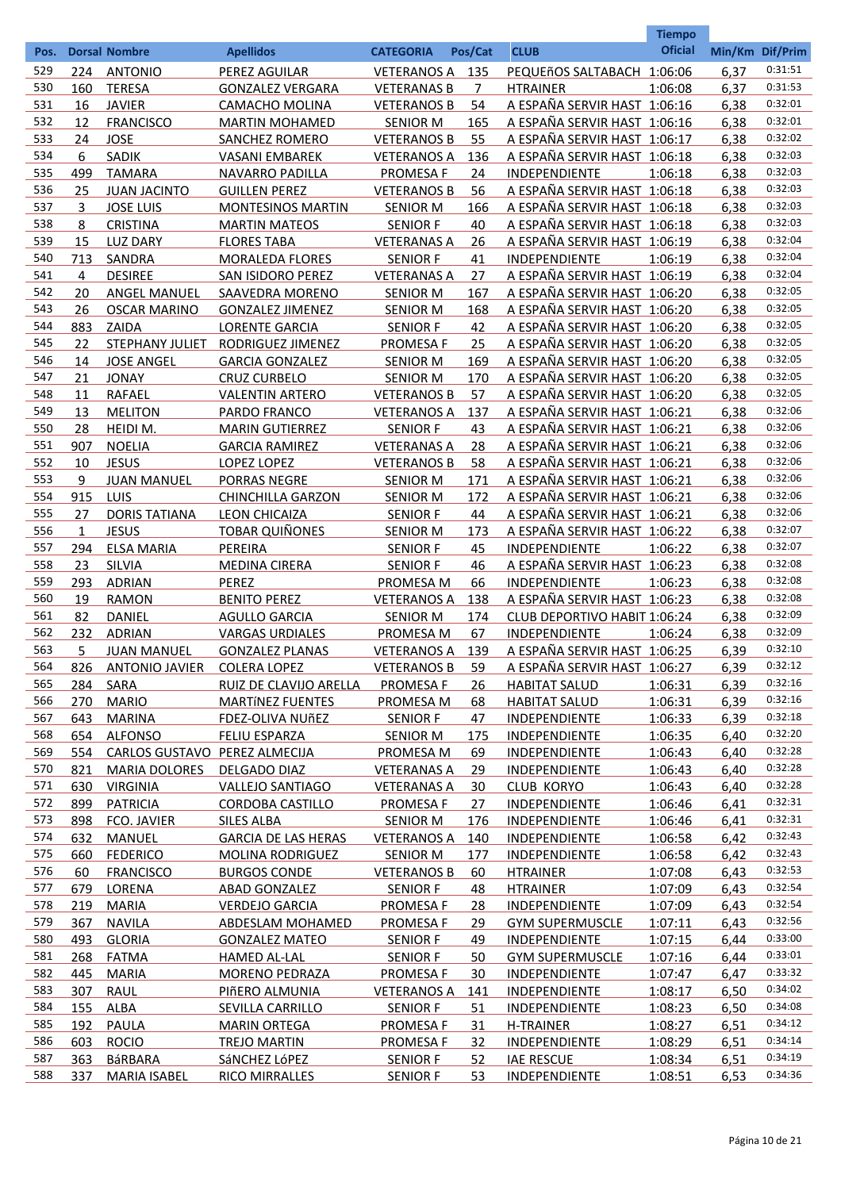| Pos. | Dorsal | Nombre | Apellidos | CATEGORIA | Pos/Cat | CLUB | Tiempo Oficial | Min/Km | Dif/Prim |
|---|---|---|---|---|---|---|---|---|---|
| 529 | 224 | ANTONIO | PEREZ AGUILAR | VETERANOS A | 135 | PEQUEñOS SALTABACH | 1:06:06 | 6,37 | 0:31:51 |
| 530 | 160 | TERESA | GONZALEZ VERGARA | VETERANAS B | 7 | HTRAINER | 1:06:08 | 6,37 | 0:31:53 |
| 531 | 16 | JAVIER | CAMACHO MOLINA | VETERANOS B | 54 | A ESPAÑA SERVIR HAST | 1:06:16 | 6,38 | 0:32:01 |
| 532 | 12 | FRANCISCO | MARTIN MOHAMED | SENIOR M | 165 | A ESPAÑA SERVIR HAST | 1:06:16 | 6,38 | 0:32:01 |
| 533 | 24 | JOSE | SANCHEZ ROMERO | VETERANOS B | 55 | A ESPAÑA SERVIR HAST | 1:06:17 | 6,38 | 0:32:02 |
| 534 | 6 | SADIK | VASANI EMBAREK | VETERANOS A | 136 | A ESPAÑA SERVIR HAST | 1:06:18 | 6,38 | 0:32:03 |
| 535 | 499 | TAMARA | NAVARRO PADILLA | PROMESA F | 24 | INDEPENDIENTE | 1:06:18 | 6,38 | 0:32:03 |
| 536 | 25 | JUAN JACINTO | GUILLEN PEREZ | VETERANOS B | 56 | A ESPAÑA SERVIR HAST | 1:06:18 | 6,38 | 0:32:03 |
| 537 | 3 | JOSE LUIS | MONTESINOS MARTIN | SENIOR M | 166 | A ESPAÑA SERVIR HAST | 1:06:18 | 6,38 | 0:32:03 |
| 538 | 8 | CRISTINA | MARTIN MATEOS | SENIOR F | 40 | A ESPAÑA SERVIR HAST | 1:06:18 | 6,38 | 0:32:03 |
| 539 | 15 | LUZ DARY | FLORES TABA | VETERANAS A | 26 | A ESPAÑA SERVIR HAST | 1:06:19 | 6,38 | 0:32:04 |
| 540 | 713 | SANDRA | MORALEDA FLORES | SENIOR F | 41 | INDEPENDIENTE | 1:06:19 | 6,38 | 0:32:04 |
| 541 | 4 | DESIREE | SAN ISIDORO PEREZ | VETERANAS A | 27 | A ESPAÑA SERVIR HAST | 1:06:19 | 6,38 | 0:32:04 |
| 542 | 20 | ANGEL MANUEL | SAAVEDRA MORENO | SENIOR M | 167 | A ESPAÑA SERVIR HAST | 1:06:20 | 6,38 | 0:32:05 |
| 543 | 26 | OSCAR MARINO | GONZALEZ JIMENEZ | SENIOR M | 168 | A ESPAÑA SERVIR HAST | 1:06:20 | 6,38 | 0:32:05 |
| 544 | 883 | ZAIDA | LORENTE GARCIA | SENIOR F | 42 | A ESPAÑA SERVIR HAST | 1:06:20 | 6,38 | 0:32:05 |
| 545 | 22 | STEPHANY JULIET | RODRIGUEZ JIMENEZ | PROMESA F | 25 | A ESPAÑA SERVIR HAST | 1:06:20 | 6,38 | 0:32:05 |
| 546 | 14 | JOSE ANGEL | GARCIA GONZALEZ | SENIOR M | 169 | A ESPAÑA SERVIR HAST | 1:06:20 | 6,38 | 0:32:05 |
| 547 | 21 | JONAY | CRUZ CURBELO | SENIOR M | 170 | A ESPAÑA SERVIR HAST | 1:06:20 | 6,38 | 0:32:05 |
| 548 | 11 | RAFAEL | VALENTIN ARTERO | VETERANOS B | 57 | A ESPAÑA SERVIR HAST | 1:06:20 | 6,38 | 0:32:05 |
| 549 | 13 | MELITON | PARDO FRANCO | VETERANOS A | 137 | A ESPAÑA SERVIR HAST | 1:06:21 | 6,38 | 0:32:06 |
| 550 | 28 | HEIDI M. | MARIN GUTIERREZ | SENIOR F | 43 | A ESPAÑA SERVIR HAST | 1:06:21 | 6,38 | 0:32:06 |
| 551 | 907 | NOELIA | GARCIA RAMIREZ | VETERANAS A | 28 | A ESPAÑA SERVIR HAST | 1:06:21 | 6,38 | 0:32:06 |
| 552 | 10 | JESUS | LOPEZ LOPEZ | VETERANOS B | 58 | A ESPAÑA SERVIR HAST | 1:06:21 | 6,38 | 0:32:06 |
| 553 | 9 | JUAN MANUEL | PORRAS NEGRE | SENIOR M | 171 | A ESPAÑA SERVIR HAST | 1:06:21 | 6,38 | 0:32:06 |
| 554 | 915 | LUIS | CHINCHILLA GARZON | SENIOR M | 172 | A ESPAÑA SERVIR HAST | 1:06:21 | 6,38 | 0:32:06 |
| 555 | 27 | DORIS TATIANA | LEON CHICAIZA | SENIOR F | 44 | A ESPAÑA SERVIR HAST | 1:06:21 | 6,38 | 0:32:06 |
| 556 | 1 | JESUS | TOBAR QUIÑONES | SENIOR M | 173 | A ESPAÑA SERVIR HAST | 1:06:22 | 6,38 | 0:32:07 |
| 557 | 294 | ELSA MARIA | PEREIRA | SENIOR F | 45 | INDEPENDIENTE | 1:06:22 | 6,38 | 0:32:07 |
| 558 | 23 | SILVIA | MEDINA CIRERA | SENIOR F | 46 | A ESPAÑA SERVIR HAST | 1:06:23 | 6,38 | 0:32:08 |
| 559 | 293 | ADRIAN | PEREZ | PROMESA M | 66 | INDEPENDIENTE | 1:06:23 | 6,38 | 0:32:08 |
| 560 | 19 | RAMON | BENITO PEREZ | VETERANOS A | 138 | A ESPAÑA SERVIR HAST | 1:06:23 | 6,38 | 0:32:08 |
| 561 | 82 | DANIEL | AGULLO GARCIA | SENIOR M | 174 | CLUB DEPORTIVO HABIT | 1:06:24 | 6,38 | 0:32:09 |
| 562 | 232 | ADRIAN | VARGAS URDIALES | PROMESA M | 67 | INDEPENDIENTE | 1:06:24 | 6,38 | 0:32:09 |
| 563 | 5 | JUAN MANUEL | GONZALEZ PLANAS | VETERANOS A | 139 | A ESPAÑA SERVIR HAST | 1:06:25 | 6,39 | 0:32:10 |
| 564 | 826 | ANTONIO JAVIER | COLERA LOPEZ | VETERANOS B | 59 | A ESPAÑA SERVIR HAST | 1:06:27 | 6,39 | 0:32:12 |
| 565 | 284 | SARA | RUIZ DE CLAVIJO ARELLA | PROMESA F | 26 | HABITAT SALUD | 1:06:31 | 6,39 | 0:32:16 |
| 566 | 270 | MARIO | MARTíNEZ FUENTES | PROMESA M | 68 | HABITAT SALUD | 1:06:31 | 6,39 | 0:32:16 |
| 567 | 643 | MARINA | FDEZ-OLIVA NUñEZ | SENIOR F | 47 | INDEPENDIENTE | 1:06:33 | 6,39 | 0:32:18 |
| 568 | 654 | ALFONSO | FELIU ESPARZA | SENIOR M | 175 | INDEPENDIENTE | 1:06:35 | 6,40 | 0:32:20 |
| 569 | 554 | CARLOS GUSTAVO | PEREZ ALMECIJA | PROMESA M | 69 | INDEPENDIENTE | 1:06:43 | 6,40 | 0:32:28 |
| 570 | 821 | MARIA DOLORES | DELGADO DIAZ | VETERANAS A | 29 | INDEPENDIENTE | 1:06:43 | 6,40 | 0:32:28 |
| 571 | 630 | VIRGINIA | VALLEJO SANTIAGO | VETERANAS A | 30 | CLUB KORYO | 1:06:43 | 6,40 | 0:32:28 |
| 572 | 899 | PATRICIA | CORDOBA CASTILLO | PROMESA F | 27 | INDEPENDIENTE | 1:06:46 | 6,41 | 0:32:31 |
| 573 | 898 | FCO. JAVIER | SILES ALBA | SENIOR M | 176 | INDEPENDIENTE | 1:06:46 | 6,41 | 0:32:31 |
| 574 | 632 | MANUEL | GARCIA DE LAS HERAS | VETERANOS A | 140 | INDEPENDIENTE | 1:06:58 | 6,42 | 0:32:43 |
| 575 | 660 | FEDERICO | MOLINA RODRIGUEZ | SENIOR M | 177 | INDEPENDIENTE | 1:06:58 | 6,42 | 0:32:43 |
| 576 | 60 | FRANCISCO | BURGOS CONDE | VETERANOS B | 60 | HTRAINER | 1:07:08 | 6,43 | 0:32:53 |
| 577 | 679 | LORENA | ABAD GONZALEZ | SENIOR F | 48 | HTRAINER | 1:07:09 | 6,43 | 0:32:54 |
| 578 | 219 | MARIA | VERDEJO GARCIA | PROMESA F | 28 | INDEPENDIENTE | 1:07:09 | 6,43 | 0:32:54 |
| 579 | 367 | NAVILA | ABDESLAM MOHAMED | PROMESA F | 29 | GYM SUPERMUSCLE | 1:07:11 | 6,43 | 0:32:56 |
| 580 | 493 | GLORIA | GONZALEZ MATEO | SENIOR F | 49 | INDEPENDIENTE | 1:07:15 | 6,44 | 0:33:00 |
| 581 | 268 | FATMA | HAMED AL-LAL | SENIOR F | 50 | GYM SUPERMUSCLE | 1:07:16 | 6,44 | 0:33:01 |
| 582 | 445 | MARIA | MORENO PEDRAZA | PROMESA F | 30 | INDEPENDIENTE | 1:07:47 | 6,47 | 0:33:32 |
| 583 | 307 | RAUL | PIñERO ALMUNIA | VETERANOS A | 141 | INDEPENDIENTE | 1:08:17 | 6,50 | 0:34:02 |
| 584 | 155 | ALBA | SEVILLA CARRILLO | SENIOR F | 51 | INDEPENDIENTE | 1:08:23 | 6,50 | 0:34:08 |
| 585 | 192 | PAULA | MARIN ORTEGA | PROMESA F | 31 | H-TRAINER | 1:08:27 | 6,51 | 0:34:12 |
| 586 | 603 | ROCIO | TREJO MARTIN | PROMESA F | 32 | INDEPENDIENTE | 1:08:29 | 6,51 | 0:34:14 |
| 587 | 363 | BáRBARA | SáNCHEZ LóPEZ | SENIOR F | 52 | IAE RESCUE | 1:08:34 | 6,51 | 0:34:19 |
| 588 | 337 | MARIA ISABEL | RICO MIRRALLES | SENIOR F | 53 | INDEPENDIENTE | 1:08:51 | 6,53 | 0:34:36 |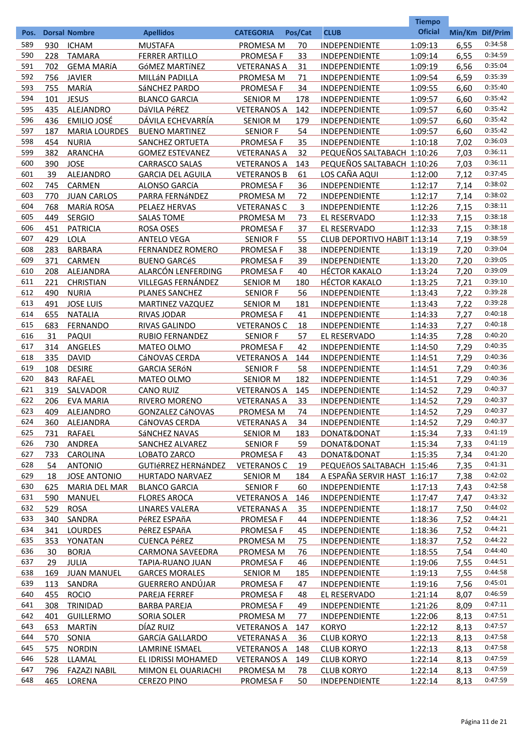| Pos. | Dorsal | Nombre | Apellidos | CATEGORIA | Pos/Cat | CLUB | Tiempo Oficial | Min/Km | Dif/Prim |
|---|---|---|---|---|---|---|---|---|---|
| 589 | 930 | ICHAM | MUSTAFA | PROMESA M | 70 | INDEPENDIENTE | 1:09:13 | 6,55 | 0:34:58 |
| 590 | 228 | TAMARA | FERRER ARTILLO | PROMESA F | 33 | INDEPENDIENTE | 1:09:14 | 6,55 | 0:34:59 |
| 591 | 702 | GEMA MARÍA | GóMEZ MARTÍNEZ | VETERANAS A | 31 | INDEPENDIENTE | 1:09:19 | 6,56 | 0:35:04 |
| 592 | 756 | JAVIER | MILLáN PADILLA | PROMESA M | 71 | INDEPENDIENTE | 1:09:54 | 6,59 | 0:35:39 |
| 593 | 755 | MARÍA | SáNCHEZ PARDO | PROMESA F | 34 | INDEPENDIENTE | 1:09:55 | 6,60 | 0:35:40 |
| 594 | 101 | JESUS | BLANCO GARCIA | SENIOR M | 178 | INDEPENDIENTE | 1:09:57 | 6,60 | 0:35:42 |
| 595 | 435 | ALEJANDRO | DáVILA PéREZ | VETERANOS A | 142 | INDEPENDIENTE | 1:09:57 | 6,60 | 0:35:42 |
| 596 | 436 | EMILIO JOSÉ | DÁVILA ECHEVARRÍA | SENIOR M | 179 | INDEPENDIENTE | 1:09:57 | 6,60 | 0:35:42 |
| 597 | 187 | MARIA LOURDES | BUENO MARTINEZ | SENIOR F | 54 | INDEPENDIENTE | 1:09:57 | 6,60 | 0:35:42 |
| 598 | 454 | NURIA | SANCHEZ ORTUETA | PROMESA F | 35 | INDEPENDIENTE | 1:10:18 | 7,02 | 0:36:03 |
| 599 | 382 | ARANCHA | GOMEZ ESTEVANEZ | VETERANAS A | 32 | PEQUEÑOS SALTABACH | 1:10:26 | 7,03 | 0:36:11 |
| 600 | 390 | JOSE | CARRASCO SALAS | VETERANOS A | 143 | PEQUEÑOS SALTABACH | 1:10:26 | 7,03 | 0:36:11 |
| 601 | 39 | ALEJANDRO | GARCIA DEL AGUILA | VETERANOS B | 61 | LOS CAÑA AQUI | 1:12:00 | 7,12 | 0:37:45 |
| 602 | 745 | CARMEN | ALONSO GARCÍA | PROMESA F | 36 | INDEPENDIENTE | 1:12:17 | 7,14 | 0:38:02 |
| 603 | 770 | JUAN CARLOS | PARRA FERNáNDEZ | PROMESA M | 72 | INDEPENDIENTE | 1:12:17 | 7,14 | 0:38:02 |
| 604 | 768 | MARíA ROSA | PELAEZ HERVAS | VETERANAS C | 3 | INDEPENDIENTE | 1:12:26 | 7,15 | 0:38:11 |
| 605 | 449 | SERGIO | SALAS TOME | PROMESA M | 73 | EL RESERVADO | 1:12:33 | 7,15 | 0:38:18 |
| 606 | 451 | PATRICIA | ROSA OSES | PROMESA F | 37 | EL RESERVADO | 1:12:33 | 7,15 | 0:38:18 |
| 607 | 429 | LOLA | ANTELO VEGA | SENIOR F | 55 | CLUB DEPORTIVO HABIT | 1:13:14 | 7,19 | 0:38:59 |
| 608 | 283 | BARBARA | FERNANDEZ ROMERO | PROMESA F | 38 | INDEPENDIENTE | 1:13:19 | 7,20 | 0:39:04 |
| 609 | 371 | CARMEN | BUENO GARCéS | PROMESA F | 39 | INDEPENDIENTE | 1:13:20 | 7,20 | 0:39:05 |
| 610 | 208 | ALEJANDRA | ALARCÓN LENFERDING | PROMESA F | 40 | HÉCTOR KAKALO | 1:13:24 | 7,20 | 0:39:09 |
| 611 | 221 | CHRISTIAN | VILLEGAS FERNÁNDEZ | SENIOR M | 180 | HÉCTOR KAKALO | 1:13:25 | 7,21 | 0:39:10 |
| 612 | 490 | NURIA | PLANES SANCHEZ | SENIOR F | 56 | INDEPENDIENTE | 1:13:43 | 7,22 | 0:39:28 |
| 613 | 491 | JOSE LUIS | MARTINEZ VAZQUEZ | SENIOR M | 181 | INDEPENDIENTE | 1:13:43 | 7,22 | 0:39:28 |
| 614 | 655 | NATALIA | RIVAS JODAR | PROMESA F | 41 | INDEPENDIENTE | 1:14:33 | 7,27 | 0:40:18 |
| 615 | 683 | FERNANDO | RIVAS GALINDO | VETERANOS C | 18 | INDEPENDIENTE | 1:14:33 | 7,27 | 0:40:18 |
| 616 | 31 | PAQUI | RUBIO FERNANDEZ | SENIOR F | 57 | EL RESERVADO | 1:14:35 | 7,28 | 0:40:20 |
| 617 | 314 | ANGELES | MATEO OLMO | PROMESA F | 42 | INDEPENDIENTE | 1:14:50 | 7,29 | 0:40:35 |
| 618 | 335 | DAVID | CáNOVAS CERDA | VETERANOS A | 144 | INDEPENDIENTE | 1:14:51 | 7,29 | 0:40:36 |
| 619 | 108 | DESIRE | GARCIA SERóN | SENIOR F | 58 | INDEPENDIENTE | 1:14:51 | 7,29 | 0:40:36 |
| 620 | 843 | RAFAEL | MATEO OLMO | SENIOR M | 182 | INDEPENDIENTE | 1:14:51 | 7,29 | 0:40:36 |
| 621 | 319 | SALVADOR | CANO RUIZ | VETERANOS A | 145 | INDEPENDIENTE | 1:14:52 | 7,29 | 0:40:37 |
| 622 | 206 | EVA MARIA | RIVERO MORENO | VETERANAS A | 33 | INDEPENDIENTE | 1:14:52 | 7,29 | 0:40:37 |
| 623 | 409 | ALEJANDRO | GONZALEZ CáNOVAS | PROMESA M | 74 | INDEPENDIENTE | 1:14:52 | 7,29 | 0:40:37 |
| 624 | 360 | ALEJANDRA | CáNOVAS CERDA | VETERANAS A | 34 | INDEPENDIENTE | 1:14:52 | 7,29 | 0:40:37 |
| 625 | 731 | RAFAEL | SáNCHEZ NAVAS | SENIOR M | 183 | DONAT&DONAT | 1:15:34 | 7,33 | 0:41:19 |
| 626 | 730 | ANDREA | SANCHEZ ALVAREZ | SENIOR F | 59 | DONAT&DONAT | 1:15:34 | 7,33 | 0:41:19 |
| 627 | 733 | CAROLINA | LOBATO ZARCO | PROMESA F | 43 | DONAT&DONAT | 1:15:35 | 7,34 | 0:41:20 |
| 628 | 54 | ANTONIO | GUTIéRREZ HERNáNDEZ | VETERANOS C | 19 | PEQUEñOS SALTABACH | 1:15:46 | 7,35 | 0:41:31 |
| 629 | 18 | JOSE ANTONIO | HURTADO NARVAEZ | SENIOR M | 184 | A ESPAÑA SERVIR HAST | 1:16:17 | 7,38 | 0:42:02 |
| 630 | 625 | MARIA DEL MAR | BLANCO GARCIA | SENIOR F | 60 | INDEPENDIENTE | 1:17:13 | 7,43 | 0:42:58 |
| 631 | 590 | MANUEL | FLORES AROCA | VETERANOS A | 146 | INDEPENDIENTE | 1:17:47 | 7,47 | 0:43:32 |
| 632 | 529 | ROSA | LINARES VALERA | VETERANAS A | 35 | INDEPENDIENTE | 1:18:17 | 7,50 | 0:44:02 |
| 633 | 340 | SANDRA | PéREZ ESPAñA | PROMESA F | 44 | INDEPENDIENTE | 1:18:36 | 7,52 | 0:44:21 |
| 634 | 341 | LOURDES | PéREZ ESPAñA | PROMESA F | 45 | INDEPENDIENTE | 1:18:36 | 7,52 | 0:44:21 |
| 635 | 353 | YONATAN | CUENCA PéREZ | PROMESA M | 75 | INDEPENDIENTE | 1:18:37 | 7,52 | 0:44:22 |
| 636 | 30 | BORJA | CARMONA SAVEEDRA | PROMESA M | 76 | INDEPENDIENTE | 1:18:55 | 7,54 | 0:44:40 |
| 637 | 29 | JULIA | TAPIA-RUANO JUAN | PROMESA F | 46 | INDEPENDIENTE | 1:19:06 | 7,55 | 0:44:51 |
| 638 | 169 | JUAN MANUEL | GARCES MORALES | SENIOR M | 185 | INDEPENDIENTE | 1:19:13 | 7,55 | 0:44:58 |
| 639 | 113 | SANDRA | GUERRERO ANDÚJAR | PROMESA F | 47 | INDEPENDIENTE | 1:19:16 | 7,56 | 0:45:01 |
| 640 | 455 | ROCIO | PAREJA FERREF | PROMESA F | 48 | EL RESERVADO | 1:21:14 | 8,07 | 0:46:59 |
| 641 | 308 | TRINIDAD | BARBA PAREJA | PROMESA F | 49 | INDEPENDIENTE | 1:21:26 | 8,09 | 0:47:11 |
| 642 | 401 | GUILLERMO | SORIA SOLER | PROMESA M | 77 | INDEPENDIENTE | 1:22:06 | 8,13 | 0:47:51 |
| 643 | 653 | MARTÍN | DÍAZ RUIZ | VETERANOS A | 147 | KORYO | 1:22:12 | 8,13 | 0:47:57 |
| 644 | 570 | SONIA | GARCíA GALLARDO | VETERANAS A | 36 | CLUB KORYO | 1:22:13 | 8,13 | 0:47:58 |
| 645 | 575 | NORDIN | LAMRINE ISMAEL | VETERANOS A | 148 | CLUB KORYO | 1:22:13 | 8,13 | 0:47:58 |
| 646 | 528 | LLAMAL | EL IDRISSI MOHAMED | VETERANOS A | 149 | CLUB KORYO | 1:22:14 | 8,13 | 0:47:59 |
| 647 | 796 | FAZAZI NABIL | MIMON EL OUARIACHI | PROMESA M | 78 | CLUB KORYO | 1:22:14 | 8,13 | 0:47:59 |
| 648 | 465 | LORENA | CEREZO PINO | PROMESA F | 50 | INDEPENDIENTE | 1:22:14 | 8,13 | 0:47:59 |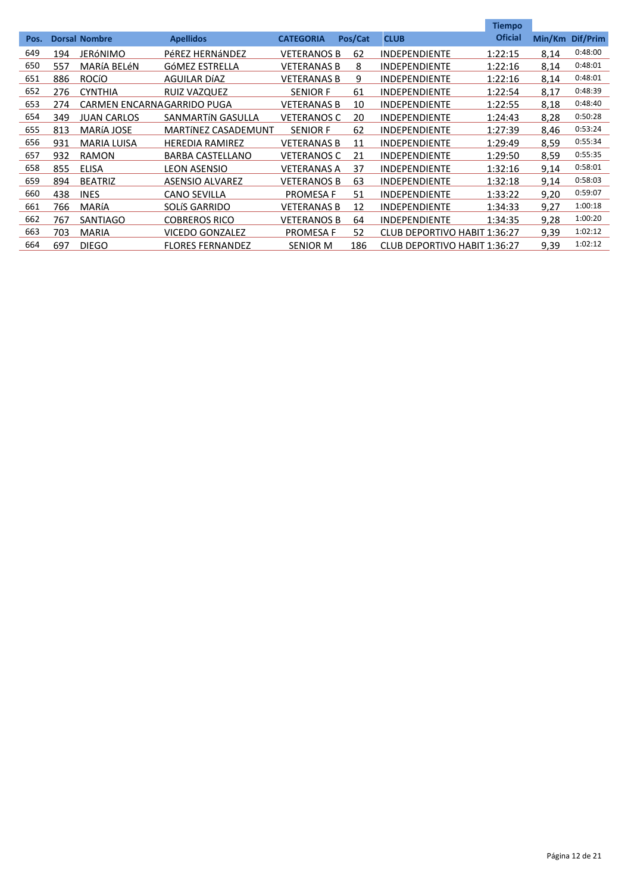| Pos. | Dorsal | Nombre | Apellidos | CATEGORIA | Pos/Cat | CLUB | Tiempo Oficial | Min/Km | Dif/Prim |
|---|---|---|---|---|---|---|---|---|---|
| 649 | 194 | JERóNIMO | PéREZ HERNáNDEZ | VETERANOS B | 62 | INDEPENDIENTE | 1:22:15 | 8,14 | 0:48:00 |
| 650 | 557 | MARíA BELéN | GóMEZ ESTRELLA | VETERANAS B | 8 | INDEPENDIENTE | 1:22:16 | 8,14 | 0:48:01 |
| 651 | 886 | ROCíO | AGUILAR DíAZ | VETERANAS B | 9 | INDEPENDIENTE | 1:22:16 | 8,14 | 0:48:01 |
| 652 | 276 | CYNTHIA | RUIZ VAZQUEZ | SENIOR F | 61 | INDEPENDIENTE | 1:22:54 | 8,17 | 0:48:39 |
| 653 | 274 | CARMEN ENCARNA | GARRIDO PUGA | VETERANAS B | 10 | INDEPENDIENTE | 1:22:55 | 8,18 | 0:48:40 |
| 654 | 349 | JUAN CARLOS | SANMARTíN GASULLA | VETERANOS C | 20 | INDEPENDIENTE | 1:24:43 | 8,28 | 0:50:28 |
| 655 | 813 | MARíA JOSE | MARTíNEZ CASADEMUNT | SENIOR F | 62 | INDEPENDIENTE | 1:27:39 | 8,46 | 0:53:24 |
| 656 | 931 | MARIA LUISA | HEREDIA RAMIREZ | VETERANAS B | 11 | INDEPENDIENTE | 1:29:49 | 8,59 | 0:55:34 |
| 657 | 932 | RAMON | BARBA CASTELLANO | VETERANOS C | 21 | INDEPENDIENTE | 1:29:50 | 8,59 | 0:55:35 |
| 658 | 855 | ELISA | LEON ASENSIO | VETERANAS A | 37 | INDEPENDIENTE | 1:32:16 | 9,14 | 0:58:01 |
| 659 | 894 | BEATRIZ | ASENSIO ALVAREZ | VETERANOS B | 63 | INDEPENDIENTE | 1:32:18 | 9,14 | 0:58:03 |
| 660 | 438 | INES | CANO SEVILLA | PROMESA F | 51 | INDEPENDIENTE | 1:33:22 | 9,20 | 0:59:07 |
| 661 | 766 | MARíA | SOLíS GARRIDO | VETERANAS B | 12 | INDEPENDIENTE | 1:34:33 | 9,27 | 1:00:18 |
| 662 | 767 | SANTIAGO | COBREROS RICO | VETERANOS B | 64 | INDEPENDIENTE | 1:34:35 | 9,28 | 1:00:20 |
| 663 | 703 | MARIA | VICEDO GONZALEZ | PROMESA F | 52 | CLUB DEPORTIVO HABIT | 1:36:27 | 9,39 | 1:02:12 |
| 664 | 697 | DIEGO | FLORES FERNANDEZ | SENIOR M | 186 | CLUB DEPORTIVO HABIT | 1:36:27 | 9,39 | 1:02:12 |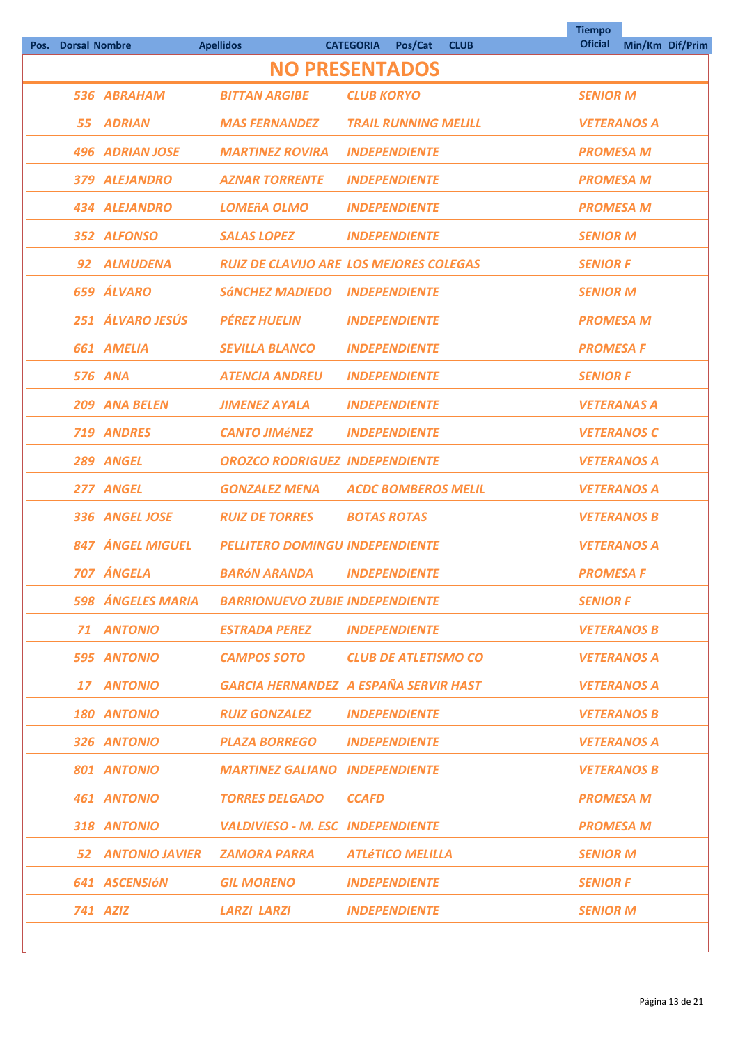| Pos. | Dorsal | Nombre | Apellidos | CATEGORIA | Pos/Cat | CLUB | Tiempo Oficial | Min/Km | Dif/Prim |
|---|---|---|---|---|---|---|---|---|---|

## NO PRESENTADOS

| Dorsal | Nombre | Apellidos | Club | Categoría |
|---|---|---|---|---|
| 536 | ABRAHAM | BITTAN ARGIBE | CLUB KORYO | SENIOR M |
| 55 | ADRIAN | MAS FERNANDEZ | TRAIL RUNNING MELILL | VETERANOS A |
| 496 | ADRIAN JOSE | MARTINEZ ROVIRA | INDEPENDIENTE | PROMESA M |
| 379 | ALEJANDRO | AZNAR TORRENTE | INDEPENDIENTE | PROMESA M |
| 434 | ALEJANDRO | LOMEñA OLMO | INDEPENDIENTE | PROMESA M |
| 352 | ALFONSO | SALAS LOPEZ | INDEPENDIENTE | SENIOR M |
| 92 | ALMUDENA | RUIZ DE CLAVIJO ARE | LOS MEJORES COLEGAS | SENIOR F |
| 659 | ÁLVARO | SáNCHEZ MADIEDO | INDEPENDIENTE | SENIOR M |
| 251 | ÁLVARO JESÚS | PÉREZ HUELIN | INDEPENDIENTE | PROMESA M |
| 661 | AMELIA | SEVILLA BLANCO | INDEPENDIENTE | PROMESA F |
| 576 | ANA | ATENCIA ANDREU | INDEPENDIENTE | SENIOR F |
| 209 | ANA BELEN | JIMENEZ AYALA | INDEPENDIENTE | VETERANAS A |
| 719 | ANDRES | CANTO JIMéNEZ | INDEPENDIENTE | VETERANOS C |
| 289 | ANGEL | OROZCO RODRIGUEZ | INDEPENDIENTE | VETERANOS A |
| 277 | ANGEL | GONZALEZ MENA | ACDC BOMBEROS MELIL | VETERANOS A |
| 336 | ANGEL JOSE | RUIZ DE TORRES | BOTAS ROTAS | VETERANOS B |
| 847 | ÁNGEL MIGUEL | PELLITERO DOMINGU | INDEPENDIENTE | VETERANOS A |
| 707 | ÁNGELA | BARóN ARANDA | INDEPENDIENTE | PROMESA F |
| 598 | ÁNGELES MARIA | BARRIONUEVO ZUBIE | INDEPENDIENTE | SENIOR F |
| 71 | ANTONIO | ESTRADA PEREZ | INDEPENDIENTE | VETERANOS B |
| 595 | ANTONIO | CAMPOS SOTO | CLUB DE ATLETISMO CO | VETERANOS A |
| 17 | ANTONIO | GARCIA HERNANDEZ | A ESPAÑA SERVIR HAST | VETERANOS A |
| 180 | ANTONIO | RUIZ GONZALEZ | INDEPENDIENTE | VETERANOS B |
| 326 | ANTONIO | PLAZA BORREGO | INDEPENDIENTE | VETERANOS A |
| 801 | ANTONIO | MARTINEZ GALIANO | INDEPENDIENTE | VETERANOS B |
| 461 | ANTONIO | TORRES DELGADO | CCAFD | PROMESA M |
| 318 | ANTONIO | VALDIVIESO - M. ESC | INDEPENDIENTE | PROMESA M |
| 52 | ANTONIO JAVIER | ZAMORA PARRA | ATLéTICO MELILLA | SENIOR M |
| 641 | ASCENSIóN | GIL MORENO | INDEPENDIENTE | SENIOR F |
| 741 | AZIZ | LARZI LARZI | INDEPENDIENTE | SENIOR M |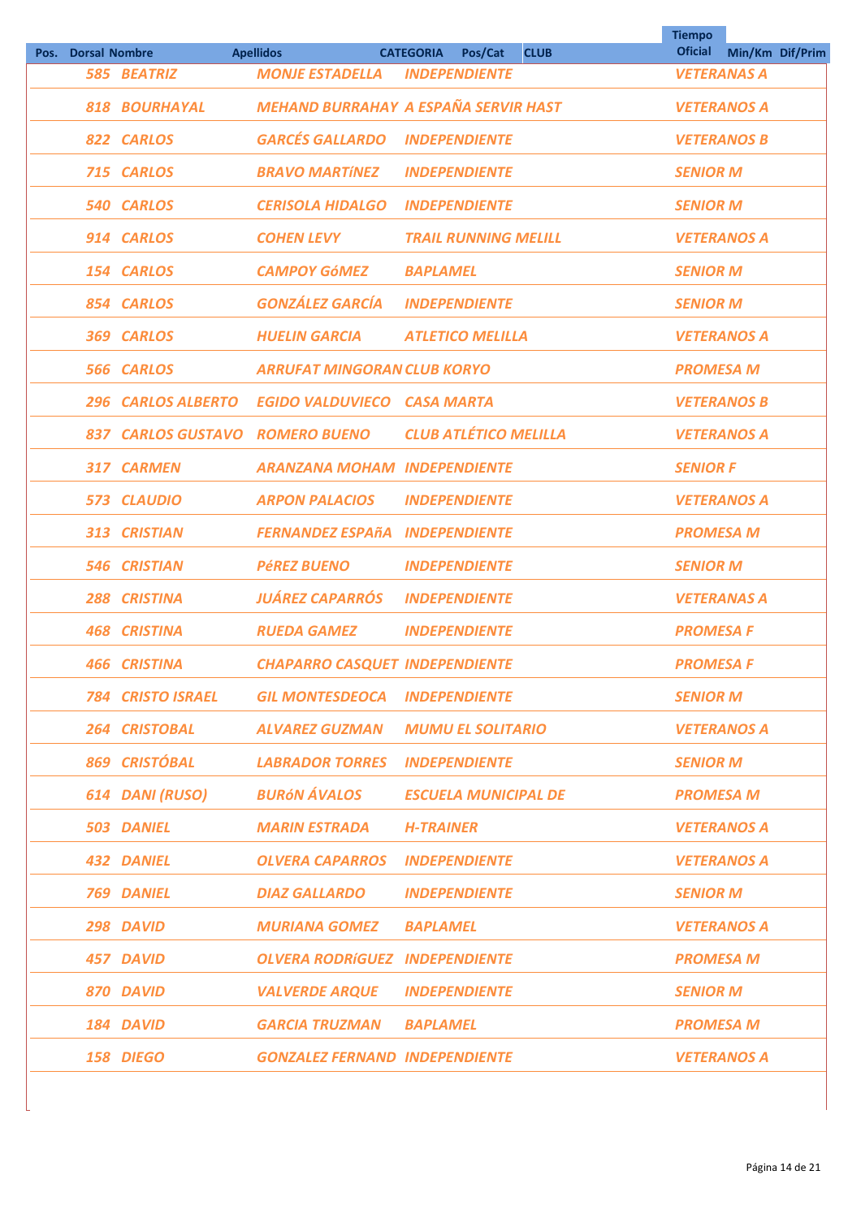| Pos. | Dorsal | Nombre | Apellidos | CATEGORIA | Pos/Cat | CLUB | Tiempo Oficial | Min/Km | Dif/Prim |
|---|---|---|---|---|---|---|---|---|---|
| | 585 | BEATRIZ | MONJE ESTADELLA | INDEPENDIENTE | | | VETERANAS A | | |
| | 818 | BOURHAYAL | MEHAND BURRAHAY | A ESPAÑA SERVIR HAST | | | VETERANOS A | | |
| | 822 | CARLOS | GARCÉS GALLARDO | INDEPENDIENTE | | | VETERANOS B | | |
| | 715 | CARLOS | BRAVO MARTíNEZ | INDEPENDIENTE | | | SENIOR M | | |
| | 540 | CARLOS | CERISOLA HIDALGO | INDEPENDIENTE | | | SENIOR M | | |
| | 914 | CARLOS | COHEN LEVY | TRAIL RUNNING MELILL | | | VETERANOS A | | |
| | 154 | CARLOS | CAMPOY GóMEZ | BAPLAMEL | | | SENIOR M | | |
| | 854 | CARLOS | GONZÁLEZ GARCÍA | INDEPENDIENTE | | | SENIOR M | | |
| | 369 | CARLOS | HUELIN GARCIA | ATLETICO MELILLA | | | VETERANOS A | | |
| | 566 | CARLOS | ARRUFAT MINGORAN | CLUB KORYO | | | PROMESA M | | |
| | 296 | CARLOS ALBERTO | EGIDO VALDUVIECO | CASA MARTA | | | VETERANOS B | | |
| | 837 | CARLOS GUSTAVO | ROMERO BUENO | CLUB ATLÉTICO MELILLA | | | VETERANOS A | | |
| | 317 | CARMEN | ARANZANA MOHAM | INDEPENDIENTE | | | SENIOR F | | |
| | 573 | CLAUDIO | ARPON PALACIOS | INDEPENDIENTE | | | VETERANOS A | | |
| | 313 | CRISTIAN | FERNANDEZ ESPAñA | INDEPENDIENTE | | | PROMESA M | | |
| | 546 | CRISTIAN | PéREZ BUENO | INDEPENDIENTE | | | SENIOR M | | |
| | 288 | CRISTINA | JUÁREZ CAPARRÓS | INDEPENDIENTE | | | VETERANAS A | | |
| | 468 | CRISTINA | RUEDA GAMEZ | INDEPENDIENTE | | | PROMESA F | | |
| | 466 | CRISTINA | CHAPARRO CASQUET | INDEPENDIENTE | | | PROMESA F | | |
| | 784 | CRISTO ISRAEL | GIL MONTESDEOCA | INDEPENDIENTE | | | SENIOR M | | |
| | 264 | CRISTOBAL | ALVAREZ GUZMAN | MUMU EL SOLITARIO | | | VETERANOS A | | |
| | 869 | CRISTÓBAL | LABRADOR TORRES | INDEPENDIENTE | | | SENIOR M | | |
| | 614 | DANI (RUSO) | BURóN ÁVALOS | ESCUELA MUNICIPAL DE | | | PROMESA M | | |
| | 503 | DANIEL | MARIN ESTRADA | H-TRAINER | | | VETERANOS A | | |
| | 432 | DANIEL | OLVERA CAPARROS | INDEPENDIENTE | | | VETERANOS A | | |
| | 769 | DANIEL | DIAZ GALLARDO | INDEPENDIENTE | | | SENIOR M | | |
| | 298 | DAVID | MURIANA GOMEZ | BAPLAMEL | | | VETERANOS A | | |
| | 457 | DAVID | OLVERA RODRíGUEZ | INDEPENDIENTE | | | PROMESA M | | |
| | 870 | DAVID | VALVERDE ARQUE | INDEPENDIENTE | | | SENIOR M | | |
| | 184 | DAVID | GARCIA TRUZMAN | BAPLAMEL | | | PROMESA M | | |
| | 158 | DIEGO | GONZALEZ FERNAND | INDEPENDIENTE | | | VETERANOS A | | |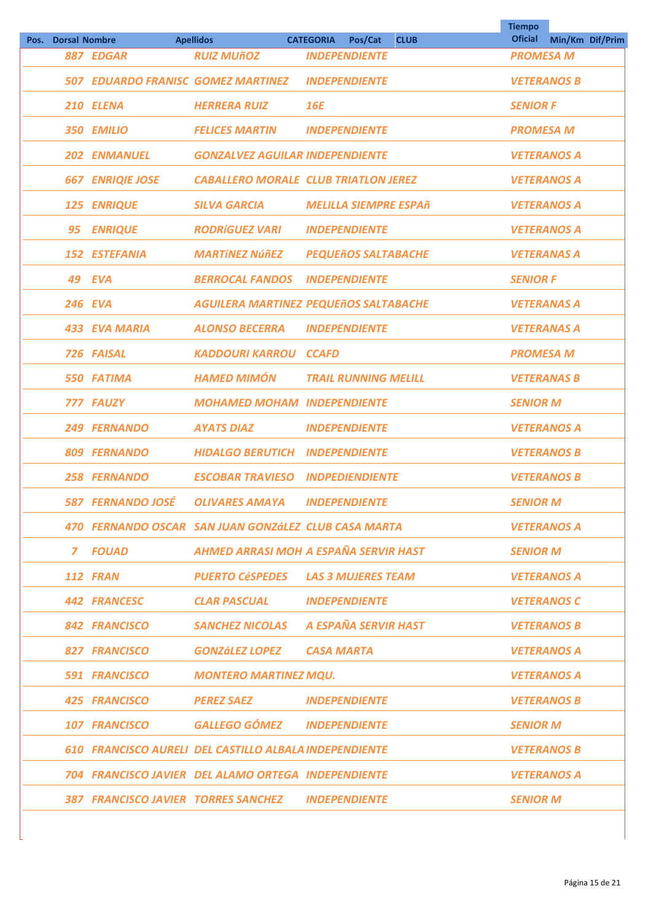| Pos. | Dorsal | Nombre | Apellidos | CATEGORIA | Pos/Cat | CLUB | Tiempo Oficial | Min/Km | Dif/Prim |
|---|---|---|---|---|---|---|---|---|---|
| | 887 | EDGAR | RUIZ MUñOZ | INDEPENDIENTE | | PROMESA M | | | |
| | 507 | EDUARDO FRANISC | GOMEZ MARTINEZ | INDEPENDIENTE | | VETERANOS B | | | |
| | 210 | ELENA | HERRERA RUIZ | 16E | | SENIOR F | | | |
| | 350 | EMILIO | FELICES MARTIN | INDEPENDIENTE | | PROMESA M | | | |
| | 202 | ENMANUEL | GONZALVEZ AGUILAR | INDEPENDIENTE | | VETERANOS A | | | |
| | 667 | ENRIQIE JOSE | CABALLERO MORALE | CLUB TRIATLON JEREZ | | VETERANOS A | | | |
| | 125 | ENRIQUE | SILVA GARCIA | MELILLA SIEMPRE ESPAñ | | VETERANOS A | | | |
| | 95 | ENRIQUE | RODRíGUEZ VARI | INDEPENDIENTE | | VETERANOS A | | | |
| | 152 | ESTEFANIA | MARTíNEZ NúñEZ | PEQUEñOS SALTABACHE | | VETERANAS A | | | |
| | 49 | EVA | BERROCAL FANDOS | INDEPENDIENTE | | SENIOR F | | | |
| | 246 | EVA | AGUILERA MARTINEZ | PEQUEñOS SALTABACHE | | VETERANAS A | | | |
| | 433 | EVA MARIA | ALONSO BECERRA | INDEPENDIENTE | | VETERANAS A | | | |
| | 726 | FAISAL | KADDOURI KARROU | CCAFD | | PROMESA M | | | |
| | 550 | FATIMA | HAMED MIMÓN | TRAIL RUNNING MELILL | | VETERANAS B | | | |
| | 777 | FAUZY | MOHAMED MOHAM | INDEPENDIENTE | | SENIOR M | | | |
| | 249 | FERNANDO | AYATS DIAZ | INDEPENDIENTE | | VETERANOS A | | | |
| | 809 | FERNANDO | HIDALGO BERUTICH | INDEPENDIENTE | | VETERANOS B | | | |
| | 258 | FERNANDO | ESCOBAR TRAVIESO | INDPEDIENDIENTE | | VETERANOS B | | | |
| | 587 | FERNANDO JOSÉ | OLIVARES AMAYA | INDEPENDIENTE | | SENIOR M | | | |
| | 470 | FERNANDO OSCAR | SAN JUAN GONZáLEZ | CLUB CASA MARTA | | VETERANOS A | | | |
| | 7 | FOUAD | AHMED ARRASI MOH | A ESPAÑA SERVIR HAST | | SENIOR M | | | |
| | 112 | FRAN | PUERTO CéSPEDES | LAS 3 MUJERES TEAM | | VETERANOS A | | | |
| | 442 | FRANCESC | CLAR PASCUAL | INDEPENDIENTE | | VETERANOS C | | | |
| | 842 | FRANCISCO | SANCHEZ NICOLAS | A ESPAÑA SERVIR HAST | | VETERANOS B | | | |
| | 827 | FRANCISCO | GONZáLEZ LOPEZ | CASA MARTA | | VETERANOS A | | | |
| | 591 | FRANCISCO | MONTERO MARTINEZ | MQU. | | VETERANOS A | | | |
| | 425 | FRANCISCO | PEREZ SAEZ | INDEPENDIENTE | | VETERANOS B | | | |
| | 107 | FRANCISCO | GALLEGO GÓMEZ | INDEPENDIENTE | | SENIOR M | | | |
| | 610 | FRANCISCO AURELI | DEL CASTILLO ALBALA | INDEPENDIENTE | | VETERANOS B | | | |
| | 704 | FRANCISCO JAVIER | DEL ALAMO ORTEGA | INDEPENDIENTE | | VETERANOS A | | | |
| | 387 | FRANCISCO JAVIER | TORRES SANCHEZ | INDEPENDIENTE | | SENIOR M | | | |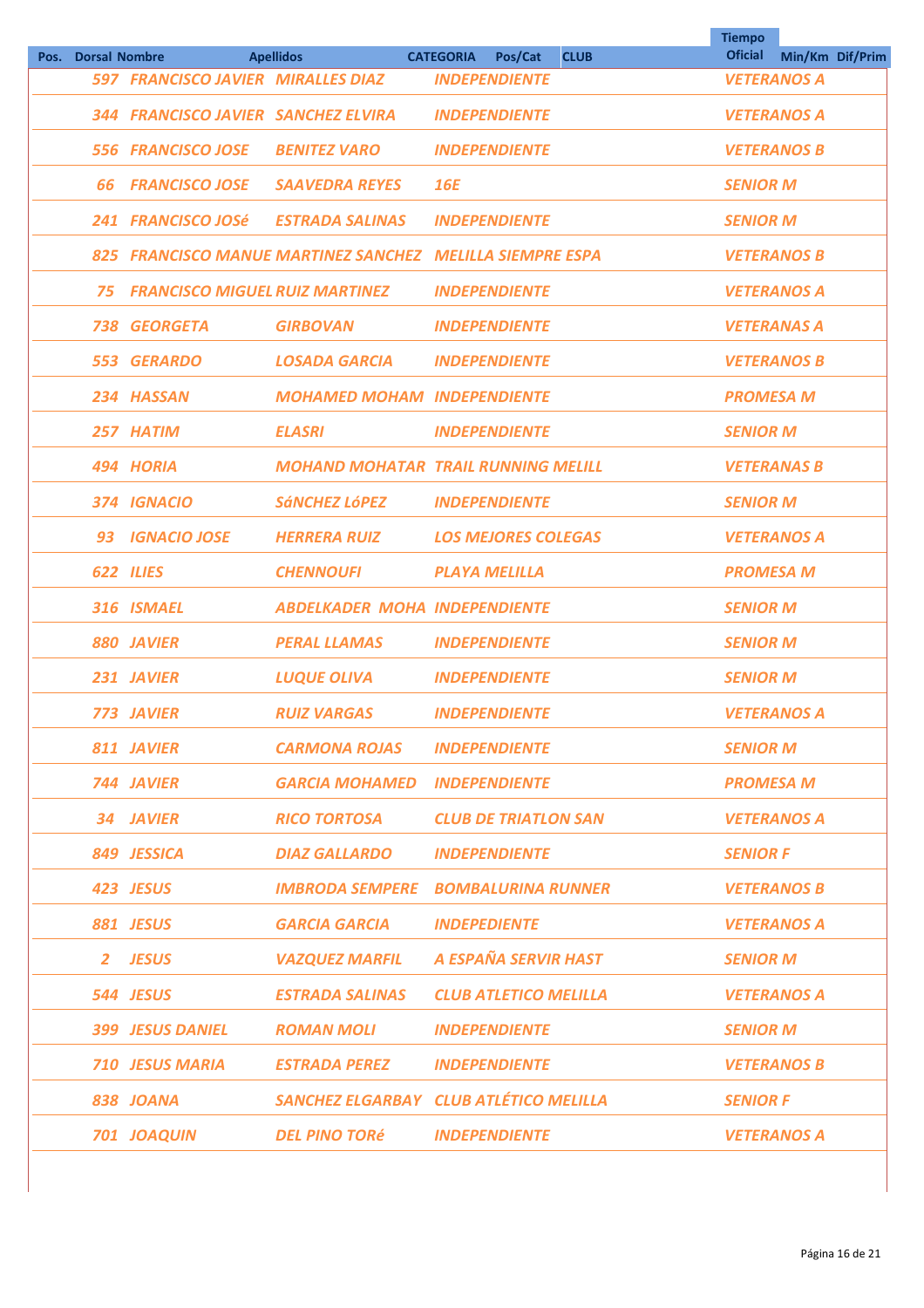| Pos. | Dorsal | Nombre | Apellidos | CATEGORIA | Pos/Cat | CLUB | Tiempo Oficial | Min/Km | Dif/Prim |
|---|---|---|---|---|---|---|---|---|---|
| | 597 | FRANCISCO JAVIER | MIRALLES DIAZ | INDEPENDIENTE | | VETERANOS A | | | |
| | 344 | FRANCISCO JAVIER | SANCHEZ ELVIRA | INDEPENDIENTE | | VETERANOS A | | | |
| | 556 | FRANCISCO JOSE | BENITEZ VARO | INDEPENDIENTE | | VETERANOS B | | | |
| | 66 | FRANCISCO JOSE | SAAVEDRA REYES | 16E | | SENIOR M | | | |
| | 241 | FRANCISCO JOSé | ESTRADA SALINAS | INDEPENDIENTE | | SENIOR M | | | |
| | 825 | FRANCISCO MANUE | MARTINEZ SANCHEZ | MELILLA SIEMPRE ESPA | | VETERANOS B | | | |
| | 75 | FRANCISCO MIGUEL | RUIZ MARTINEZ | INDEPENDIENTE | | VETERANOS A | | | |
| | 738 | GEORGETA | GIRBOVAN | INDEPENDIENTE | | VETERANAS A | | | |
| | 553 | GERARDO | LOSADA GARCIA | INDEPENDIENTE | | VETERANOS B | | | |
| | 234 | HASSAN | MOHAMED MOHAM | INDEPENDIENTE | | PROMESA M | | | |
| | 257 | HATIM | ELASRI | INDEPENDIENTE | | SENIOR M | | | |
| | 494 | HORIA | MOHAND MOHATAR | TRAIL RUNNING MELILL | | VETERANAS B | | | |
| | 374 | IGNACIO | SáNCHEZ LóPEZ | INDEPENDIENTE | | SENIOR M | | | |
| | 93 | IGNACIO JOSE | HERRERA RUIZ | LOS MEJORES COLEGAS | | VETERANOS A | | | |
| | 622 | ILIES | CHENNOUFI | PLAYA MELILLA | | PROMESA M | | | |
| | 316 | ISMAEL | ABDELKADER MOHA | INDEPENDIENTE | | SENIOR M | | | |
| | 880 | JAVIER | PERAL LLAMAS | INDEPENDIENTE | | SENIOR M | | | |
| | 231 | JAVIER | LUQUE OLIVA | INDEPENDIENTE | | SENIOR M | | | |
| | 773 | JAVIER | RUIZ VARGAS | INDEPENDIENTE | | VETERANOS A | | | |
| | 811 | JAVIER | CARMONA ROJAS | INDEPENDIENTE | | SENIOR M | | | |
| | 744 | JAVIER | GARCIA MOHAMED | INDEPENDIENTE | | PROMESA M | | | |
| | 34 | JAVIER | RICO TORTOSA | CLUB DE TRIATLON SAN | | VETERANOS A | | | |
| | 849 | JESSICA | DIAZ GALLARDO | INDEPENDIENTE | | SENIOR F | | | |
| | 423 | JESUS | IMBRODA SEMPERE | BOMBALURINA RUNNER | | VETERANOS B | | | |
| | 881 | JESUS | GARCIA GARCIA | INDEPEDIENTE | | VETERANOS A | | | |
| | 2 | JESUS | VAZQUEZ MARFIL | A ESPAÑA SERVIR HAST | | SENIOR M | | | |
| | 544 | JESUS | ESTRADA SALINAS | CLUB ATLETICO MELILLA | | VETERANOS A | | | |
| | 399 | JESUS DANIEL | ROMAN MOLI | INDEPENDIENTE | | SENIOR M | | | |
| | 710 | JESUS MARIA | ESTRADA PEREZ | INDEPENDIENTE | | VETERANOS B | | | |
| | 838 | JOANA | SANCHEZ ELGARBAY | CLUB ATLÉTICO MELILLA | | SENIOR F | | | |
| | 701 | JOAQUIN | DEL PINO TORé | INDEPENDIENTE | | VETERANOS A | | | |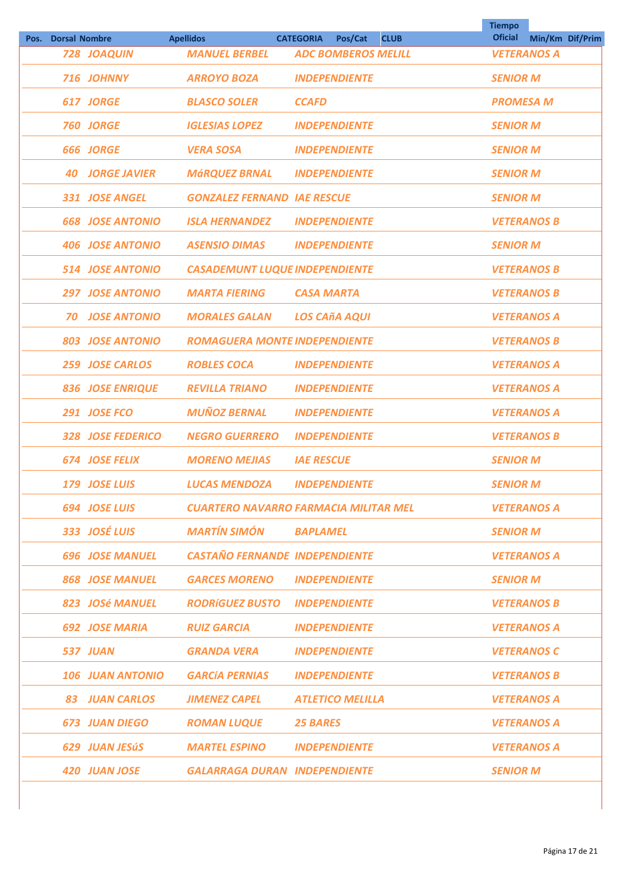| Pos. | Dorsal | Nombre | Apellidos | CATEGORIA | Pos/Cat | CLUB | Tiempo Oficial | Min/Km | Dif/Prim |
|---|---|---|---|---|---|---|---|---|---|
| | 728 | JOAQUIN | MANUEL BERBEL | ADC BOMBEROS MELILL | | | VETERANOS A | | |
| | 716 | JOHNNY | ARROYO BOZA | INDEPENDIENTE | | | SENIOR M | | |
| | 617 | JORGE | BLASCO SOLER | CCAFD | | | PROMESA M | | |
| | 760 | JORGE | IGLESIAS LOPEZ | INDEPENDIENTE | | | SENIOR M | | |
| | 666 | JORGE | VERA SOSA | INDEPENDIENTE | | | SENIOR M | | |
| | 40 | JORGE JAVIER | MáRQUEZ BRNAL | INDEPENDIENTE | | | SENIOR M | | |
| | 331 | JOSE ANGEL | GONZALEZ FERNAND | IAE RESCUE | | | SENIOR M | | |
| | 668 | JOSE ANTONIO | ISLA HERNANDEZ | INDEPENDIENTE | | | VETERANOS B | | |
| | 406 | JOSE ANTONIO | ASENSIO DIMAS | INDEPENDIENTE | | | SENIOR M | | |
| | 514 | JOSE ANTONIO | CASADEMUNT LUQUE | INDEPENDIENTE | | | VETERANOS B | | |
| | 297 | JOSE ANTONIO | MARTA FIERING | CASA MARTA | | | VETERANOS B | | |
| | 70 | JOSE ANTONIO | MORALES GALAN | LOS CAñA AQUI | | | VETERANOS A | | |
| | 803 | JOSE ANTONIO | ROMAGUERA MONTE | INDEPENDIENTE | | | VETERANOS B | | |
| | 259 | JOSE CARLOS | ROBLES COCA | INDEPENDIENTE | | | VETERANOS A | | |
| | 836 | JOSE ENRIQUE | REVILLA TRIANO | INDEPENDIENTE | | | VETERANOS A | | |
| | 291 | JOSE FCO | MUÑOZ BERNAL | INDEPENDIENTE | | | VETERANOS A | | |
| | 328 | JOSE FEDERICO | NEGRO GUERRERO | INDEPENDIENTE | | | VETERANOS B | | |
| | 674 | JOSE FELIX | MORENO MEJIAS | IAE RESCUE | | | SENIOR M | | |
| | 179 | JOSE LUIS | LUCAS MENDOZA | INDEPENDIENTE | | | SENIOR M | | |
| | 694 | JOSE LUIS | CUARTERO NAVARRO | FARMACIA MILITAR MEL | | | VETERANOS A | | |
| | 333 | JOSÉ LUIS | MARTÍN SIMÓN | BAPLAMEL | | | SENIOR M | | |
| | 696 | JOSE MANUEL | CASTAÑO FERNANDE | INDEPENDIENTE | | | VETERANOS A | | |
| | 868 | JOSE MANUEL | GARCES MORENO | INDEPENDIENTE | | | SENIOR M | | |
| | 823 | JOSé MANUEL | RODRíGUEZ BUSTO | INDEPENDIENTE | | | VETERANOS B | | |
| | 692 | JOSE MARIA | RUIZ GARCIA | INDEPENDIENTE | | | VETERANOS A | | |
| | 537 | JUAN | GRANDA VERA | INDEPENDIENTE | | | VETERANOS C | | |
| | 106 | JUAN ANTONIO | GARCíA PERNIAS | INDEPENDIENTE | | | VETERANOS B | | |
| | 83 | JUAN CARLOS | JIMENEZ CAPEL | ATLETICO MELILLA | | | VETERANOS A | | |
| | 673 | JUAN DIEGO | ROMAN LUQUE | 25 BARES | | | VETERANOS A | | |
| | 629 | JUAN JESúS | MARTEL ESPINO | INDEPENDIENTE | | | VETERANOS A | | |
| | 420 | JUAN JOSE | GALARRAGA DURAN | INDEPENDIENTE | | | SENIOR M | | |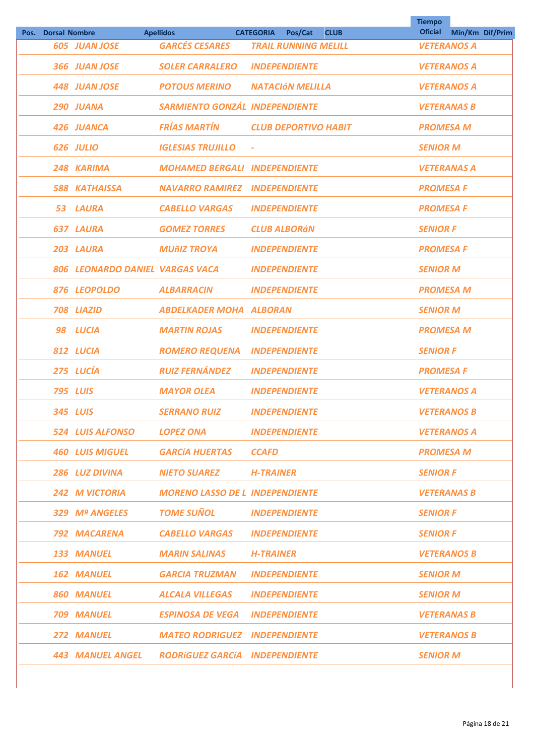| Pos. | Dorsal | Nombre | Apellidos | CATEGORIA | Pos/Cat | CLUB | Tiempo Oficial | Min/Km | Dif/Prim |
|---|---|---|---|---|---|---|---|---|---|
| | 605 | JUAN JOSE | GARCÉS CESARES | TRAIL RUNNING MELILL | | | VETERANOS A | | |
| | 366 | JUAN JOSE | SOLER CARRALERO | INDEPENDIENTE | | | VETERANOS A | | |
| | 448 | JUAN JOSE | POTOUS MERINO | NATACIóN MELILLA | | | VETERANOS A | | |
| | 290 | JUANA | SARMIENTO GONZÁL | INDEPENDIENTE | | | VETERANAS B | | |
| | 426 | JUANCA | FRÍAS MARTÍN | CLUB DEPORTIVO HABIT | | | PROMESA M | | |
| | 626 | JULIO | IGLESIAS TRUJILLO | - | | | SENIOR M | | |
| | 248 | KARIMA | MOHAMED BERGALI | INDEPENDIENTE | | | VETERANAS A | | |
| | 588 | KATHAISSA | NAVARRO RAMIREZ | INDEPENDIENTE | | | PROMESA F | | |
| | 53 | LAURA | CABELLO VARGAS | INDEPENDIENTE | | | PROMESA F | | |
| | 637 | LAURA | GOMEZ TORRES | CLUB ALBORáN | | | SENIOR F | | |
| | 203 | LAURA | MUñIZ TROYA | INDEPENDIENTE | | | PROMESA F | | |
| | 806 | LEONARDO DANIEL | VARGAS VACA | INDEPENDIENTE | | | SENIOR M | | |
| | 876 | LEOPOLDO | ALBARRACIN | INDEPENDIENTE | | | PROMESA M | | |
| | 708 | LIAZID | ABDELKADER MOHA | ALBORAN | | | SENIOR M | | |
| | 98 | LUCIA | MARTIN ROJAS | INDEPENDIENTE | | | PROMESA M | | |
| | 812 | LUCIA | ROMERO REQUENA | INDEPENDIENTE | | | SENIOR F | | |
| | 275 | LUCÍA | RUIZ FERNÁNDEZ | INDEPENDIENTE | | | PROMESA F | | |
| | 795 | LUIS | MAYOR OLEA | INDEPENDIENTE | | | VETERANOS A | | |
| | 345 | LUIS | SERRANO RUIZ | INDEPENDIENTE | | | VETERANOS B | | |
| | 524 | LUIS ALFONSO | LOPEZ ONA | INDEPENDIENTE | | | VETERANOS A | | |
| | 460 | LUIS MIGUEL | GARCíA HUERTAS | CCAFD | | | PROMESA M | | |
| | 286 | LUZ DIVINA | NIETO SUAREZ | H-TRAINER | | | SENIOR F | | |
| | 242 | M VICTORIA | MORENO LASSO DE L | INDEPENDIENTE | | | VETERANAS B | | |
| | 329 | Mª ANGELES | TOME SUÑOL | INDEPENDIENTE | | | SENIOR F | | |
| | 792 | MACARENA | CABELLO VARGAS | INDEPENDIENTE | | | SENIOR F | | |
| | 133 | MANUEL | MARIN SALINAS | H-TRAINER | | | VETERANOS B | | |
| | 162 | MANUEL | GARCIA TRUZMAN | INDEPENDIENTE | | | SENIOR M | | |
| | 860 | MANUEL | ALCALA VILLEGAS | INDEPENDIENTE | | | SENIOR M | | |
| | 709 | MANUEL | ESPINOSA DE VEGA | INDEPENDIENTE | | | VETERANAS B | | |
| | 272 | MANUEL | MATEO RODRIGUEZ | INDEPENDIENTE | | | VETERANOS B | | |
| | 443 | MANUEL ANGEL | RODRíGUEZ GARCíA | INDEPENDIENTE | | | SENIOR M | | |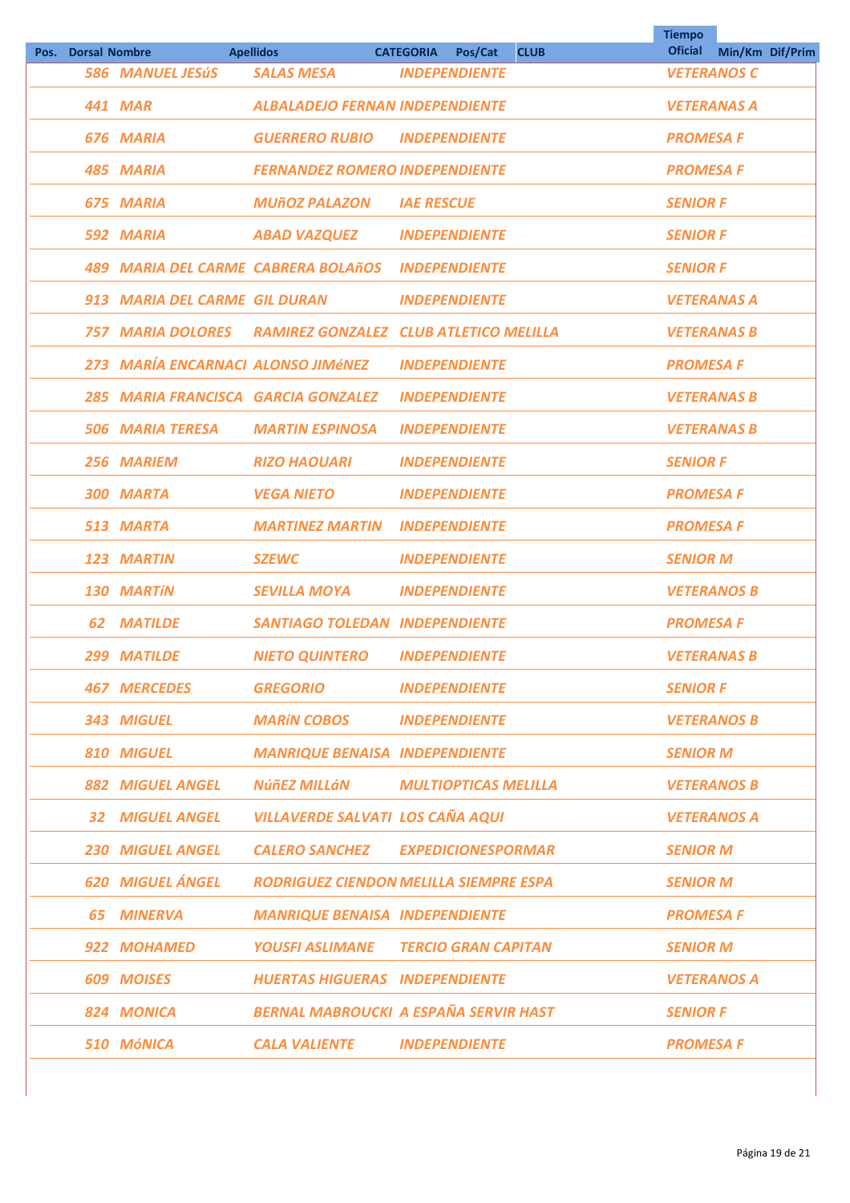| Pos. | Dorsal | Nombre | Apellidos | CATEGORIA | Pos/Cat | CLUB | Tiempo Oficial | Min/Km | Dif/Prim |
|---|---|---|---|---|---|---|---|---|---|
| | 586 | MANUEL JESúS | SALAS MESA | INDEPENDIENTE | | | VETERANOS C | | |
| | 441 | MAR | ALBALADEJO FERNAN | INDEPENDIENTE | | | VETERANAS A | | |
| | 676 | MARIA | GUERRERO RUBIO | INDEPENDIENTE | | | PROMESA F | | |
| | 485 | MARIA | FERNANDEZ ROMERO | INDEPENDIENTE | | | PROMESA F | | |
| | 675 | MARIA | MUñOZ PALAZON | IAE RESCUE | | | SENIOR F | | |
| | 592 | MARIA | ABAD VAZQUEZ | INDEPENDIENTE | | | SENIOR F | | |
| | 489 | MARIA DEL CARME | CABRERA BOLAñOS | INDEPENDIENTE | | | SENIOR F | | |
| | 913 | MARIA DEL CARME | GIL DURAN | INDEPENDIENTE | | | VETERANAS A | | |
| | 757 | MARIA DOLORES | RAMIREZ GONZALEZ | CLUB ATLETICO MELILLA | | | VETERANAS B | | |
| | 273 | MARÍA ENCARNACI | ALONSO JIMéNEZ | INDEPENDIENTE | | | PROMESA F | | |
| | 285 | MARIA FRANCISCA | GARCIA GONZALEZ | INDEPENDIENTE | | | VETERANAS B | | |
| | 506 | MARIA TERESA | MARTIN ESPINOSA | INDEPENDIENTE | | | VETERANAS B | | |
| | 256 | MARIEM | RIZO HAOUARI | INDEPENDIENTE | | | SENIOR F | | |
| | 300 | MARTA | VEGA NIETO | INDEPENDIENTE | | | PROMESA F | | |
| | 513 | MARTA | MARTINEZ MARTIN | INDEPENDIENTE | | | PROMESA F | | |
| | 123 | MARTIN | SZEWC | INDEPENDIENTE | | | SENIOR M | | |
| | 130 | MARTíN | SEVILLA MOYA | INDEPENDIENTE | | | VETERANOS B | | |
| | 62 | MATILDE | SANTIAGO TOLEDAN | INDEPENDIENTE | | | PROMESA F | | |
| | 299 | MATILDE | NIETO QUINTERO | INDEPENDIENTE | | | VETERANAS B | | |
| | 467 | MERCEDES | GREGORIO | INDEPENDIENTE | | | SENIOR F | | |
| | 343 | MIGUEL | MARíN COBOS | INDEPENDIENTE | | | VETERANOS B | | |
| | 810 | MIGUEL | MANRIQUE BENAISA | INDEPENDIENTE | | | SENIOR M | | |
| | 882 | MIGUEL ANGEL | NúñEZ MILLáN | MULTIOPTICAS MELILLA | | | VETERANOS B | | |
| | 32 | MIGUEL ANGEL | VILLAVERDE SALVATI | LOS CAÑA AQUI | | | VETERANOS A | | |
| | 230 | MIGUEL ANGEL | CALERO SANCHEZ | EXPEDICIONESPORMAR | | | SENIOR M | | |
| | 620 | MIGUEL ÁNGEL | RODRIGUEZ CIENDON | MELILLA SIEMPRE ESPA | | | SENIOR M | | |
| | 65 | MINERVA | MANRIQUE BENAISA | INDEPENDIENTE | | | PROMESA F | | |
| | 922 | MOHAMED | YOUSFI ASLIMANE | TERCIO GRAN CAPITAN | | | SENIOR M | | |
| | 609 | MOISES | HUERTAS HIGUERAS | INDEPENDIENTE | | | VETERANOS A | | |
| | 824 | MONICA | BERNAL MABROUCKI | A ESPAÑA SERVIR HAST | | | SENIOR F | | |
| | 510 | MóNICA | CALA VALIENTE | INDEPENDIENTE | | | PROMESA F | | |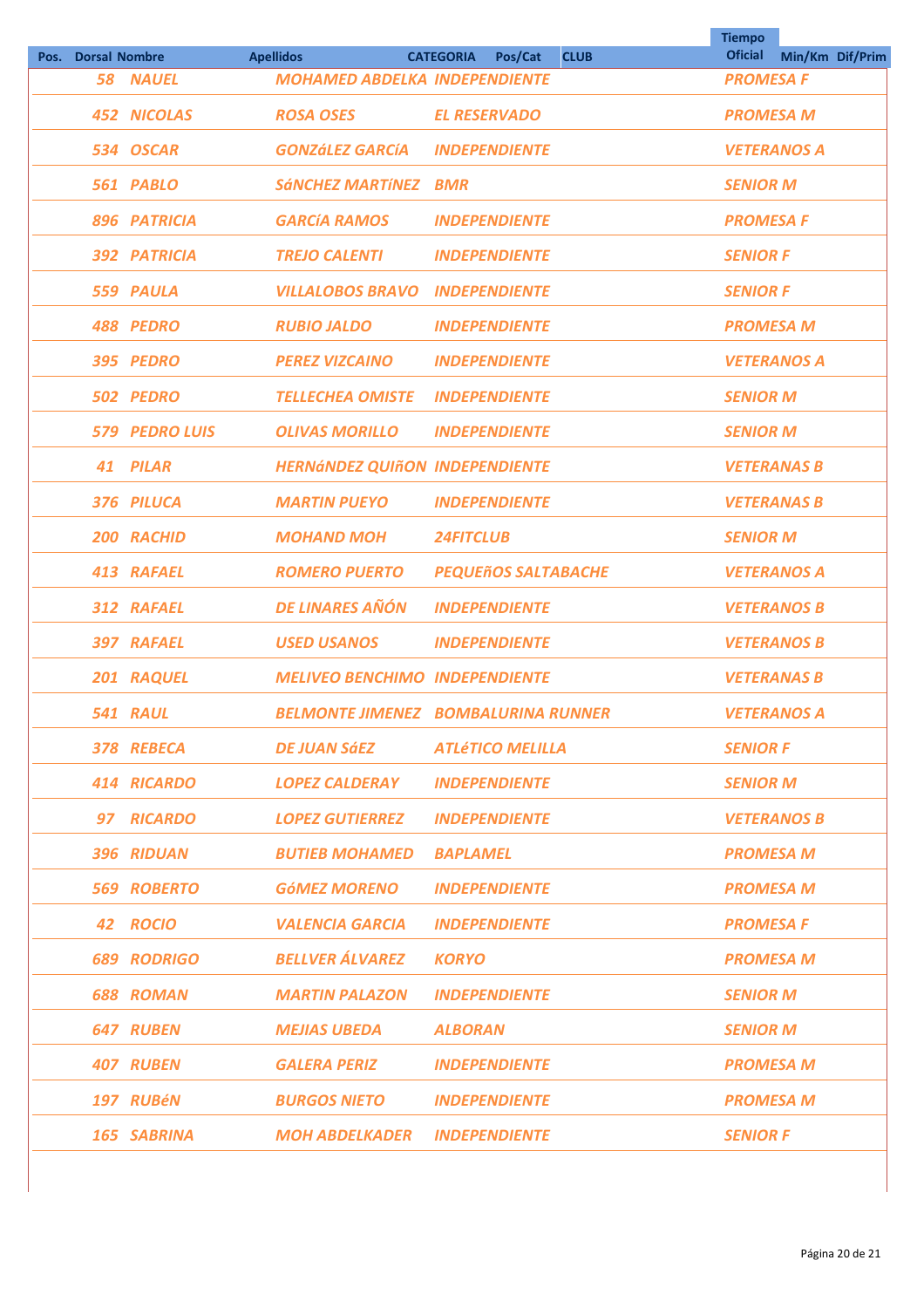| Pos. | Dorsal | Nombre | Apellidos | CATEGORIA | Pos/Cat | CLUB | Tiempo Oficial | Min/Km | Dif/Prim |
|---|---|---|---|---|---|---|---|---|---|
| | 58 | NAUEL | MOHAMED ABDELKA | INDEPENDIENTE | | | PROMESA F | | |
| | 452 | NICOLAS | ROSA OSES | EL RESERVADO | | | PROMESA M | | |
| | 534 | OSCAR | GONZáLEZ GARCíA | INDEPENDIENTE | | | VETERANOS A | | |
| | 561 | PABLO | SáNCHEZ MARTíNEZ | BMR | | | SENIOR M | | |
| | 896 | PATRICIA | GARCíA RAMOS | INDEPENDIENTE | | | PROMESA F | | |
| | 392 | PATRICIA | TREJO CALENTI | INDEPENDIENTE | | | SENIOR F | | |
| | 559 | PAULA | VILLALOBOS BRAVO | INDEPENDIENTE | | | SENIOR F | | |
| | 488 | PEDRO | RUBIO JALDO | INDEPENDIENTE | | | PROMESA M | | |
| | 395 | PEDRO | PEREZ VIZCAINO | INDEPENDIENTE | | | VETERANOS A | | |
| | 502 | PEDRO | TELLECHEA OMISTE | INDEPENDIENTE | | | SENIOR M | | |
| | 579 | PEDRO LUIS | OLIVAS MORILLO | INDEPENDIENTE | | | SENIOR M | | |
| | 41 | PILAR | HERNáNDEZ QUIñON | INDEPENDIENTE | | | VETERANAS B | | |
| | 376 | PILUCA | MARTIN PUEYO | INDEPENDIENTE | | | VETERANAS B | | |
| | 200 | RACHID | MOHAND MOH | 24FITCLUB | | | SENIOR M | | |
| | 413 | RAFAEL | ROMERO PUERTO | PEQUEñOS SALTABACHE | | | VETERANOS A | | |
| | 312 | RAFAEL | DE LINARES AÑÓN | INDEPENDIENTE | | | VETERANOS B | | |
| | 397 | RAFAEL | USED USANOS | INDEPENDIENTE | | | VETERANOS B | | |
| | 201 | RAQUEL | MELIVEO BENCHIMO | INDEPENDIENTE | | | VETERANAS B | | |
| | 541 | RAUL | BELMONTE JIMENEZ | BOMBALURINA RUNNER | | | VETERANOS A | | |
| | 378 | REBECA | DE JUAN SáEZ | ATLéTICO MELILLA | | | SENIOR F | | |
| | 414 | RICARDO | LOPEZ CALDERAY | INDEPENDIENTE | | | SENIOR M | | |
| | 97 | RICARDO | LOPEZ GUTIERREZ | INDEPENDIENTE | | | VETERANOS B | | |
| | 396 | RIDUAN | BUTIEB MOHAMED | BAPLAMEL | | | PROMESA M | | |
| | 569 | ROBERTO | GóMEZ MORENO | INDEPENDIENTE | | | PROMESA M | | |
| | 42 | ROCIO | VALENCIA GARCIA | INDEPENDIENTE | | | PROMESA F | | |
| | 689 | RODRIGO | BELLVER ÁLVAREZ | KORYO | | | PROMESA M | | |
| | 688 | ROMAN | MARTIN PALAZON | INDEPENDIENTE | | | SENIOR M | | |
| | 647 | RUBEN | MEJIAS UBEDA | ALBORAN | | | SENIOR M | | |
| | 407 | RUBEN | GALERA PERIZ | INDEPENDIENTE | | | PROMESA M | | |
| | 197 | RUBéN | BURGOS NIETO | INDEPENDIENTE | | | PROMESA M | | |
| | 165 | SABRINA | MOH ABDELKADER | INDEPENDIENTE | | | SENIOR F | | |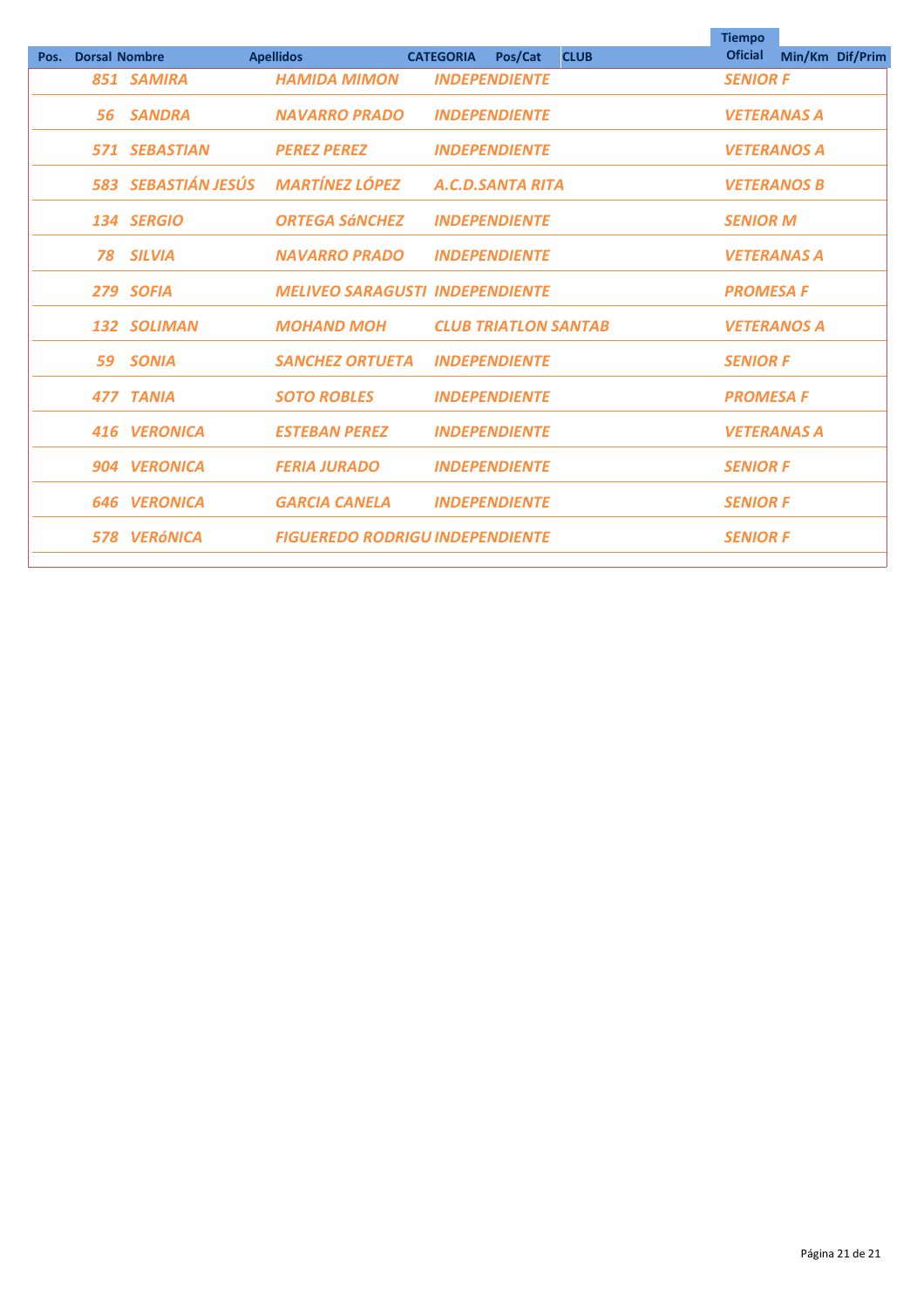| Pos. | Dorsal | Nombre | Apellidos | CATEGORIA | Pos/Cat | CLUB | Tiempo Oficial | Min/Km | Dif/Prim |
|---|---|---|---|---|---|---|---|---|---|
| | *851* | *SAMIRA* | *HAMIDA MIMON* | *INDEPENDIENTE* | | | *SENIOR F* | | |
| | *56* | *SANDRA* | *NAVARRO PRADO* | *INDEPENDIENTE* | | | *VETERANAS A* | | |
| | *571* | *SEBASTIAN* | *PEREZ PEREZ* | *INDEPENDIENTE* | | | *VETERANOS A* | | |
| | *583* | *SEBASTIÁN JESÚS* | *MARTÍNEZ LÓPEZ* | *A.C.D.SANTA RITA* | | | *VETERANOS B* | | |
| | *134* | *SERGIO* | *ORTEGA SáNCHEZ* | *INDEPENDIENTE* | | | *SENIOR M* | | |
| | *78* | *SILVIA* | *NAVARRO PRADO* | *INDEPENDIENTE* | | | *VETERANAS A* | | |
| | *279* | *SOFIA* | *MELIVEO SARAGUSTI* | *INDEPENDIENTE* | | | *PROMESA F* | | |
| | *132* | *SOLIMAN* | *MOHAND MOH* | *CLUB TRIATLON SANTAB* | | | *VETERANOS A* | | |
| | *59* | *SONIA* | *SANCHEZ ORTUETA* | *INDEPENDIENTE* | | | *SENIOR F* | | |
| | *477* | *TANIA* | *SOTO ROBLES* | *INDEPENDIENTE* | | | *PROMESA F* | | |
| | *416* | *VERONICA* | *ESTEBAN PEREZ* | *INDEPENDIENTE* | | | *VETERANAS A* | | |
| | *904* | *VERONICA* | *FERIA JURADO* | *INDEPENDIENTE* | | | *SENIOR F* | | |
| | *646* | *VERONICA* | *GARCIA CANELA* | *INDEPENDIENTE* | | | *SENIOR F* | | |
| | *578* | *VERóNICA* | *FIGUEREDO RODRIGU* | *INDEPENDIENTE* | | | *SENIOR F* | | |